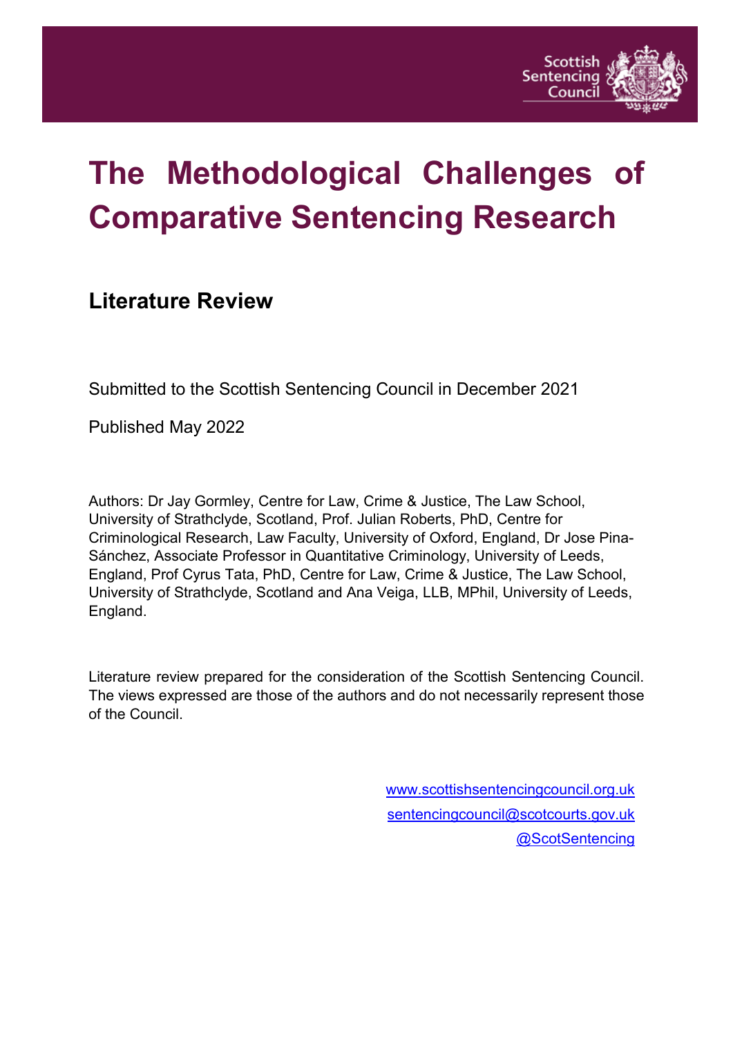# The Methodological Challenges of Comparative Sentencing Research

## Literature Review

Submitted to the Scottish Sentencing Council in December 2021

Published May 2022

Authors: Dr Jay Gormley, Centre for Law, Crime & Justice, The Law School, University of Strathclyde, Scotland, Prof. Julian Roberts, PhD, Centre for Criminological Research, Law Faculty, University of Oxford, England, Dr Jose Pina-Sánchez, Associate Professor in Quantitative Criminology, University of Leeds, England, Prof Cyrus Tata, PhD, Centre for Law, Crime & Justice, The Law School, University of Strathclyde, Scotland and Ana Veiga, LLB, MPhil, University of Leeds, England.

Literature review prepared for the consideration of the Scottish Sentencing Council. The views expressed are those of the authors and do not necessarily represent those of the Council.

www.scottishsentencingcouncil.org.uk
sentencingcouncil@scotcourts.gov.uk
@ScotSentencing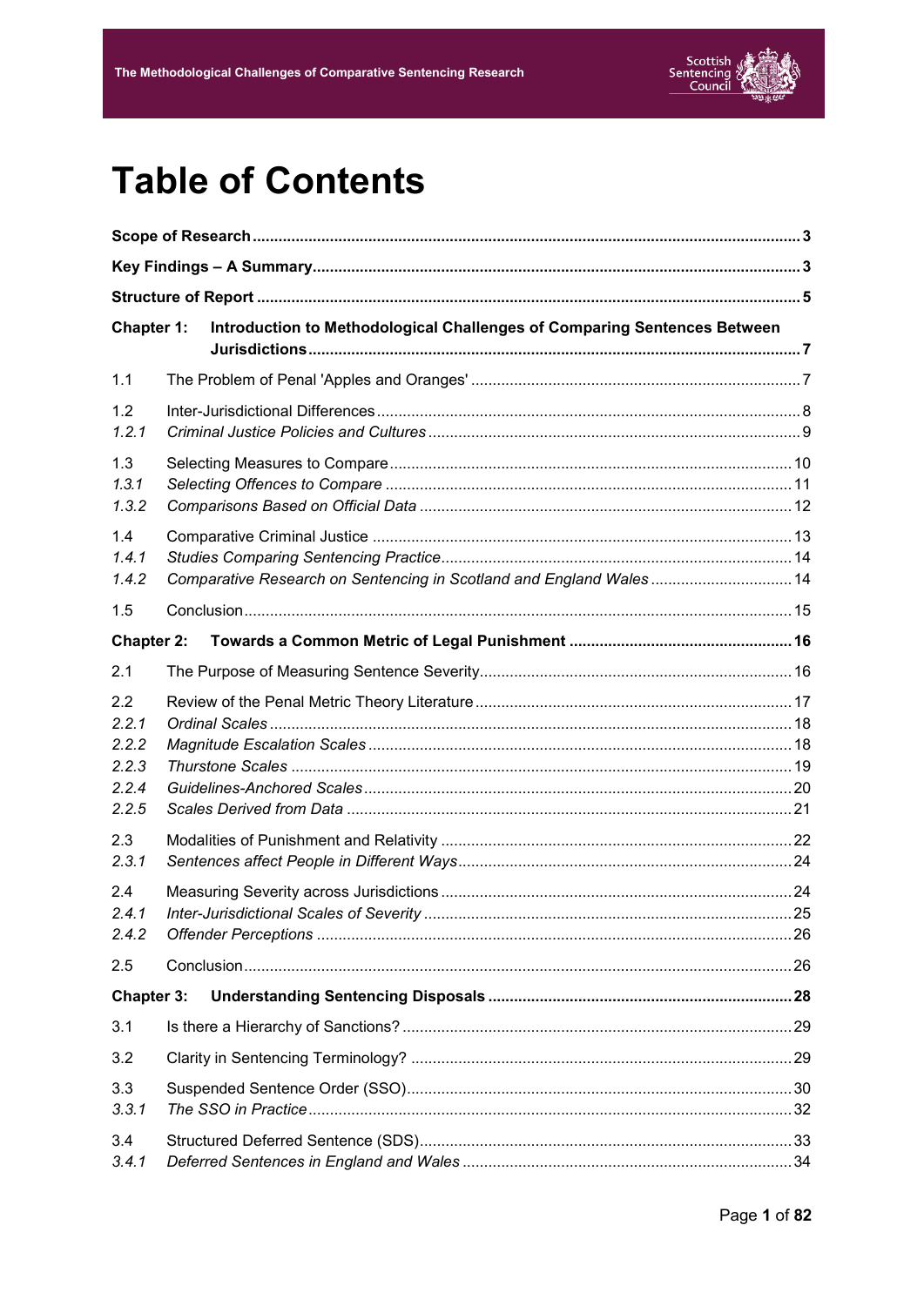# Table of Contents

| | | |
|---|---|---|
| **Scope of Research** | | **3** |
| **Key Findings – A Summary** | | **3** |
| **Structure of Report** | | **5** |
| **Chapter 1:** | **Introduction to Methodological Challenges of Comparing Sentences Between Jurisdictions** | **7** |
| 1.1 | The Problem of Penal 'Apples and Oranges' | 7 |
| 1.2 | Inter-Jurisdictional Differences | 8 |
| *1.2.1* | *Criminal Justice Policies and Cultures* | 9 |
| 1.3 | Selecting Measures to Compare | 10 |
| *1.3.1* | *Selecting Offences to Compare* | 11 |
| *1.3.2* | *Comparisons Based on Official Data* | 12 |
| 1.4 | Comparative Criminal Justice | 13 |
| *1.4.1* | *Studies Comparing Sentencing Practice* | 14 |
| *1.4.2* | *Comparative Research on Sentencing in Scotland and England Wales* | 14 |
| 1.5 | Conclusion | 15 |
| **Chapter 2:** | **Towards a Common Metric of Legal Punishment** | **16** |
| 2.1 | The Purpose of Measuring Sentence Severity | 16 |
| 2.2 | Review of the Penal Metric Theory Literature | 17 |
| *2.2.1* | *Ordinal Scales* | 18 |
| *2.2.2* | *Magnitude Escalation Scales* | 18 |
| *2.2.3* | *Thurstone Scales* | 19 |
| *2.2.4* | *Guidelines-Anchored Scales* | 20 |
| *2.2.5* | *Scales Derived from Data* | 21 |
| 2.3 | Modalities of Punishment and Relativity | 22 |
| *2.3.1* | *Sentences affect People in Different Ways* | 24 |
| 2.4 | Measuring Severity across Jurisdictions | 24 |
| *2.4.1* | *Inter-Jurisdictional Scales of Severity* | 25 |
| *2.4.2* | *Offender Perceptions* | 26 |
| 2.5 | Conclusion | 26 |
| **Chapter 3:** | **Understanding Sentencing Disposals** | **28** |
| 3.1 | Is there a Hierarchy of Sanctions? | 29 |
| 3.2 | Clarity in Sentencing Terminology? | 29 |
| 3.3 | Suspended Sentence Order (SSO) | 30 |
| *3.3.1* | *The SSO in Practice* | 32 |
| 3.4 | Structured Deferred Sentence (SDS) | 33 |
| *3.4.1* | *Deferred Sentences in England and Wales* | 34 |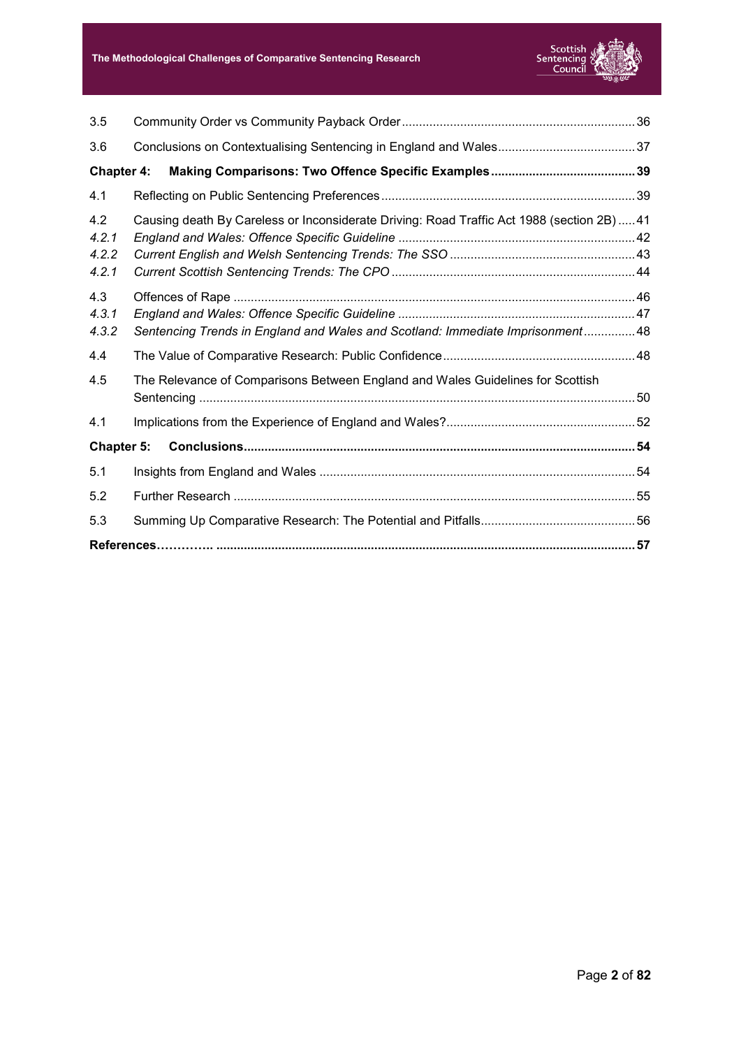| | | |
|---|---|---|
| 3.5 | Community Order vs Community Payback Order | 36 |
| 3.6 | Conclusions on Contextualising Sentencing in England and Wales | 37 |
| **Chapter 4:** | **Making Comparisons: Two Offence Specific Examples** | **39** |
| 4.1 | Reflecting on Public Sentencing Preferences | 39 |
| 4.2 | Causing death By Careless or Inconsiderate Driving: Road Traffic Act 1988 (section 2B) | 41 |
| *4.2.1* | *England and Wales: Offence Specific Guideline* | 42 |
| *4.2.2* | *Current English and Welsh Sentencing Trends: The SSO* | 43 |
| *4.2.1* | *Current Scottish Sentencing Trends: The CPO* | 44 |
| 4.3 | Offences of Rape | 46 |
| *4.3.1* | *England and Wales: Offence Specific Guideline* | 47 |
| *4.3.2* | *Sentencing Trends in England and Wales and Scotland: Immediate Imprisonment* | 48 |
| 4.4 | The Value of Comparative Research: Public Confidence | 48 |
| 4.5 | The Relevance of Comparisons Between England and Wales Guidelines for Scottish Sentencing | 50 |
| 4.1 | Implications from the Experience of England and Wales? | 52 |
| **Chapter 5:** | **Conclusions** | **54** |
| 5.1 | Insights from England and Wales | 54 |
| 5.2 | Further Research | 55 |
| 5.3 | Summing Up Comparative Research: The Potential and Pitfalls | 56 |
| **References…………..** | | **57** |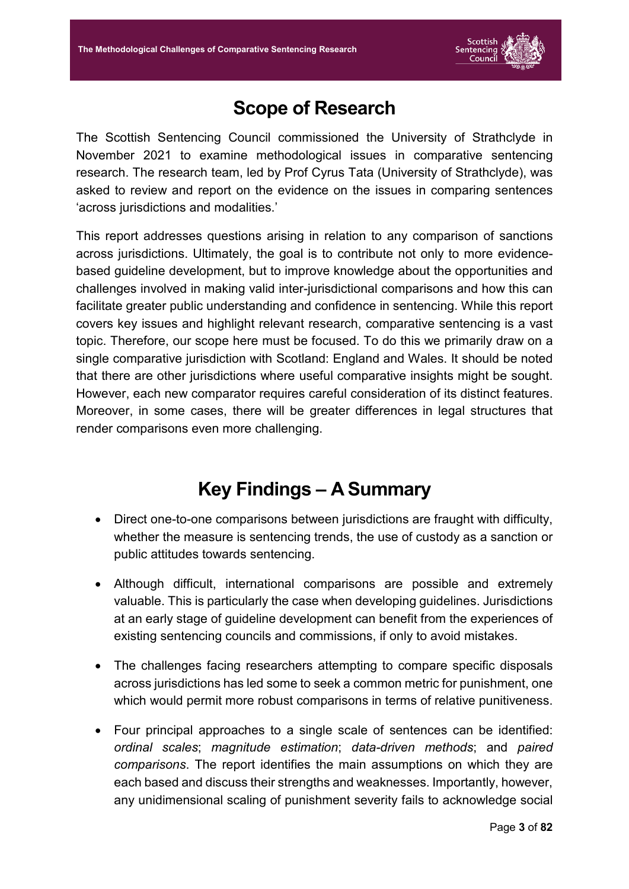# Scope of Research

The Scottish Sentencing Council commissioned the University of Strathclyde in November 2021 to examine methodological issues in comparative sentencing research. The research team, led by Prof Cyrus Tata (University of Strathclyde), was asked to review and report on the evidence on the issues in comparing sentences 'across jurisdictions and modalities.'

This report addresses questions arising in relation to any comparison of sanctions across jurisdictions. Ultimately, the goal is to contribute not only to more evidence-based guideline development, but to improve knowledge about the opportunities and challenges involved in making valid inter-jurisdictional comparisons and how this can facilitate greater public understanding and confidence in sentencing. While this report covers key issues and highlight relevant research, comparative sentencing is a vast topic. Therefore, our scope here must be focused. To do this we primarily draw on a single comparative jurisdiction with Scotland: England and Wales. It should be noted that there are other jurisdictions where useful comparative insights might be sought. However, each new comparator requires careful consideration of its distinct features. Moreover, in some cases, there will be greater differences in legal structures that render comparisons even more challenging.

# Key Findings – A Summary

- Direct one-to-one comparisons between jurisdictions are fraught with difficulty, whether the measure is sentencing trends, the use of custody as a sanction or public attitudes towards sentencing.
- Although difficult, international comparisons are possible and extremely valuable. This is particularly the case when developing guidelines. Jurisdictions at an early stage of guideline development can benefit from the experiences of existing sentencing councils and commissions, if only to avoid mistakes.
- The challenges facing researchers attempting to compare specific disposals across jurisdictions has led some to seek a common metric for punishment, one which would permit more robust comparisons in terms of relative punitiveness.
- Four principal approaches to a single scale of sentences can be identified: *ordinal scales*; *magnitude estimation*; *data-driven methods*; and *paired comparisons*. The report identifies the main assumptions on which they are each based and discuss their strengths and weaknesses. Importantly, however, any unidimensional scaling of punishment severity fails to acknowledge social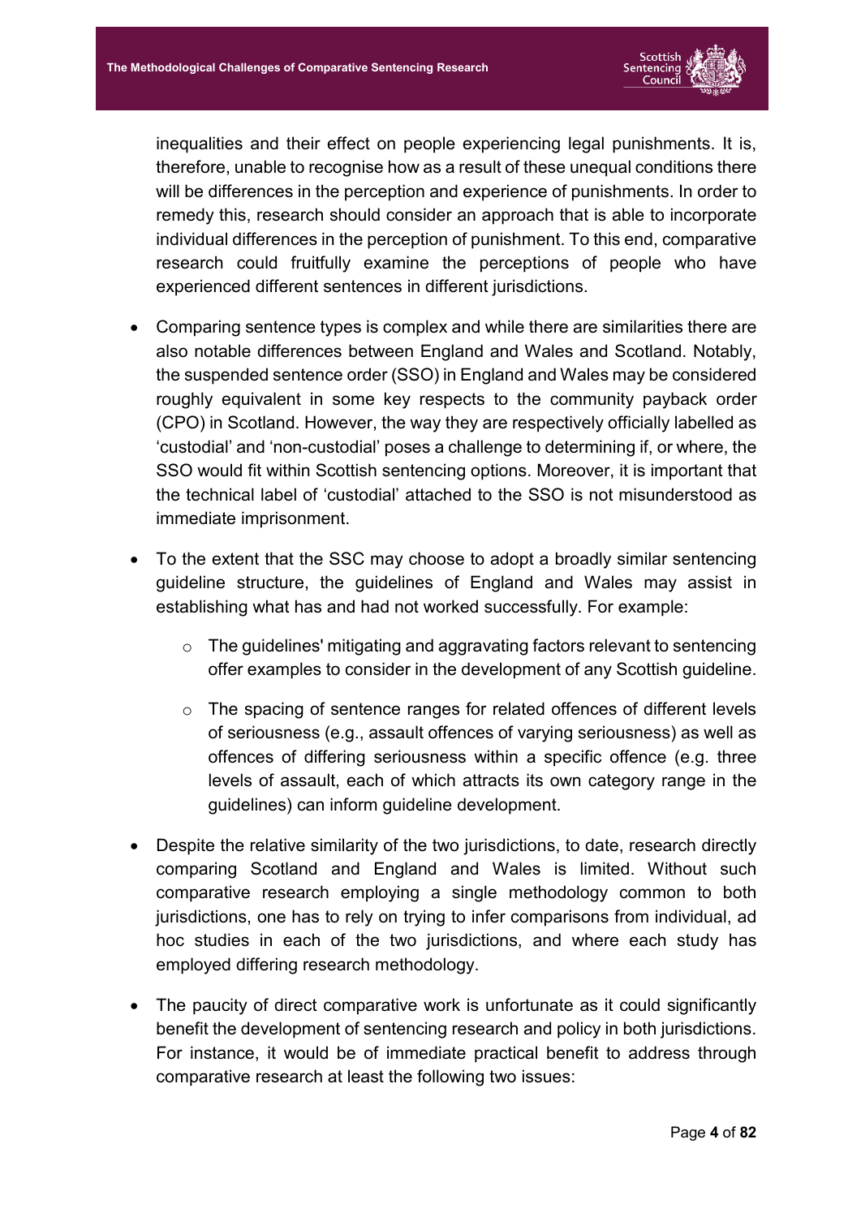inequalities and their effect on people experiencing legal punishments. It is, therefore, unable to recognise how as a result of these unequal conditions there will be differences in the perception and experience of punishments. In order to remedy this, research should consider an approach that is able to incorporate individual differences in the perception of punishment. To this end, comparative research could fruitfully examine the perceptions of people who have experienced different sentences in different jurisdictions.

- Comparing sentence types is complex and while there are similarities there are also notable differences between England and Wales and Scotland. Notably, the suspended sentence order (SSO) in England and Wales may be considered roughly equivalent in some key respects to the community payback order (CPO) in Scotland. However, the way they are respectively officially labelled as 'custodial' and 'non-custodial' poses a challenge to determining if, or where, the SSO would fit within Scottish sentencing options. Moreover, it is important that the technical label of 'custodial' attached to the SSO is not misunderstood as immediate imprisonment.

- To the extent that the SSC may choose to adopt a broadly similar sentencing guideline structure, the guidelines of England and Wales may assist in establishing what has and had not worked successfully. For example:
  - The guidelines' mitigating and aggravating factors relevant to sentencing offer examples to consider in the development of any Scottish guideline.
  - The spacing of sentence ranges for related offences of different levels of seriousness (e.g., assault offences of varying seriousness) as well as offences of differing seriousness within a specific offence (e.g. three levels of assault, each of which attracts its own category range in the guidelines) can inform guideline development.

- Despite the relative similarity of the two jurisdictions, to date, research directly comparing Scotland and England and Wales is limited. Without such comparative research employing a single methodology common to both jurisdictions, one has to rely on trying to infer comparisons from individual, ad hoc studies in each of the two jurisdictions, and where each study has employed differing research methodology.

- The paucity of direct comparative work is unfortunate as it could significantly benefit the development of sentencing research and policy in both jurisdictions. For instance, it would be of immediate practical benefit to address through comparative research at least the following two issues: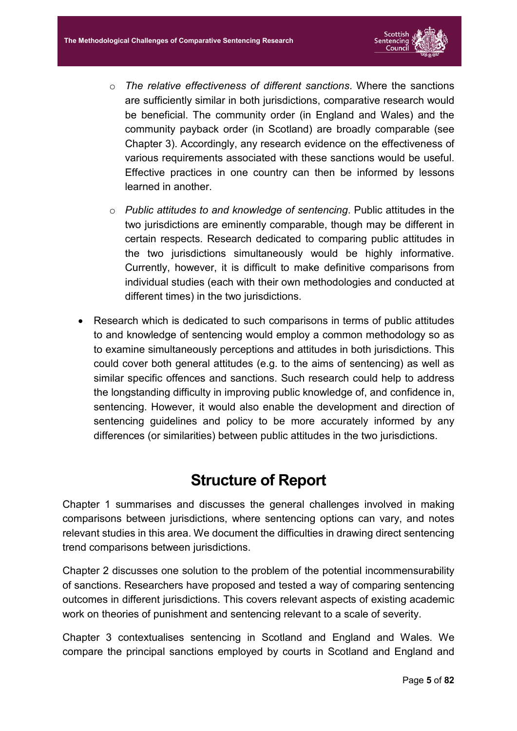- *The relative effectiveness of different sanctions*. Where the sanctions are sufficiently similar in both jurisdictions, comparative research would be beneficial. The community order (in England and Wales) and the community payback order (in Scotland) are broadly comparable (see Chapter 3). Accordingly, any research evidence on the effectiveness of various requirements associated with these sanctions would be useful. Effective practices in one country can then be informed by lessons learned in another.

  - *Public attitudes to and knowledge of sentencing*. Public attitudes in the two jurisdictions are eminently comparable, though may be different in certain respects. Research dedicated to comparing public attitudes in the two jurisdictions simultaneously would be highly informative. Currently, however, it is difficult to make definitive comparisons from individual studies (each with their own methodologies and conducted at different times) in the two jurisdictions.

- Research which is dedicated to such comparisons in terms of public attitudes to and knowledge of sentencing would employ a common methodology so as to examine simultaneously perceptions and attitudes in both jurisdictions. This could cover both general attitudes (e.g. to the aims of sentencing) as well as similar specific offences and sanctions. Such research could help to address the longstanding difficulty in improving public knowledge of, and confidence in, sentencing. However, it would also enable the development and direction of sentencing guidelines and policy to be more accurately informed by any differences (or similarities) between public attitudes in the two jurisdictions.

## Structure of Report

Chapter 1 summarises and discusses the general challenges involved in making comparisons between jurisdictions, where sentencing options can vary, and notes relevant studies in this area. We document the difficulties in drawing direct sentencing trend comparisons between jurisdictions.

Chapter 2 discusses one solution to the problem of the potential incommensurability of sanctions. Researchers have proposed and tested a way of comparing sentencing outcomes in different jurisdictions. This covers relevant aspects of existing academic work on theories of punishment and sentencing relevant to a scale of severity.

Chapter 3 contextualises sentencing in Scotland and England and Wales. We compare the principal sanctions employed by courts in Scotland and England and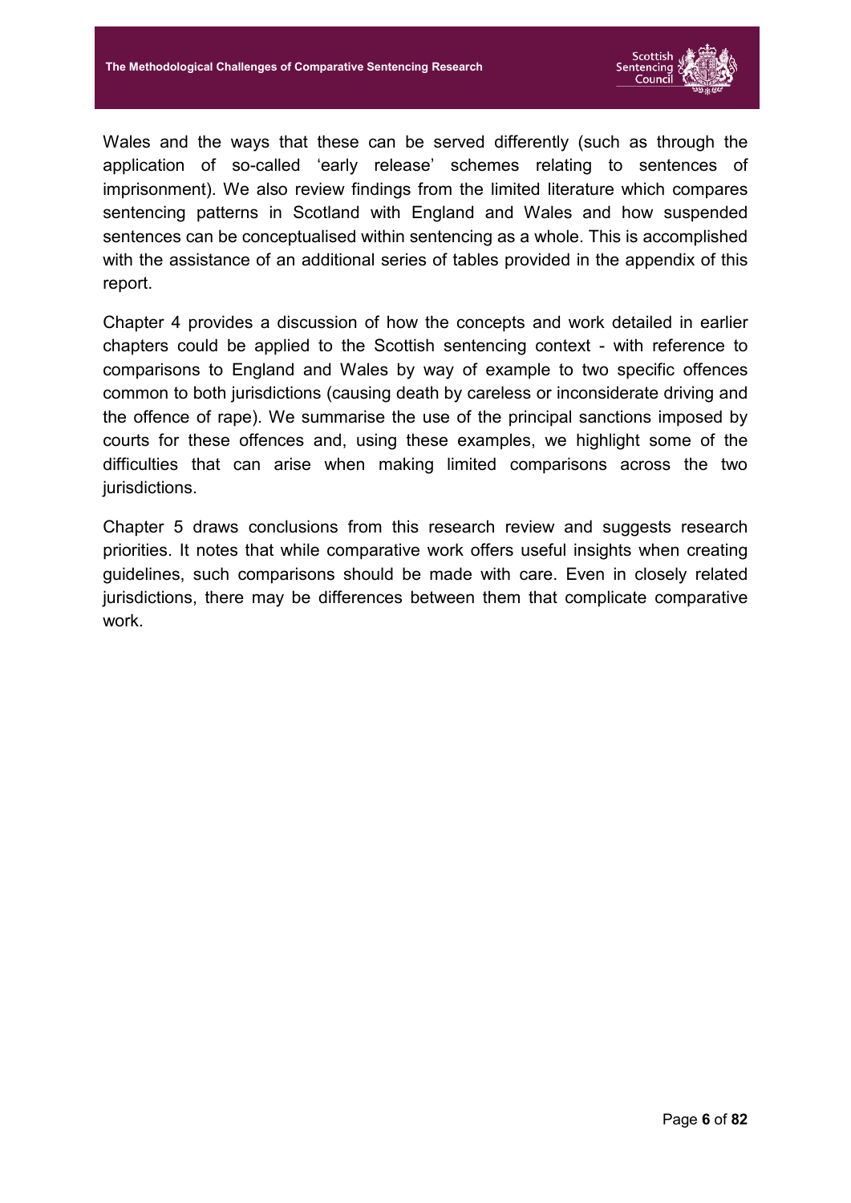Wales and the ways that these can be served differently (such as through the application of so-called 'early release' schemes relating to sentences of imprisonment). We also review findings from the limited literature which compares sentencing patterns in Scotland with England and Wales and how suspended sentences can be conceptualised within sentencing as a whole. This is accomplished with the assistance of an additional series of tables provided in the appendix of this report.

Chapter 4 provides a discussion of how the concepts and work detailed in earlier chapters could be applied to the Scottish sentencing context - with reference to comparisons to England and Wales by way of example to two specific offences common to both jurisdictions (causing death by careless or inconsiderate driving and the offence of rape). We summarise the use of the principal sanctions imposed by courts for these offences and, using these examples, we highlight some of the difficulties that can arise when making limited comparisons across the two jurisdictions.

Chapter 5 draws conclusions from this research review and suggests research priorities. It notes that while comparative work offers useful insights when creating guidelines, such comparisons should be made with care. Even in closely related jurisdictions, there may be differences between them that complicate comparative work.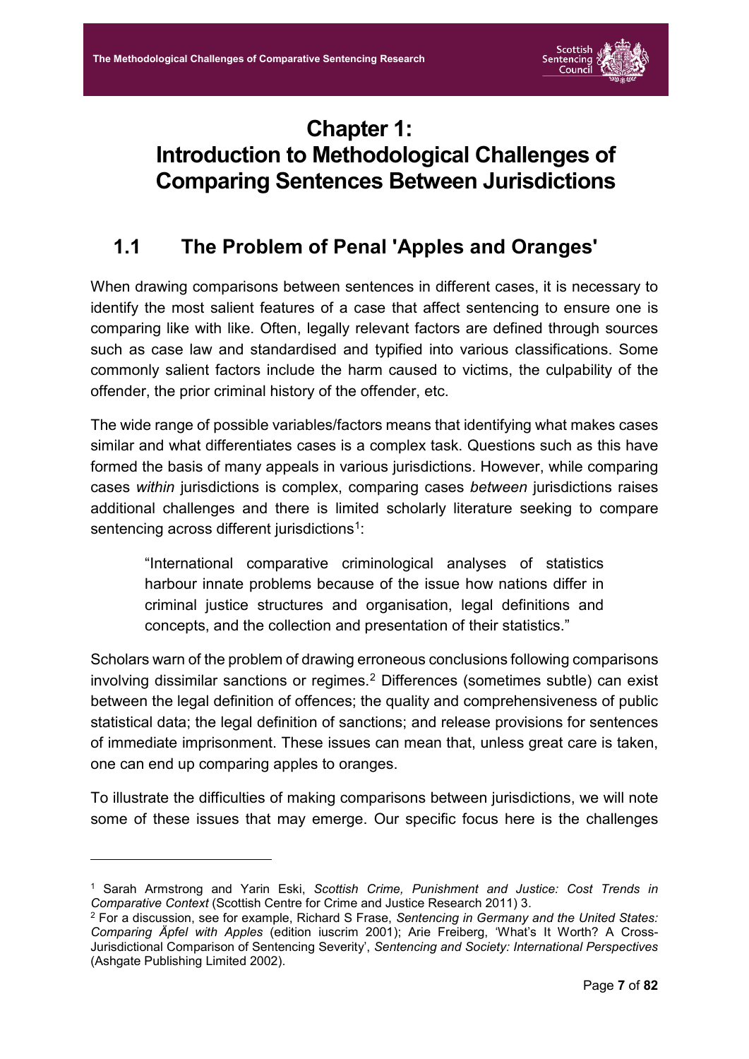# Chapter 1: Introduction to Methodological Challenges of Comparing Sentences Between Jurisdictions

## 1.1 The Problem of Penal 'Apples and Oranges'

When drawing comparisons between sentences in different cases, it is necessary to identify the most salient features of a case that affect sentencing to ensure one is comparing like with like. Often, legally relevant factors are defined through sources such as case law and standardised and typified into various classifications. Some commonly salient factors include the harm caused to victims, the culpability of the offender, the prior criminal history of the offender, etc.

The wide range of possible variables/factors means that identifying what makes cases similar and what differentiates cases is a complex task. Questions such as this have formed the basis of many appeals in various jurisdictions. However, while comparing cases *within* jurisdictions is complex, comparing cases *between* jurisdictions raises additional challenges and there is limited scholarly literature seeking to compare sentencing across different jurisdictions[1]:

> "International comparative criminological analyses of statistics harbour innate problems because of the issue how nations differ in criminal justice structures and organisation, legal definitions and concepts, and the collection and presentation of their statistics."

Scholars warn of the problem of drawing erroneous conclusions following comparisons involving dissimilar sanctions or regimes.[2] Differences (sometimes subtle) can exist between the legal definition of offences; the quality and comprehensiveness of public statistical data; the legal definition of sanctions; and release provisions for sentences of immediate imprisonment. These issues can mean that, unless great care is taken, one can end up comparing apples to oranges.

To illustrate the difficulties of making comparisons between jurisdictions, we will note some of these issues that may emerge. Our specific focus here is the challenges

---

[1] Sarah Armstrong and Yarin Eski, *Scottish Crime, Punishment and Justice: Cost Trends in Comparative Context* (Scottish Centre for Crime and Justice Research 2011) 3.

[2] For a discussion, see for example, Richard S Frase, *Sentencing in Germany and the United States: Comparing Äpfel with Apples* (edition iuscrim 2001); Arie Freiberg, 'What's It Worth? A Cross-Jurisdictional Comparison of Sentencing Severity', *Sentencing and Society: International Perspectives* (Ashgate Publishing Limited 2002).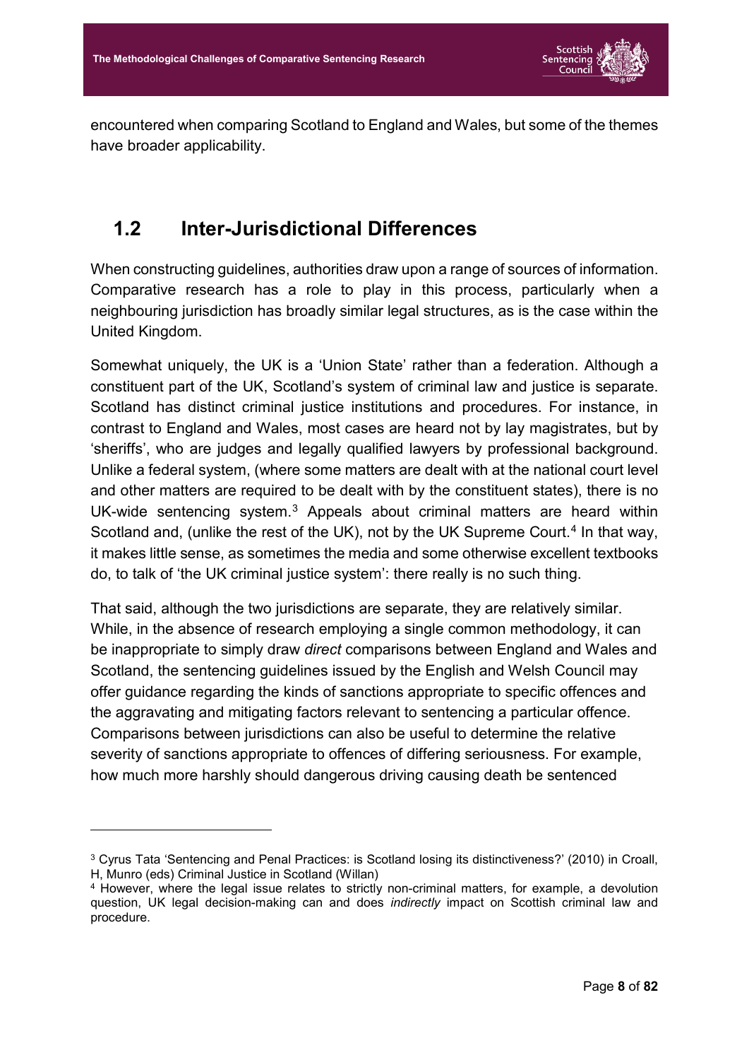encountered when comparing Scotland to England and Wales, but some of the themes have broader applicability.

## 1.2 Inter-Jurisdictional Differences

When constructing guidelines, authorities draw upon a range of sources of information. Comparative research has a role to play in this process, particularly when a neighbouring jurisdiction has broadly similar legal structures, as is the case within the United Kingdom.

Somewhat uniquely, the UK is a 'Union State' rather than a federation. Although a constituent part of the UK, Scotland's system of criminal law and justice is separate. Scotland has distinct criminal justice institutions and procedures. For instance, in contrast to England and Wales, most cases are heard not by lay magistrates, but by 'sheriffs', who are judges and legally qualified lawyers by professional background. Unlike a federal system, (where some matters are dealt with at the national court level and other matters are required to be dealt with by the constituent states), there is no UK-wide sentencing system.[3] Appeals about criminal matters are heard within Scotland and, (unlike the rest of the UK), not by the UK Supreme Court.[4] In that way, it makes little sense, as sometimes the media and some otherwise excellent textbooks do, to talk of 'the UK criminal justice system': there really is no such thing.

That said, although the two jurisdictions are separate, they are relatively similar. While, in the absence of research employing a single common methodology, it can be inappropriate to simply draw *direct* comparisons between England and Wales and Scotland, the sentencing guidelines issued by the English and Welsh Council may offer guidance regarding the kinds of sanctions appropriate to specific offences and the aggravating and mitigating factors relevant to sentencing a particular offence. Comparisons between jurisdictions can also be useful to determine the relative severity of sanctions appropriate to offences of differing seriousness. For example, how much more harshly should dangerous driving causing death be sentenced

---

[3] Cyrus Tata 'Sentencing and Penal Practices: is Scotland losing its distinctiveness?' (2010) in Croall, H, Munro (eds) Criminal Justice in Scotland (Willan)

[4] However, where the legal issue relates to strictly non-criminal matters, for example, a devolution question, UK legal decision-making can and does *indirectly* impact on Scottish criminal law and procedure.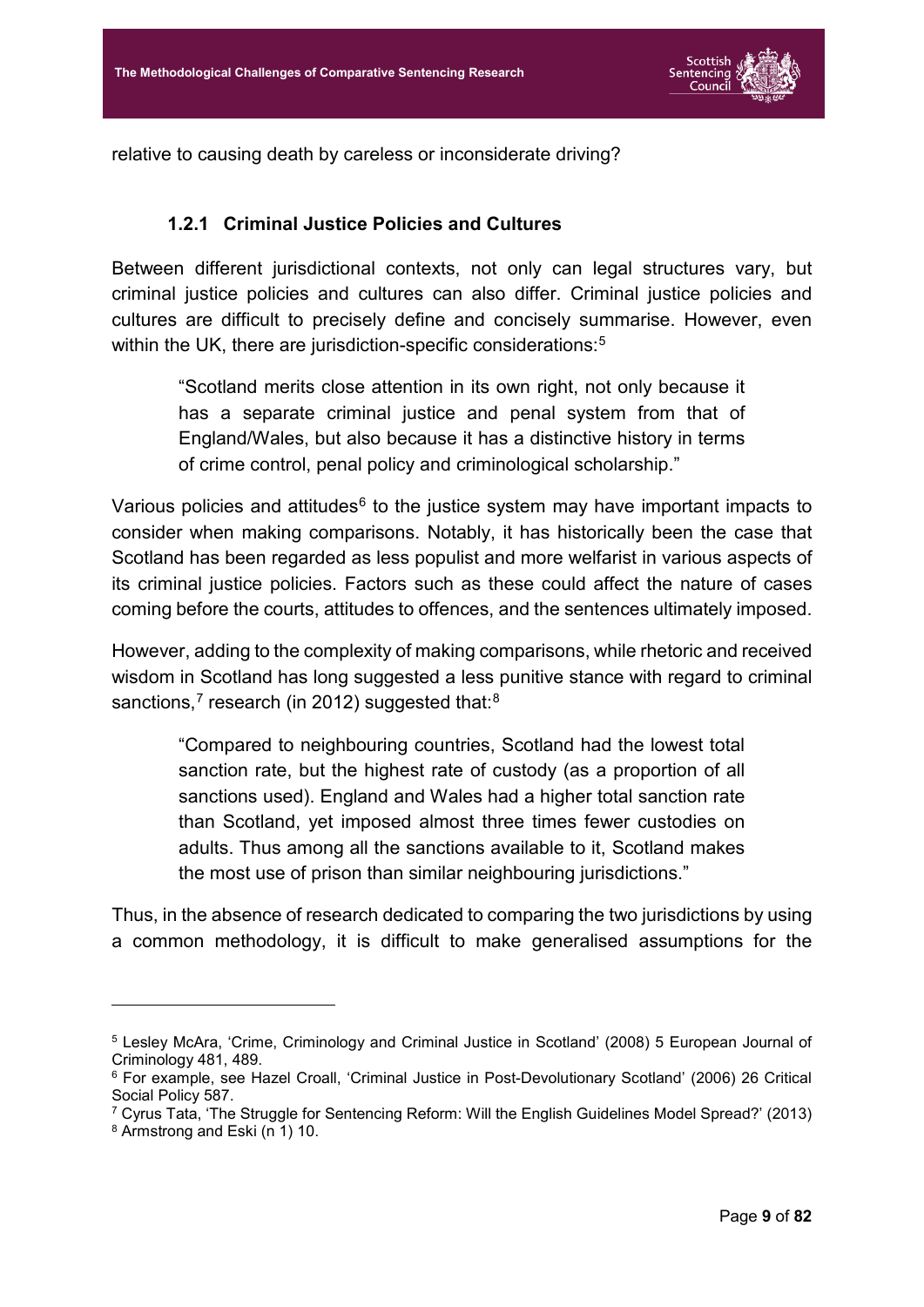relative to causing death by careless or inconsiderate driving?

### 1.2.1 Criminal Justice Policies and Cultures

Between different jurisdictional contexts, not only can legal structures vary, but criminal justice policies and cultures can also differ. Criminal justice policies and cultures are difficult to precisely define and concisely summarise. However, even within the UK, there are jurisdiction-specific considerations:[5]

> "Scotland merits close attention in its own right, not only because it has a separate criminal justice and penal system from that of England/Wales, but also because it has a distinctive history in terms of crime control, penal policy and criminological scholarship."

Various policies and attitudes[6] to the justice system may have important impacts to consider when making comparisons. Notably, it has historically been the case that Scotland has been regarded as less populist and more welfarist in various aspects of its criminal justice policies. Factors such as these could affect the nature of cases coming before the courts, attitudes to offences, and the sentences ultimately imposed.

However, adding to the complexity of making comparisons, while rhetoric and received wisdom in Scotland has long suggested a less punitive stance with regard to criminal sanctions,[7] research (in 2012) suggested that:[8]

> "Compared to neighbouring countries, Scotland had the lowest total sanction rate, but the highest rate of custody (as a proportion of all sanctions used). England and Wales had a higher total sanction rate than Scotland, yet imposed almost three times fewer custodies on adults. Thus among all the sanctions available to it, Scotland makes the most use of prison than similar neighbouring jurisdictions."

Thus, in the absence of research dedicated to comparing the two jurisdictions by using a common methodology, it is difficult to make generalised assumptions for the

---

[5] Lesley McAra, 'Crime, Criminology and Criminal Justice in Scotland' (2008) 5 European Journal of Criminology 481, 489.

[6] For example, see Hazel Croall, 'Criminal Justice in Post-Devolutionary Scotland' (2006) 26 Critical Social Policy 587.

[7] Cyrus Tata, 'The Struggle for Sentencing Reform: Will the English Guidelines Model Spread?' (2013)

[8] Armstrong and Eski (n 1) 10.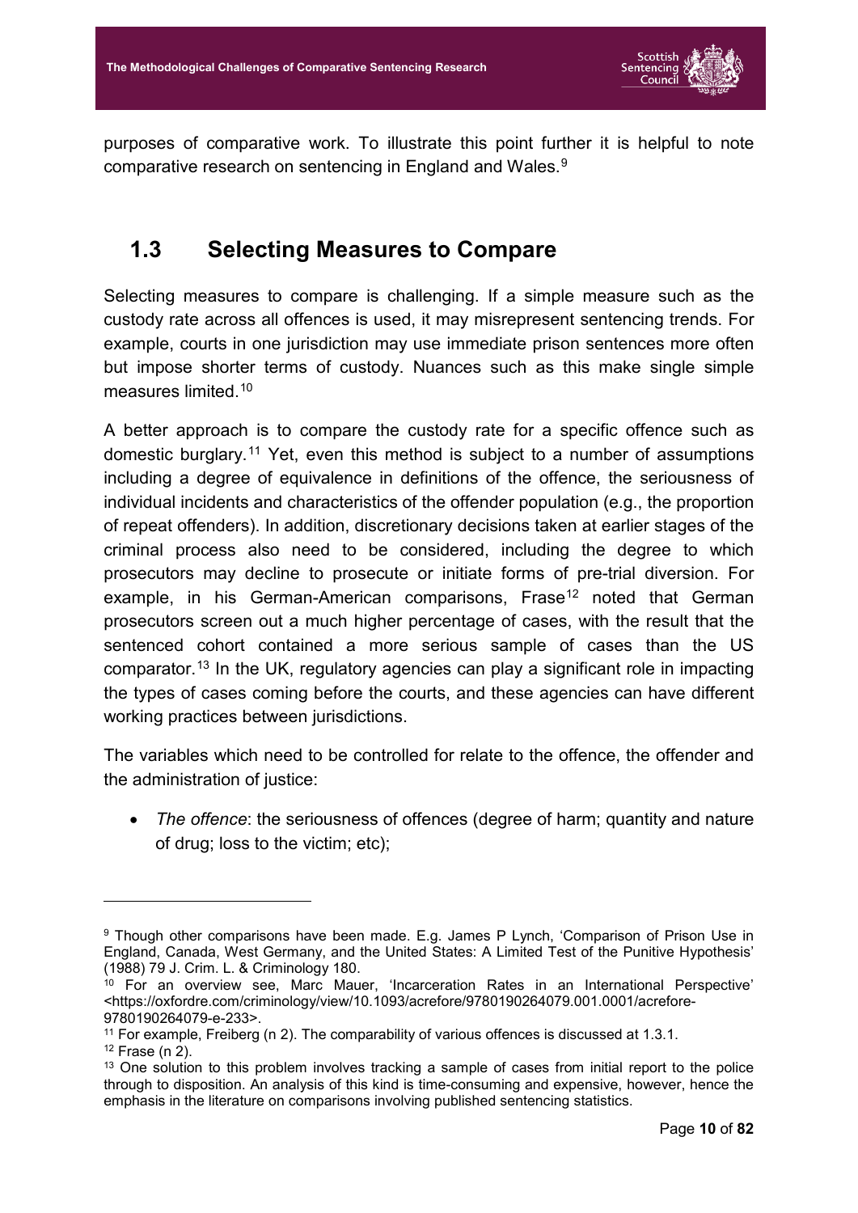purposes of comparative work. To illustrate this point further it is helpful to note comparative research on sentencing in England and Wales.[9]

## 1.3 Selecting Measures to Compare

Selecting measures to compare is challenging. If a simple measure such as the custody rate across all offences is used, it may misrepresent sentencing trends. For example, courts in one jurisdiction may use immediate prison sentences more often but impose shorter terms of custody. Nuances such as this make single simple measures limited.[10]

A better approach is to compare the custody rate for a specific offence such as domestic burglary.[11] Yet, even this method is subject to a number of assumptions including a degree of equivalence in definitions of the offence, the seriousness of individual incidents and characteristics of the offender population (e.g., the proportion of repeat offenders). In addition, discretionary decisions taken at earlier stages of the criminal process also need to be considered, including the degree to which prosecutors may decline to prosecute or initiate forms of pre-trial diversion. For example, in his German-American comparisons, Frase[12] noted that German prosecutors screen out a much higher percentage of cases, with the result that the sentenced cohort contained a more serious sample of cases than the US comparator.[13] In the UK, regulatory agencies can play a significant role in impacting the types of cases coming before the courts, and these agencies can have different working practices between jurisdictions.

The variables which need to be controlled for relate to the offence, the offender and the administration of justice:

- *The offence*: the seriousness of offences (degree of harm; quantity and nature of drug; loss to the victim; etc);

---

[9] Though other comparisons have been made. E.g. James P Lynch, 'Comparison of Prison Use in England, Canada, West Germany, and the United States: A Limited Test of the Punitive Hypothesis' (1988) 79 J. Crim. L. & Criminology 180.

[10] For an overview see, Marc Mauer, 'Incarceration Rates in an International Perspective' <https://oxfordre.com/criminology/view/10.1093/acrefore/9780190264079.001.0001/acrefore-9780190264079-e-233>.

[11] For example, Freiberg (n 2). The comparability of various offences is discussed at 1.3.1.

[12] Frase (n 2).

[13] One solution to this problem involves tracking a sample of cases from initial report to the police through to disposition. An analysis of this kind is time-consuming and expensive, however, hence the emphasis in the literature on comparisons involving published sentencing statistics.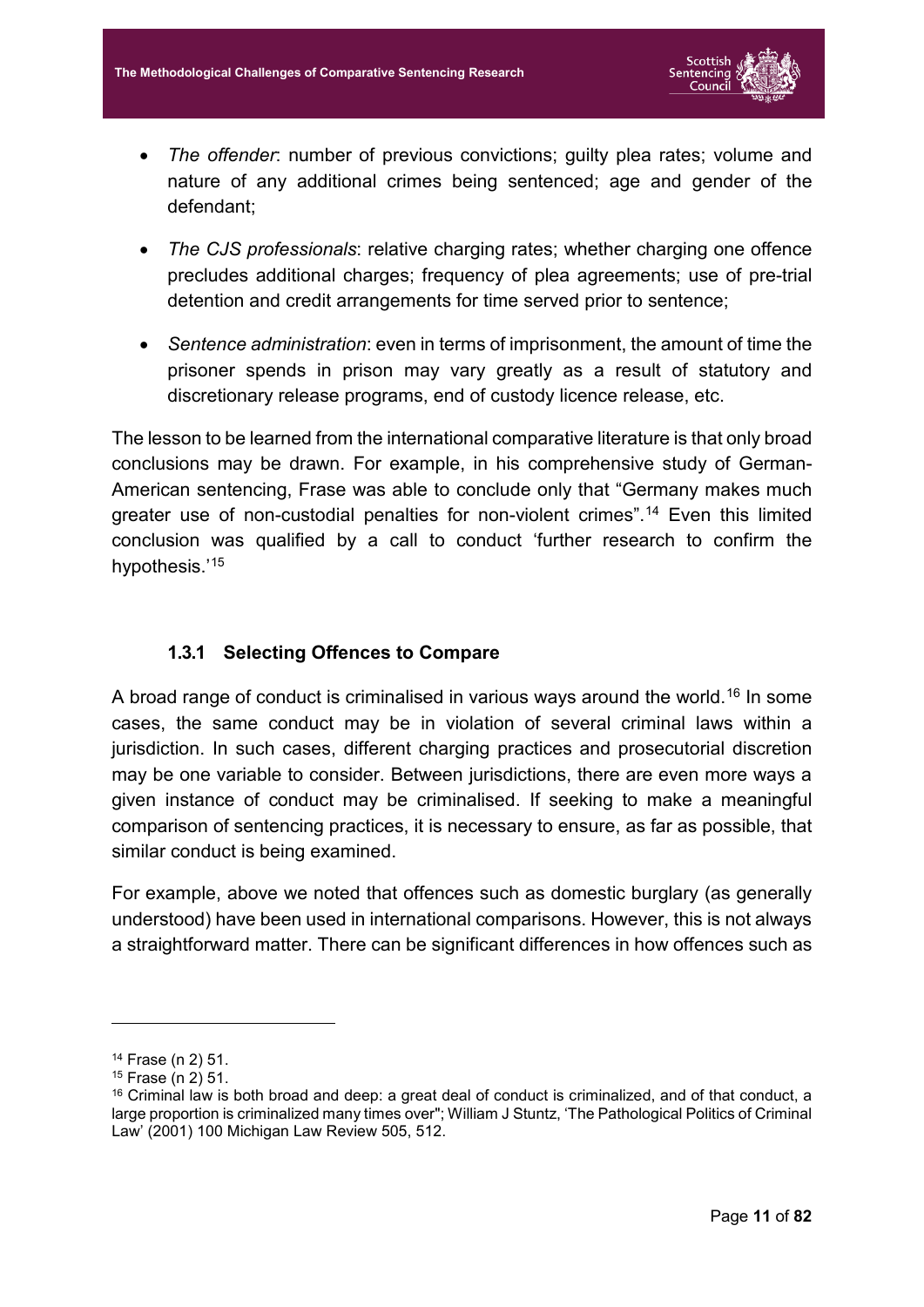- *The offender*: number of previous convictions; guilty plea rates; volume and nature of any additional crimes being sentenced; age and gender of the defendant;

- *The CJS professionals*: relative charging rates; whether charging one offence precludes additional charges; frequency of plea agreements; use of pre-trial detention and credit arrangements for time served prior to sentence;

- *Sentence administration*: even in terms of imprisonment, the amount of time the prisoner spends in prison may vary greatly as a result of statutory and discretionary release programs, end of custody licence release, etc.

The lesson to be learned from the international comparative literature is that only broad conclusions may be drawn. For example, in his comprehensive study of German-American sentencing, Frase was able to conclude only that "Germany makes much greater use of non-custodial penalties for non-violent crimes".[14] Even this limited conclusion was qualified by a call to conduct 'further research to confirm the hypothesis.'[15]

### 1.3.1 Selecting Offences to Compare

A broad range of conduct is criminalised in various ways around the world.[16] In some cases, the same conduct may be in violation of several criminal laws within a jurisdiction. In such cases, different charging practices and prosecutorial discretion may be one variable to consider. Between jurisdictions, there are even more ways a given instance of conduct may be criminalised. If seeking to make a meaningful comparison of sentencing practices, it is necessary to ensure, as far as possible, that similar conduct is being examined.

For example, above we noted that offences such as domestic burglary (as generally understood) have been used in international comparisons. However, this is not always a straightforward matter. There can be significant differences in how offences such as

---

[14] Frase (n 2) 51.

[15] Frase (n 2) 51.

[16] Criminal law is both broad and deep: a great deal of conduct is criminalized, and of that conduct, a large proportion is criminalized many times over"; William J Stuntz, 'The Pathological Politics of Criminal Law' (2001) 100 Michigan Law Review 505, 512.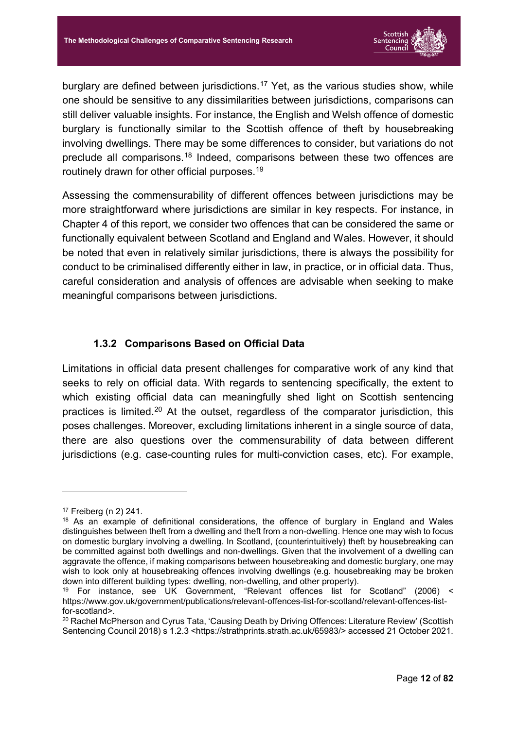burglary are defined between jurisdictions.[17] Yet, as the various studies show, while one should be sensitive to any dissimilarities between jurisdictions, comparisons can still deliver valuable insights. For instance, the English and Welsh offence of domestic burglary is functionally similar to the Scottish offence of theft by housebreaking involving dwellings. There may be some differences to consider, but variations do not preclude all comparisons.[18] Indeed, comparisons between these two offences are routinely drawn for other official purposes.[19]

Assessing the commensurability of different offences between jurisdictions may be more straightforward where jurisdictions are similar in key respects. For instance, in Chapter 4 of this report, we consider two offences that can be considered the same or functionally equivalent between Scotland and England and Wales. However, it should be noted that even in relatively similar jurisdictions, there is always the possibility for conduct to be criminalised differently either in law, in practice, or in official data. Thus, careful consideration and analysis of offences are advisable when seeking to make meaningful comparisons between jurisdictions.

### 1.3.2 Comparisons Based on Official Data

Limitations in official data present challenges for comparative work of any kind that seeks to rely on official data. With regards to sentencing specifically, the extent to which existing official data can meaningfully shed light on Scottish sentencing practices is limited.[20] At the outset, regardless of the comparator jurisdiction, this poses challenges. Moreover, excluding limitations inherent in a single source of data, there are also questions over the commensurability of data between different jurisdictions (e.g. case-counting rules for multi-conviction cases, etc). For example,

---

[17] Freiberg (n 2) 241.

[18] As an example of definitional considerations, the offence of burglary in England and Wales distinguishes between theft from a dwelling and theft from a non-dwelling. Hence one may wish to focus on domestic burglary involving a dwelling. In Scotland, (counterintuitively) theft by housebreaking can be committed against both dwellings and non-dwellings. Given that the involvement of a dwelling can aggravate the offence, if making comparisons between housebreaking and domestic burglary, one may wish to look only at housebreaking offences involving dwellings (e.g. housebreaking may be broken down into different building types: dwelling, non-dwelling, and other property).

[19] For instance, see UK Government, "Relevant offences list for Scotland" (2006) < https://www.gov.uk/government/publications/relevant-offences-list-for-scotland/relevant-offences-list-for-scotland>.

[20] Rachel McPherson and Cyrus Tata, 'Causing Death by Driving Offences: Literature Review' (Scottish Sentencing Council 2018) s 1.2.3 <https://strathprints.strath.ac.uk/65983/> accessed 21 October 2021.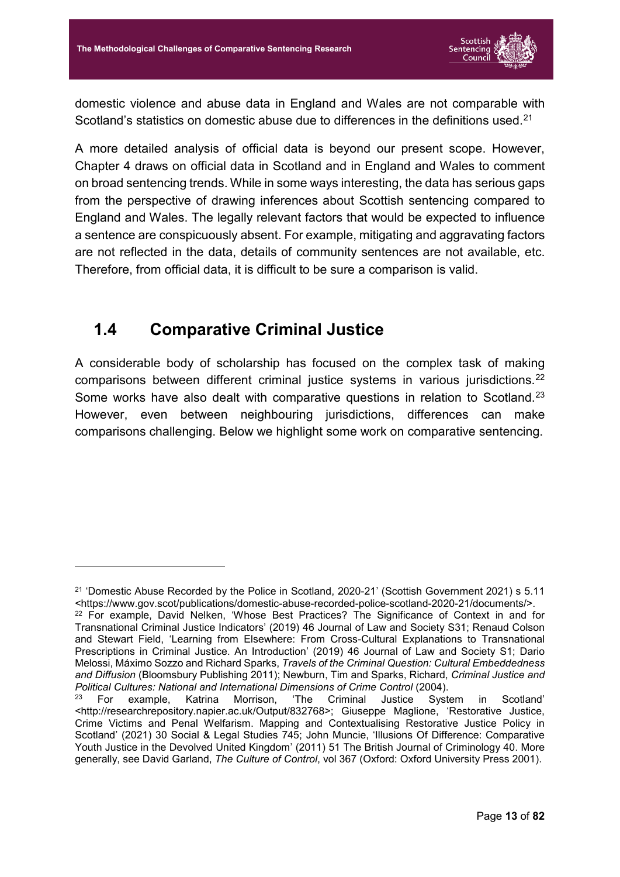domestic violence and abuse data in England and Wales are not comparable with Scotland's statistics on domestic abuse due to differences in the definitions used.[21]

A more detailed analysis of official data is beyond our present scope. However, Chapter 4 draws on official data in Scotland and in England and Wales to comment on broad sentencing trends. While in some ways interesting, the data has serious gaps from the perspective of drawing inferences about Scottish sentencing compared to England and Wales. The legally relevant factors that would be expected to influence a sentence are conspicuously absent. For example, mitigating and aggravating factors are not reflected in the data, details of community sentences are not available, etc. Therefore, from official data, it is difficult to be sure a comparison is valid.

## 1.4 Comparative Criminal Justice

A considerable body of scholarship has focused on the complex task of making comparisons between different criminal justice systems in various jurisdictions.[22] Some works have also dealt with comparative questions in relation to Scotland.[23] However, even between neighbouring jurisdictions, differences can make comparisons challenging. Below we highlight some work on comparative sentencing.

---

[21] 'Domestic Abuse Recorded by the Police in Scotland, 2020-21' (Scottish Government 2021) s 5.11 <https://www.gov.scot/publications/domestic-abuse-recorded-police-scotland-2020-21/documents/>.

[22] For example, David Nelken, 'Whose Best Practices? The Significance of Context in and for Transnational Criminal Justice Indicators' (2019) 46 Journal of Law and Society S31; Renaud Colson and Stewart Field, 'Learning from Elsewhere: From Cross-Cultural Explanations to Transnational Prescriptions in Criminal Justice. An Introduction' (2019) 46 Journal of Law and Society S1; Dario Melossi, Máximo Sozzo and Richard Sparks, *Travels of the Criminal Question: Cultural Embeddedness and Diffusion* (Bloomsbury Publishing 2011); Newburn, Tim and Sparks, Richard, *Criminal Justice and Political Cultures: National and International Dimensions of Crime Control* (2004).

[23] For example, Katrina Morrison, 'The Criminal Justice System in Scotland' <http://researchrepository.napier.ac.uk/Output/832768>; Giuseppe Maglione, 'Restorative Justice, Crime Victims and Penal Welfarism. Mapping and Contextualising Restorative Justice Policy in Scotland' (2021) 30 Social & Legal Studies 745; John Muncie, 'Illusions Of Difference: Comparative Youth Justice in the Devolved United Kingdom' (2011) 51 The British Journal of Criminology 40. More generally, see David Garland, *The Culture of Control*, vol 367 (Oxford: Oxford University Press 2001).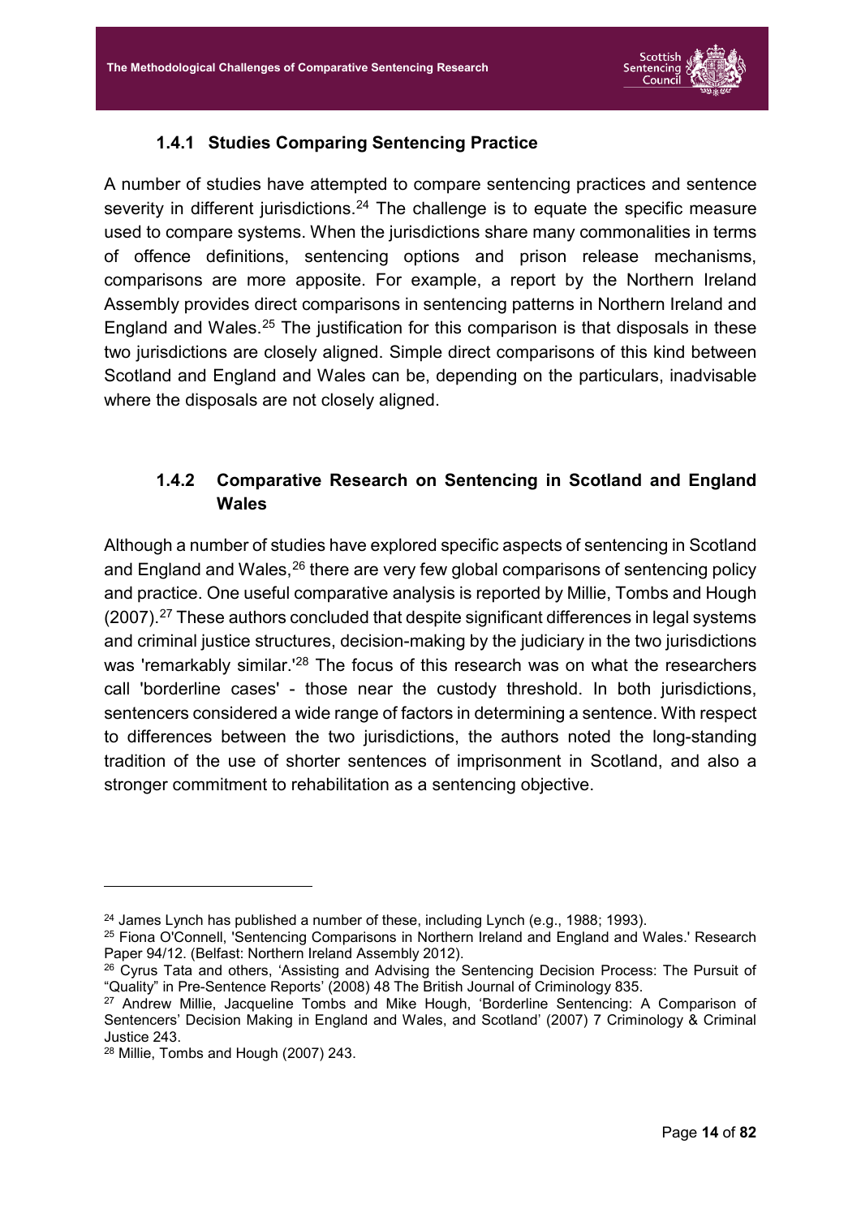### 1.4.1 Studies Comparing Sentencing Practice

A number of studies have attempted to compare sentencing practices and sentence severity in different jurisdictions.[24] The challenge is to equate the specific measure used to compare systems. When the jurisdictions share many commonalities in terms of offence definitions, sentencing options and prison release mechanisms, comparisons are more apposite. For example, a report by the Northern Ireland Assembly provides direct comparisons in sentencing patterns in Northern Ireland and England and Wales.[25] The justification for this comparison is that disposals in these two jurisdictions are closely aligned. Simple direct comparisons of this kind between Scotland and England and Wales can be, depending on the particulars, inadvisable where the disposals are not closely aligned.

### 1.4.2 Comparative Research on Sentencing in Scotland and England Wales

Although a number of studies have explored specific aspects of sentencing in Scotland and England and Wales,[26] there are very few global comparisons of sentencing policy and practice. One useful comparative analysis is reported by Millie, Tombs and Hough (2007).[27] These authors concluded that despite significant differences in legal systems and criminal justice structures, decision-making by the judiciary in the two jurisdictions was 'remarkably similar.'[28] The focus of this research was on what the researchers call 'borderline cases' - those near the custody threshold. In both jurisdictions, sentencers considered a wide range of factors in determining a sentence. With respect to differences between the two jurisdictions, the authors noted the long-standing tradition of the use of shorter sentences of imprisonment in Scotland, and also a stronger commitment to rehabilitation as a sentencing objective.

---

[24] James Lynch has published a number of these, including Lynch (e.g., 1988; 1993).

[25] Fiona O'Connell, 'Sentencing Comparisons in Northern Ireland and England and Wales.' Research Paper 94/12. (Belfast: Northern Ireland Assembly 2012).

[26] Cyrus Tata and others, 'Assisting and Advising the Sentencing Decision Process: The Pursuit of "Quality" in Pre-Sentence Reports' (2008) 48 The British Journal of Criminology 835.

[27] Andrew Millie, Jacqueline Tombs and Mike Hough, 'Borderline Sentencing: A Comparison of Sentencers' Decision Making in England and Wales, and Scotland' (2007) 7 Criminology & Criminal Justice 243.

[28] Millie, Tombs and Hough (2007) 243.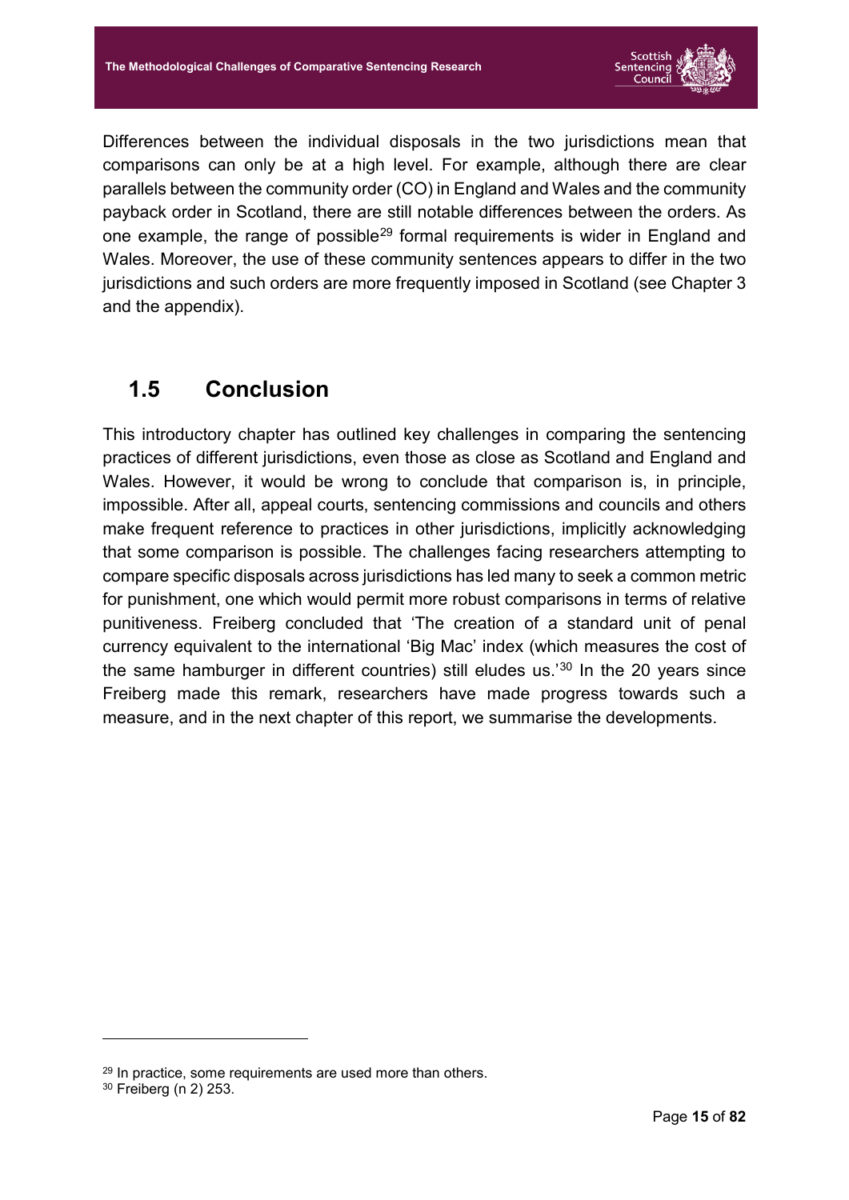Differences between the individual disposals in the two jurisdictions mean that comparisons can only be at a high level. For example, although there are clear parallels between the community order (CO) in England and Wales and the community payback order in Scotland, there are still notable differences between the orders. As one example, the range of possible[29] formal requirements is wider in England and Wales. Moreover, the use of these community sentences appears to differ in the two jurisdictions and such orders are more frequently imposed in Scotland (see Chapter 3 and the appendix).

## 1.5 Conclusion

This introductory chapter has outlined key challenges in comparing the sentencing practices of different jurisdictions, even those as close as Scotland and England and Wales. However, it would be wrong to conclude that comparison is, in principle, impossible. After all, appeal courts, sentencing commissions and councils and others make frequent reference to practices in other jurisdictions, implicitly acknowledging that some comparison is possible. The challenges facing researchers attempting to compare specific disposals across jurisdictions has led many to seek a common metric for punishment, one which would permit more robust comparisons in terms of relative punitiveness. Freiberg concluded that 'The creation of a standard unit of penal currency equivalent to the international 'Big Mac' index (which measures the cost of the same hamburger in different countries) still eludes us.'[30] In the 20 years since Freiberg made this remark, researchers have made progress towards such a measure, and in the next chapter of this report, we summarise the developments.

---

[29] In practice, some requirements are used more than others.

[30] Freiberg (n 2) 253.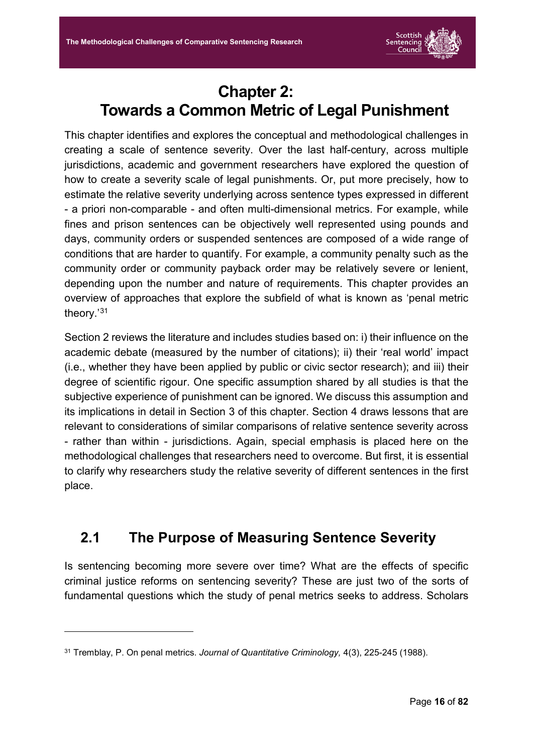# Chapter 2: Towards a Common Metric of Legal Punishment

This chapter identifies and explores the conceptual and methodological challenges in creating a scale of sentence severity. Over the last half-century, across multiple jurisdictions, academic and government researchers have explored the question of how to create a severity scale of legal punishments. Or, put more precisely, how to estimate the relative severity underlying across sentence types expressed in different - a priori non-comparable - and often multi-dimensional metrics. For example, while fines and prison sentences can be objectively well represented using pounds and days, community orders or suspended sentences are composed of a wide range of conditions that are harder to quantify. For example, a community penalty such as the community order or community payback order may be relatively severe or lenient, depending upon the number and nature of requirements. This chapter provides an overview of approaches that explore the subfield of what is known as 'penal metric theory.'[31]

Section 2 reviews the literature and includes studies based on: i) their influence on the academic debate (measured by the number of citations); ii) their 'real world' impact (i.e., whether they have been applied by public or civic sector research); and iii) their degree of scientific rigour. One specific assumption shared by all studies is that the subjective experience of punishment can be ignored. We discuss this assumption and its implications in detail in Section 3 of this chapter. Section 4 draws lessons that are relevant to considerations of similar comparisons of relative sentence severity across - rather than within - jurisdictions. Again, special emphasis is placed here on the methodological challenges that researchers need to overcome. But first, it is essential to clarify why researchers study the relative severity of different sentences in the first place.

## 2.1 The Purpose of Measuring Sentence Severity

Is sentencing becoming more severe over time? What are the effects of specific criminal justice reforms on sentencing severity? These are just two of the sorts of fundamental questions which the study of penal metrics seeks to address. Scholars

---

[31] Tremblay, P. On penal metrics. *Journal of Quantitative Criminology,* 4(3), 225-245 (1988).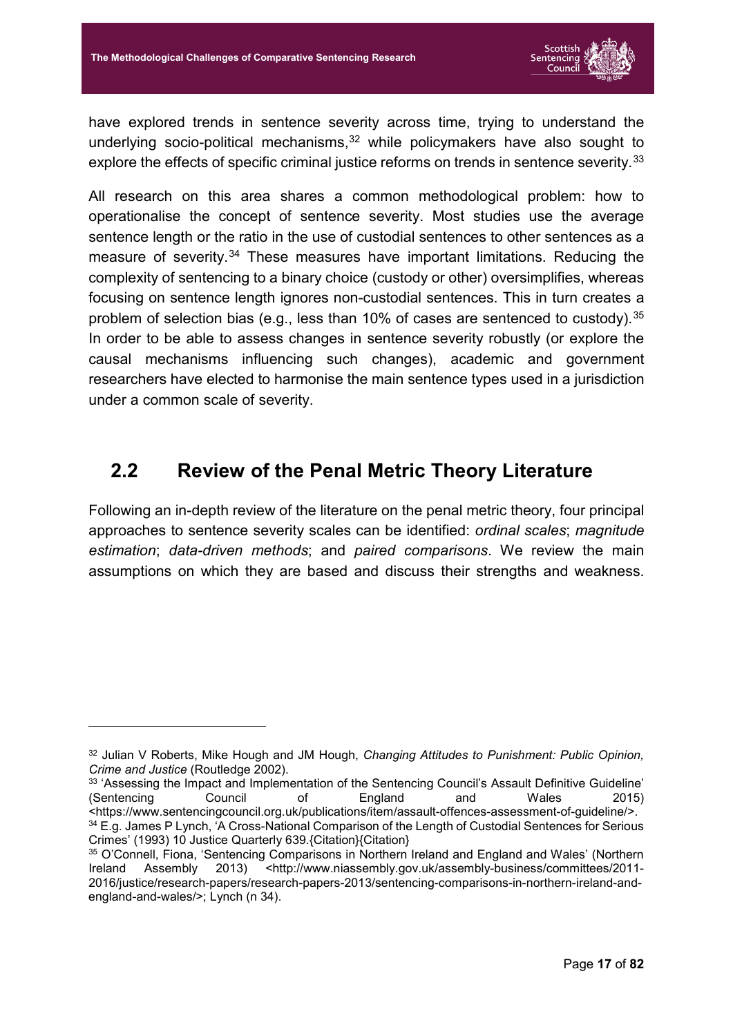have explored trends in sentence severity across time, trying to understand the underlying socio-political mechanisms,[32] while policymakers have also sought to explore the effects of specific criminal justice reforms on trends in sentence severity.[33]

All research on this area shares a common methodological problem: how to operationalise the concept of sentence severity. Most studies use the average sentence length or the ratio in the use of custodial sentences to other sentences as a measure of severity.[34] These measures have important limitations. Reducing the complexity of sentencing to a binary choice (custody or other) oversimplifies, whereas focusing on sentence length ignores non-custodial sentences. This in turn creates a problem of selection bias (e.g., less than 10% of cases are sentenced to custody).[35] In order to be able to assess changes in sentence severity robustly (or explore the causal mechanisms influencing such changes), academic and government researchers have elected to harmonise the main sentence types used in a jurisdiction under a common scale of severity.

## 2.2 Review of the Penal Metric Theory Literature

Following an in-depth review of the literature on the penal metric theory, four principal approaches to sentence severity scales can be identified: *ordinal scales*; *magnitude estimation*; *data-driven methods*; and *paired comparisons*. We review the main assumptions on which they are based and discuss their strengths and weakness.

---

[32] Julian V Roberts, Mike Hough and JM Hough, *Changing Attitudes to Punishment: Public Opinion, Crime and Justice* (Routledge 2002).

[33] 'Assessing the Impact and Implementation of the Sentencing Council's Assault Definitive Guideline' (Sentencing Council of England and Wales 2015) <https://www.sentencingcouncil.org.uk/publications/item/assault-offences-assessment-of-guideline/>.

[34] E.g. James P Lynch, 'A Cross-National Comparison of the Length of Custodial Sentences for Serious Crimes' (1993) 10 Justice Quarterly 639.{Citation}{Citation}

[35] O'Connell, Fiona, 'Sentencing Comparisons in Northern Ireland and England and Wales' (Northern Ireland Assembly 2013) <http://www.niassembly.gov.uk/assembly-business/committees/2011-2016/justice/research-papers/research-papers-2013/sentencing-comparisons-in-northern-ireland-and-england-and-wales/>; Lynch (n 34).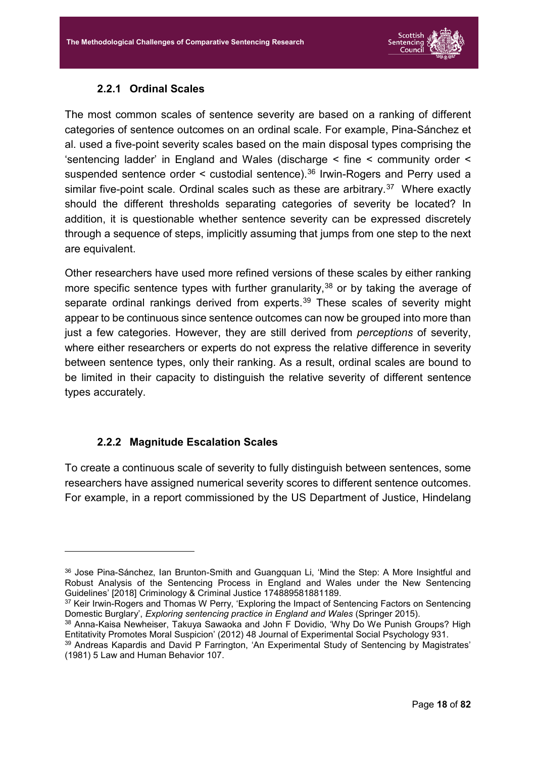### 2.2.1 Ordinal Scales

The most common scales of sentence severity are based on a ranking of different categories of sentence outcomes on an ordinal scale. For example, Pina-Sánchez et al. used a five-point severity scales based on the main disposal types comprising the 'sentencing ladder' in England and Wales (discharge < fine < community order < suspended sentence order < custodial sentence).[36] Irwin-Rogers and Perry used a similar five-point scale. Ordinal scales such as these are arbitrary.[37] Where exactly should the different thresholds separating categories of severity be located? In addition, it is questionable whether sentence severity can be expressed discretely through a sequence of steps, implicitly assuming that jumps from one step to the next are equivalent.

Other researchers have used more refined versions of these scales by either ranking more specific sentence types with further granularity,[38] or by taking the average of separate ordinal rankings derived from experts.[39] These scales of severity might appear to be continuous since sentence outcomes can now be grouped into more than just a few categories. However, they are still derived from *perceptions* of severity, where either researchers or experts do not express the relative difference in severity between sentence types, only their ranking. As a result, ordinal scales are bound to be limited in their capacity to distinguish the relative severity of different sentence types accurately.

### 2.2.2 Magnitude Escalation Scales

To create a continuous scale of severity to fully distinguish between sentences, some researchers have assigned numerical severity scores to different sentence outcomes. For example, in a report commissioned by the US Department of Justice, Hindelang

---

[36] Jose Pina-Sánchez, Ian Brunton-Smith and Guangquan Li, 'Mind the Step: A More Insightful and Robust Analysis of the Sentencing Process in England and Wales under the New Sentencing Guidelines' [2018] Criminology & Criminal Justice 174889581881189.

[37] Keir Irwin-Rogers and Thomas W Perry, 'Exploring the Impact of Sentencing Factors on Sentencing Domestic Burglary', *Exploring sentencing practice in England and Wales* (Springer 2015).

[38] Anna-Kaisa Newheiser, Takuya Sawaoka and John F Dovidio, 'Why Do We Punish Groups? High Entitativity Promotes Moral Suspicion' (2012) 48 Journal of Experimental Social Psychology 931.

[39] Andreas Kapardis and David P Farrington, 'An Experimental Study of Sentencing by Magistrates' (1981) 5 Law and Human Behavior 107.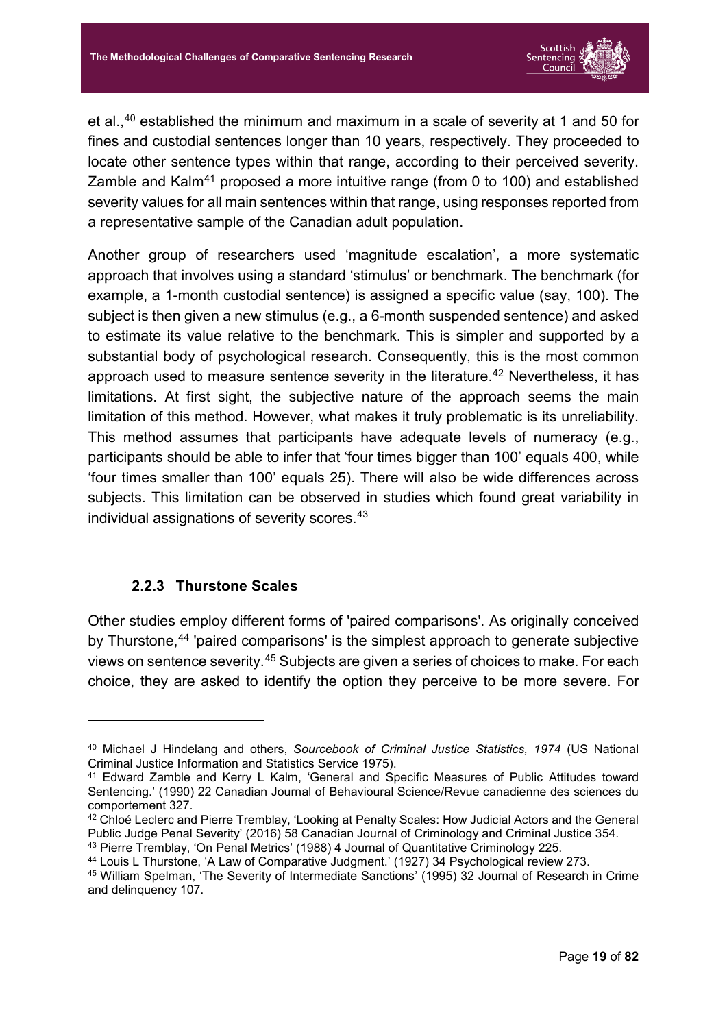et al.,[40] established the minimum and maximum in a scale of severity at 1 and 50 for fines and custodial sentences longer than 10 years, respectively. They proceeded to locate other sentence types within that range, according to their perceived severity. Zamble and Kalm[41] proposed a more intuitive range (from 0 to 100) and established severity values for all main sentences within that range, using responses reported from a representative sample of the Canadian adult population.

Another group of researchers used 'magnitude escalation', a more systematic approach that involves using a standard 'stimulus' or benchmark. The benchmark (for example, a 1-month custodial sentence) is assigned a specific value (say, 100). The subject is then given a new stimulus (e.g., a 6-month suspended sentence) and asked to estimate its value relative to the benchmark. This is simpler and supported by a substantial body of psychological research. Consequently, this is the most common approach used to measure sentence severity in the literature.[42] Nevertheless, it has limitations. At first sight, the subjective nature of the approach seems the main limitation of this method. However, what makes it truly problematic is its unreliability. This method assumes that participants have adequate levels of numeracy (e.g., participants should be able to infer that 'four times bigger than 100' equals 400, while 'four times smaller than 100' equals 25). There will also be wide differences across subjects. This limitation can be observed in studies which found great variability in individual assignations of severity scores.[43]

### 2.2.3 Thurstone Scales

Other studies employ different forms of 'paired comparisons'. As originally conceived by Thurstone,[44] 'paired comparisons' is the simplest approach to generate subjective views on sentence severity.[45] Subjects are given a series of choices to make. For each choice, they are asked to identify the option they perceive to be more severe. For

---

[40] Michael J Hindelang and others, *Sourcebook of Criminal Justice Statistics, 1974* (US National Criminal Justice Information and Statistics Service 1975).

[41] Edward Zamble and Kerry L Kalm, 'General and Specific Measures of Public Attitudes toward Sentencing.' (1990) 22 Canadian Journal of Behavioural Science/Revue canadienne des sciences du comportement 327.

[42] Chloé Leclerc and Pierre Tremblay, 'Looking at Penalty Scales: How Judicial Actors and the General Public Judge Penal Severity' (2016) 58 Canadian Journal of Criminology and Criminal Justice 354.

[43] Pierre Tremblay, 'On Penal Metrics' (1988) 4 Journal of Quantitative Criminology 225.

[44] Louis L Thurstone, 'A Law of Comparative Judgment.' (1927) 34 Psychological review 273.

[45] William Spelman, 'The Severity of Intermediate Sanctions' (1995) 32 Journal of Research in Crime and delinquency 107.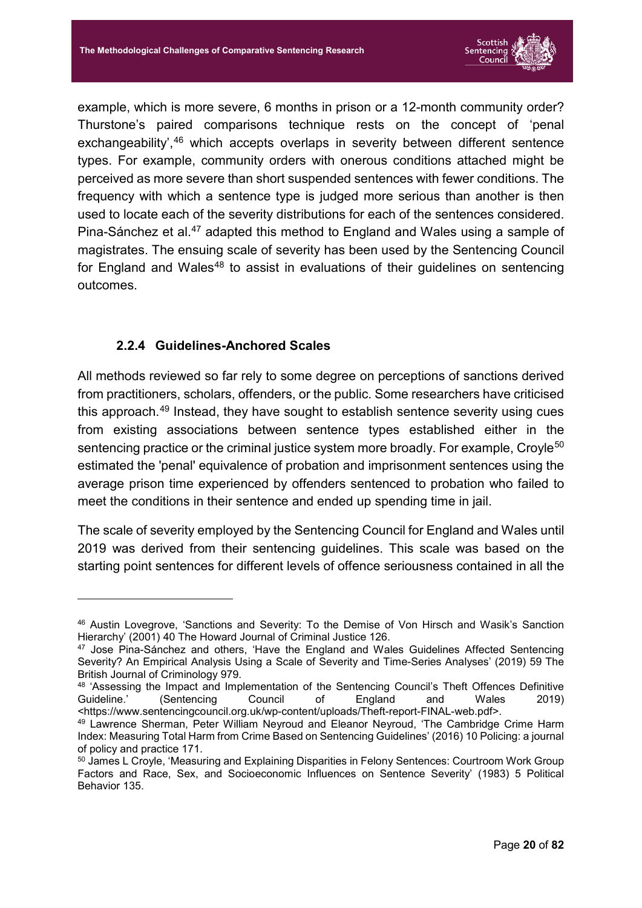example, which is more severe, 6 months in prison or a 12-month community order? Thurstone's paired comparisons technique rests on the concept of 'penal exchangeability',[46] which accepts overlaps in severity between different sentence types. For example, community orders with onerous conditions attached might be perceived as more severe than short suspended sentences with fewer conditions. The frequency with which a sentence type is judged more serious than another is then used to locate each of the severity distributions for each of the sentences considered. Pina-Sánchez et al.[47] adapted this method to England and Wales using a sample of magistrates. The ensuing scale of severity has been used by the Sentencing Council for England and Wales[48] to assist in evaluations of their guidelines on sentencing outcomes.

### 2.2.4 Guidelines-Anchored Scales

All methods reviewed so far rely to some degree on perceptions of sanctions derived from practitioners, scholars, offenders, or the public. Some researchers have criticised this approach.[49] Instead, they have sought to establish sentence severity using cues from existing associations between sentence types established either in the sentencing practice or the criminal justice system more broadly. For example, Croyle[50] estimated the 'penal' equivalence of probation and imprisonment sentences using the average prison time experienced by offenders sentenced to probation who failed to meet the conditions in their sentence and ended up spending time in jail.

The scale of severity employed by the Sentencing Council for England and Wales until 2019 was derived from their sentencing guidelines. This scale was based on the starting point sentences for different levels of offence seriousness contained in all the

---

[46] Austin Lovegrove, 'Sanctions and Severity: To the Demise of Von Hirsch and Wasik's Sanction Hierarchy' (2001) 40 The Howard Journal of Criminal Justice 126.

[47] Jose Pina-Sánchez and others, 'Have the England and Wales Guidelines Affected Sentencing Severity? An Empirical Analysis Using a Scale of Severity and Time-Series Analyses' (2019) 59 The British Journal of Criminology 979.

[48] 'Assessing the Impact and Implementation of the Sentencing Council's Theft Offences Definitive Guideline.' (Sentencing Council of England and Wales 2019) <https://www.sentencingcouncil.org.uk/wp-content/uploads/Theft-report-FINAL-web.pdf>.

[49] Lawrence Sherman, Peter William Neyroud and Eleanor Neyroud, 'The Cambridge Crime Harm Index: Measuring Total Harm from Crime Based on Sentencing Guidelines' (2016) 10 Policing: a journal of policy and practice 171.

[50] James L Croyle, 'Measuring and Explaining Disparities in Felony Sentences: Courtroom Work Group Factors and Race, Sex, and Socioeconomic Influences on Sentence Severity' (1983) 5 Political Behavior 135.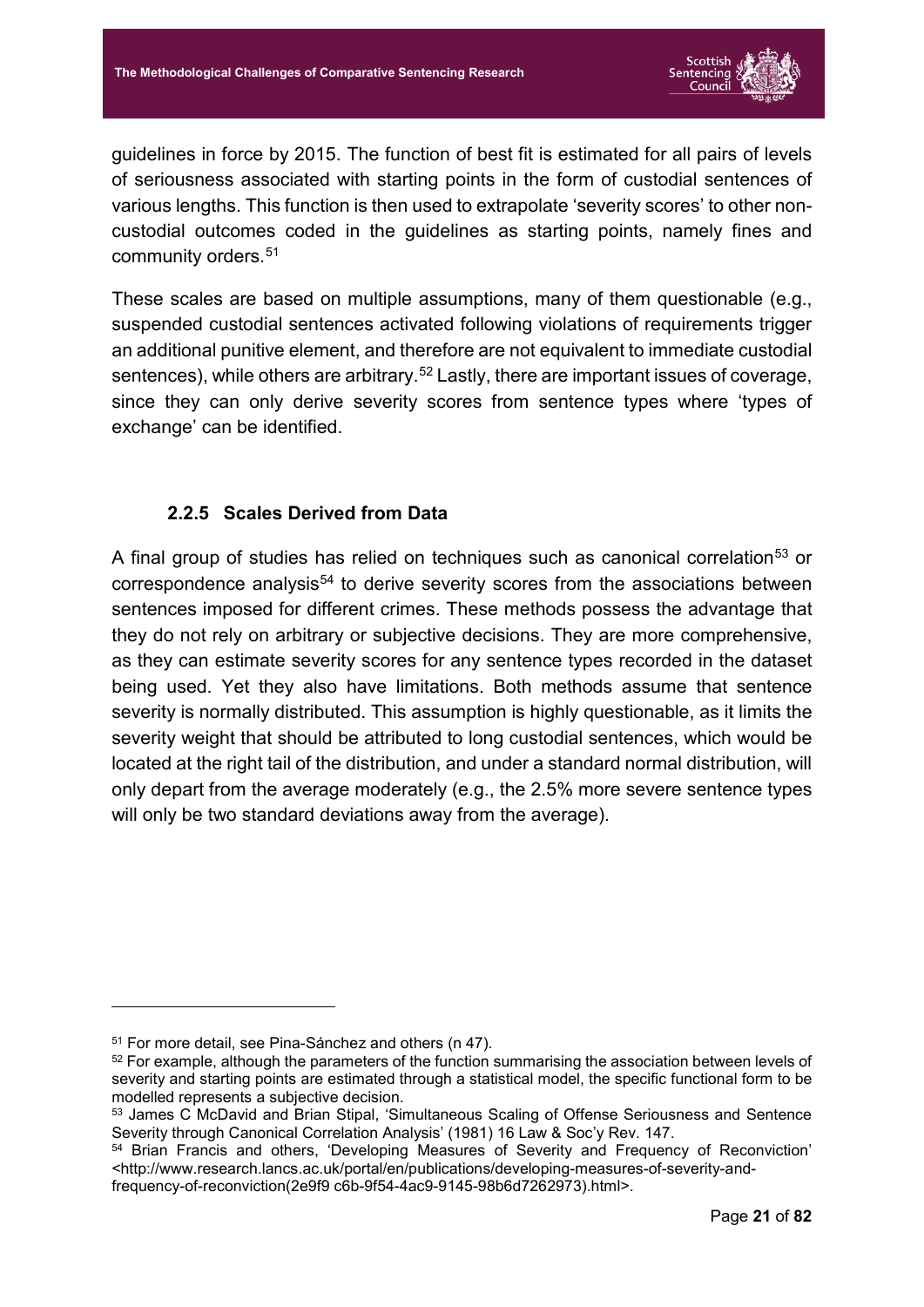guidelines in force by 2015. The function of best fit is estimated for all pairs of levels of seriousness associated with starting points in the form of custodial sentences of various lengths. This function is then used to extrapolate 'severity scores' to other non-custodial outcomes coded in the guidelines as starting points, namely fines and community orders.[51]

These scales are based on multiple assumptions, many of them questionable (e.g., suspended custodial sentences activated following violations of requirements trigger an additional punitive element, and therefore are not equivalent to immediate custodial sentences), while others are arbitrary.[52] Lastly, there are important issues of coverage, since they can only derive severity scores from sentence types where 'types of exchange' can be identified.

### 2.2.5 Scales Derived from Data

A final group of studies has relied on techniques such as canonical correlation[53] or correspondence analysis[54] to derive severity scores from the associations between sentences imposed for different crimes. These methods possess the advantage that they do not rely on arbitrary or subjective decisions. They are more comprehensive, as they can estimate severity scores for any sentence types recorded in the dataset being used. Yet they also have limitations. Both methods assume that sentence severity is normally distributed. This assumption is highly questionable, as it limits the severity weight that should be attributed to long custodial sentences, which would be located at the right tail of the distribution, and under a standard normal distribution, will only depart from the average moderately (e.g., the 2.5% more severe sentence types will only be two standard deviations away from the average).

---

[51] For more detail, see Pina-Sánchez and others (n 47).

[52] For example, although the parameters of the function summarising the association between levels of severity and starting points are estimated through a statistical model, the specific functional form to be modelled represents a subjective decision.

[53] James C McDavid and Brian Stipal, 'Simultaneous Scaling of Offense Seriousness and Sentence Severity through Canonical Correlation Analysis' (1981) 16 Law & Soc'y Rev. 147.

[54] Brian Francis and others, 'Developing Measures of Severity and Frequency of Reconviction' <http://www.research.lancs.ac.uk/portal/en/publications/developing-measures-of-severity-and-frequency-of-reconviction(2e9f9 c6b-9f54-4ac9-9145-98b6d7262973).html>.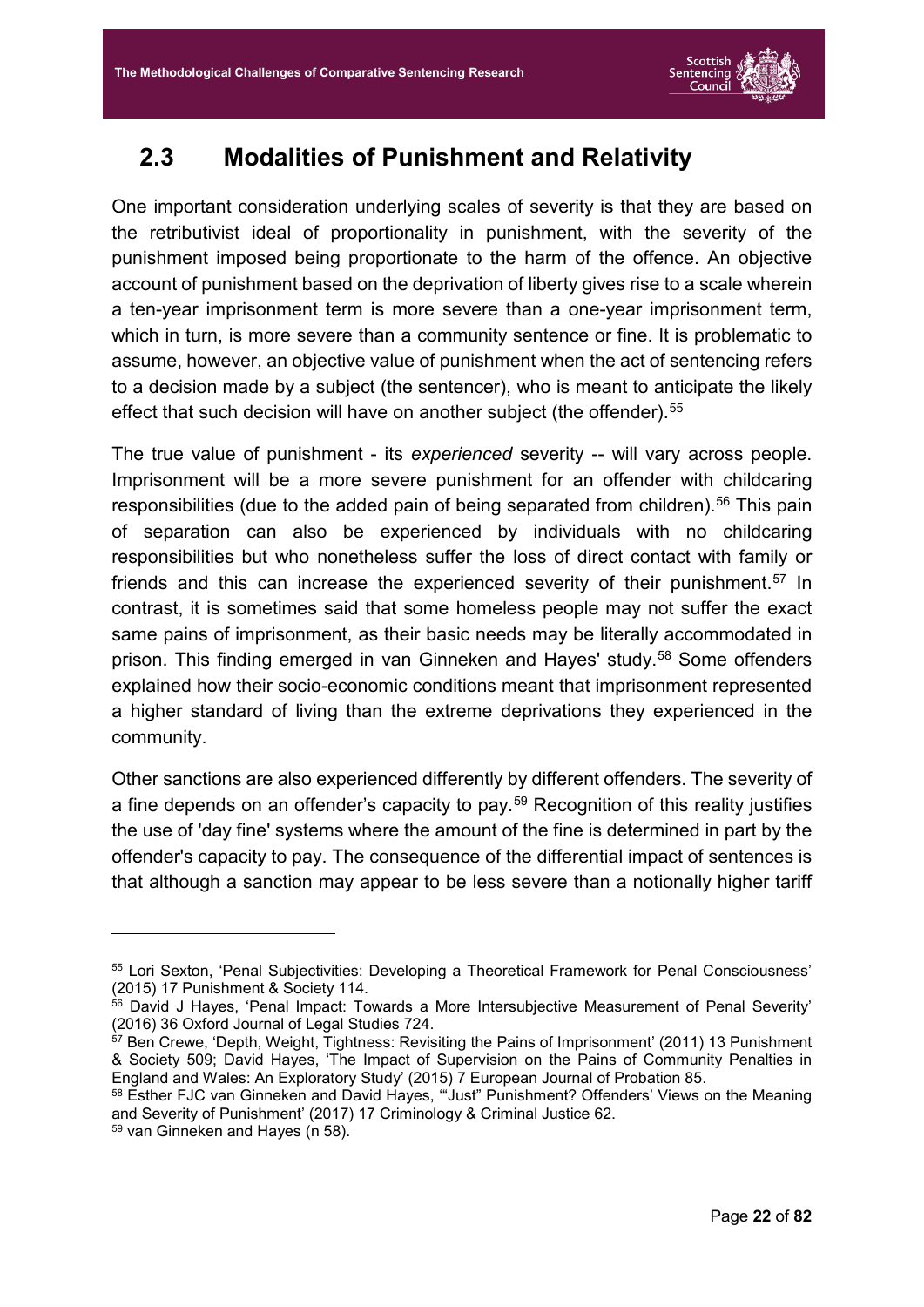## 2.3 Modalities of Punishment and Relativity

One important consideration underlying scales of severity is that they are based on the retributivist ideal of proportionality in punishment, with the severity of the punishment imposed being proportionate to the harm of the offence. An objective account of punishment based on the deprivation of liberty gives rise to a scale wherein a ten-year imprisonment term is more severe than a one-year imprisonment term, which in turn, is more severe than a community sentence or fine. It is problematic to assume, however, an objective value of punishment when the act of sentencing refers to a decision made by a subject (the sentencer), who is meant to anticipate the likely effect that such decision will have on another subject (the offender).[55]

The true value of punishment - its *experienced* severity -- will vary across people. Imprisonment will be a more severe punishment for an offender with childcaring responsibilities (due to the added pain of being separated from children).[56] This pain of separation can also be experienced by individuals with no childcaring responsibilities but who nonetheless suffer the loss of direct contact with family or friends and this can increase the experienced severity of their punishment.[57] In contrast, it is sometimes said that some homeless people may not suffer the exact same pains of imprisonment, as their basic needs may be literally accommodated in prison. This finding emerged in van Ginneken and Hayes' study.[58] Some offenders explained how their socio-economic conditions meant that imprisonment represented a higher standard of living than the extreme deprivations they experienced in the community.

Other sanctions are also experienced differently by different offenders. The severity of a fine depends on an offender's capacity to pay.[59] Recognition of this reality justifies the use of 'day fine' systems where the amount of the fine is determined in part by the offender's capacity to pay. The consequence of the differential impact of sentences is that although a sanction may appear to be less severe than a notionally higher tariff

---

[55] Lori Sexton, 'Penal Subjectivities: Developing a Theoretical Framework for Penal Consciousness' (2015) 17 Punishment & Society 114.

[56] David J Hayes, 'Penal Impact: Towards a More Intersubjective Measurement of Penal Severity' (2016) 36 Oxford Journal of Legal Studies 724.

[57] Ben Crewe, 'Depth, Weight, Tightness: Revisiting the Pains of Imprisonment' (2011) 13 Punishment & Society 509; David Hayes, 'The Impact of Supervision on the Pains of Community Penalties in England and Wales: An Exploratory Study' (2015) 7 European Journal of Probation 85.

[58] Esther FJC van Ginneken and David Hayes, '"Just" Punishment? Offenders' Views on the Meaning and Severity of Punishment' (2017) 17 Criminology & Criminal Justice 62.

[59] van Ginneken and Hayes (n 58).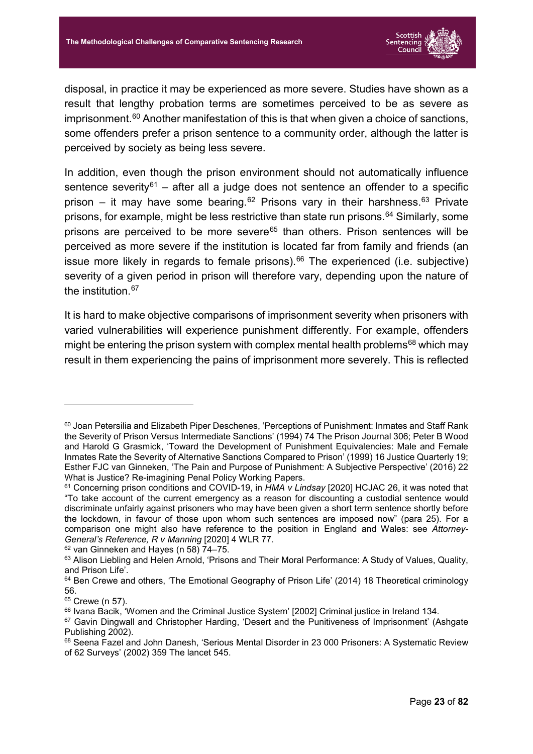disposal, in practice it may be experienced as more severe. Studies have shown as a result that lengthy probation terms are sometimes perceived to be as severe as imprisonment.[60] Another manifestation of this is that when given a choice of sanctions, some offenders prefer a prison sentence to a community order, although the latter is perceived by society as being less severe.

In addition, even though the prison environment should not automatically influence sentence severity[61] – after all a judge does not sentence an offender to a specific prison – it may have some bearing.[62] Prisons vary in their harshness.[63] Private prisons, for example, might be less restrictive than state run prisons.[64] Similarly, some prisons are perceived to be more severe[65] than others. Prison sentences will be perceived as more severe if the institution is located far from family and friends (an issue more likely in regards to female prisons).[66] The experienced (i.e. subjective) severity of a given period in prison will therefore vary, depending upon the nature of the institution.[67]

It is hard to make objective comparisons of imprisonment severity when prisoners with varied vulnerabilities will experience punishment differently. For example, offenders might be entering the prison system with complex mental health problems[68] which may result in them experiencing the pains of imprisonment more severely. This is reflected

---

[60] Joan Petersilia and Elizabeth Piper Deschenes, 'Perceptions of Punishment: Inmates and Staff Rank the Severity of Prison Versus Intermediate Sanctions' (1994) 74 The Prison Journal 306; Peter B Wood and Harold G Grasmick, 'Toward the Development of Punishment Equivalencies: Male and Female Inmates Rate the Severity of Alternative Sanctions Compared to Prison' (1999) 16 Justice Quarterly 19; Esther FJC van Ginneken, 'The Pain and Purpose of Punishment: A Subjective Perspective' (2016) 22 What is Justice? Re-imagining Penal Policy Working Papers.

[61] Concerning prison conditions and COVID-19, in *HMA v Lindsay* [2020] HCJAC 26, it was noted that "To take account of the current emergency as a reason for discounting a custodial sentence would discriminate unfairly against prisoners who may have been given a short term sentence shortly before the lockdown, in favour of those upon whom such sentences are imposed now" (para 25). For a comparison one might also have reference to the position in England and Wales: see *Attorney-General's Reference, R v Manning* [2020] 4 WLR 77.

[62] van Ginneken and Hayes (n 58) 74–75.

[63] Alison Liebling and Helen Arnold, 'Prisons and Their Moral Performance: A Study of Values, Quality, and Prison Life'.

[64] Ben Crewe and others, 'The Emotional Geography of Prison Life' (2014) 18 Theoretical criminology 56.

[65] Crewe (n 57).

[66] Ivana Bacik, 'Women and the Criminal Justice System' [2002] Criminal justice in Ireland 134.

[67] Gavin Dingwall and Christopher Harding, 'Desert and the Punitiveness of Imprisonment' (Ashgate Publishing 2002).

[68] Seena Fazel and John Danesh, 'Serious Mental Disorder in 23 000 Prisoners: A Systematic Review of 62 Surveys' (2002) 359 The lancet 545.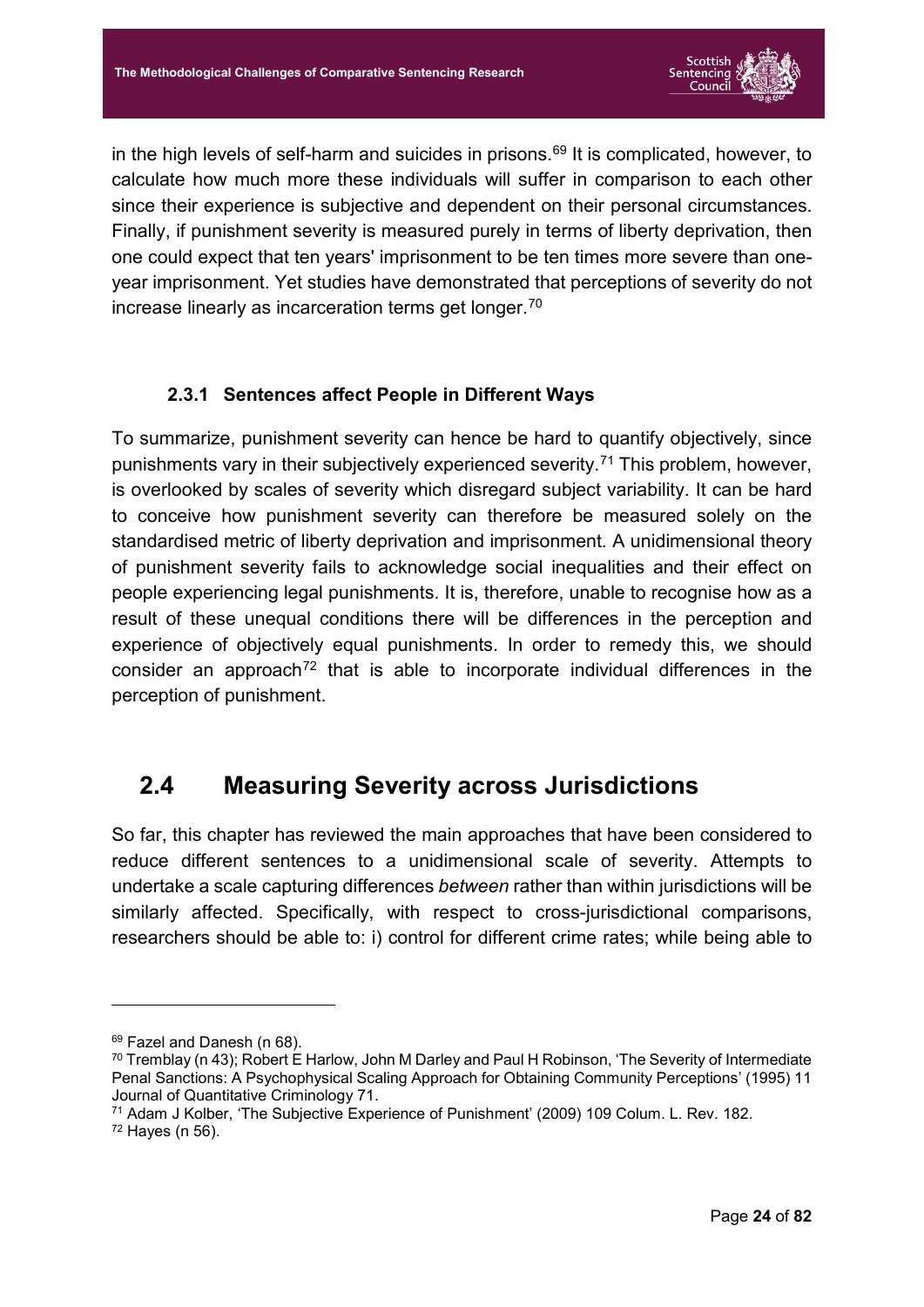in the high levels of self-harm and suicides in prisons.[69] It is complicated, however, to calculate how much more these individuals will suffer in comparison to each other since their experience is subjective and dependent on their personal circumstances. Finally, if punishment severity is measured purely in terms of liberty deprivation, then one could expect that ten years' imprisonment to be ten times more severe than one-year imprisonment. Yet studies have demonstrated that perceptions of severity do not increase linearly as incarceration terms get longer.[70]

### 2.3.1 Sentences affect People in Different Ways

To summarize, punishment severity can hence be hard to quantify objectively, since punishments vary in their subjectively experienced severity.[71] This problem, however, is overlooked by scales of severity which disregard subject variability. It can be hard to conceive how punishment severity can therefore be measured solely on the standardised metric of liberty deprivation and imprisonment. A unidimensional theory of punishment severity fails to acknowledge social inequalities and their effect on people experiencing legal punishments. It is, therefore, unable to recognise how as a result of these unequal conditions there will be differences in the perception and experience of objectively equal punishments. In order to remedy this, we should consider an approach[72] that is able to incorporate individual differences in the perception of punishment.

## 2.4 Measuring Severity across Jurisdictions

So far, this chapter has reviewed the main approaches that have been considered to reduce different sentences to a unidimensional scale of severity. Attempts to undertake a scale capturing differences *between* rather than within jurisdictions will be similarly affected. Specifically, with respect to cross-jurisdictional comparisons, researchers should be able to: i) control for different crime rates; while being able to

---

[69] Fazel and Danesh (n 68).

[70] Tremblay (n 43); Robert E Harlow, John M Darley and Paul H Robinson, 'The Severity of Intermediate Penal Sanctions: A Psychophysical Scaling Approach for Obtaining Community Perceptions' (1995) 11 Journal of Quantitative Criminology 71.

[71] Adam J Kolber, 'The Subjective Experience of Punishment' (2009) 109 Colum. L. Rev. 182.

[72] Hayes (n 56).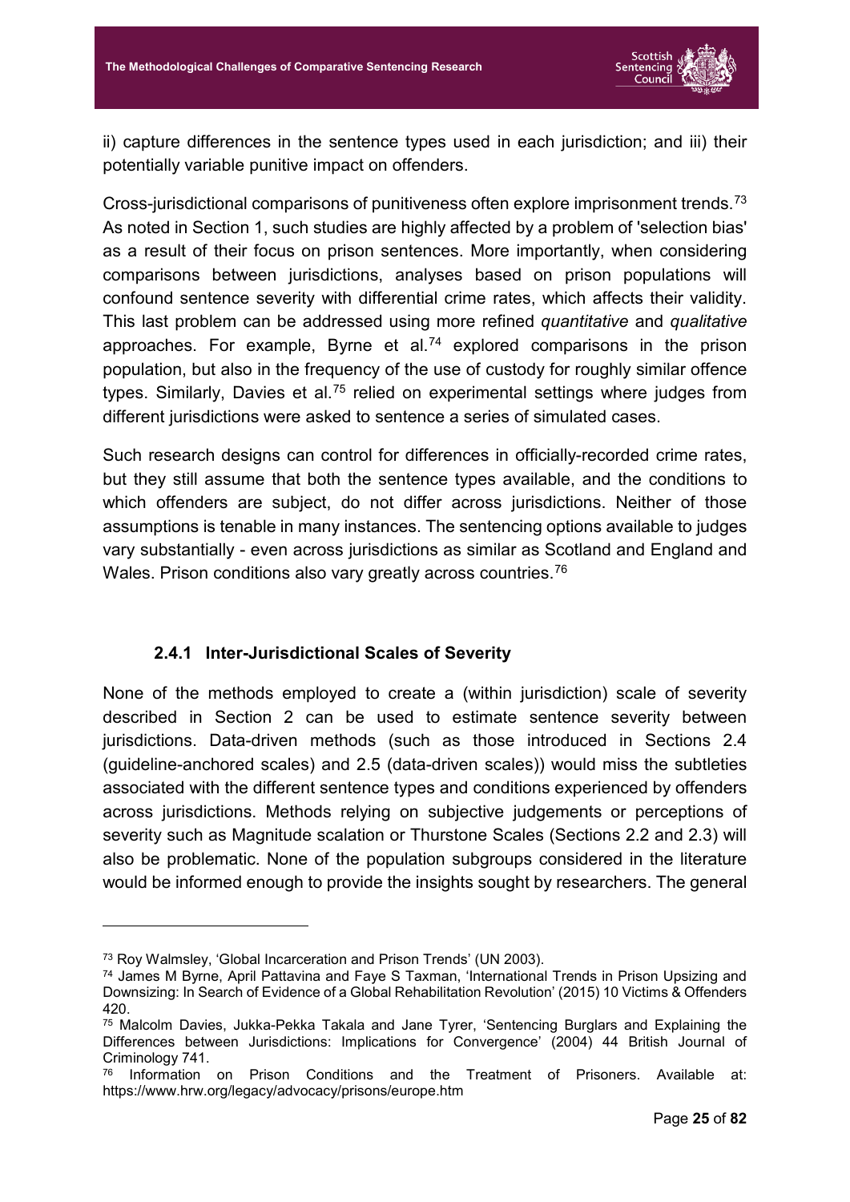ii) capture differences in the sentence types used in each jurisdiction; and iii) their potentially variable punitive impact on offenders.

Cross-jurisdictional comparisons of punitiveness often explore imprisonment trends.[73] As noted in Section 1, such studies are highly affected by a problem of 'selection bias' as a result of their focus on prison sentences. More importantly, when considering comparisons between jurisdictions, analyses based on prison populations will confound sentence severity with differential crime rates, which affects their validity. This last problem can be addressed using more refined *quantitative* and *qualitative* approaches. For example, Byrne et al.[74] explored comparisons in the prison population, but also in the frequency of the use of custody for roughly similar offence types. Similarly, Davies et al.[75] relied on experimental settings where judges from different jurisdictions were asked to sentence a series of simulated cases.

Such research designs can control for differences in officially-recorded crime rates, but they still assume that both the sentence types available, and the conditions to which offenders are subject, do not differ across jurisdictions. Neither of those assumptions is tenable in many instances. The sentencing options available to judges vary substantially - even across jurisdictions as similar as Scotland and England and Wales. Prison conditions also vary greatly across countries.[76]

### 2.4.1 Inter-Jurisdictional Scales of Severity

None of the methods employed to create a (within jurisdiction) scale of severity described in Section 2 can be used to estimate sentence severity between jurisdictions. Data-driven methods (such as those introduced in Sections 2.4 (guideline-anchored scales) and 2.5 (data-driven scales)) would miss the subtleties associated with the different sentence types and conditions experienced by offenders across jurisdictions. Methods relying on subjective judgements or perceptions of severity such as Magnitude scalation or Thurstone Scales (Sections 2.2 and 2.3) will also be problematic. None of the population subgroups considered in the literature would be informed enough to provide the insights sought by researchers. The general

---

[73] Roy Walmsley, 'Global Incarceration and Prison Trends' (UN 2003).

[74] James M Byrne, April Pattavina and Faye S Taxman, 'International Trends in Prison Upsizing and Downsizing: In Search of Evidence of a Global Rehabilitation Revolution' (2015) 10 Victims & Offenders 420.

[75] Malcolm Davies, Jukka-Pekka Takala and Jane Tyrer, 'Sentencing Burglars and Explaining the Differences between Jurisdictions: Implications for Convergence' (2004) 44 British Journal of Criminology 741.

[76] Information on Prison Conditions and the Treatment of Prisoners. Available at: https://www.hrw.org/legacy/advocacy/prisons/europe.htm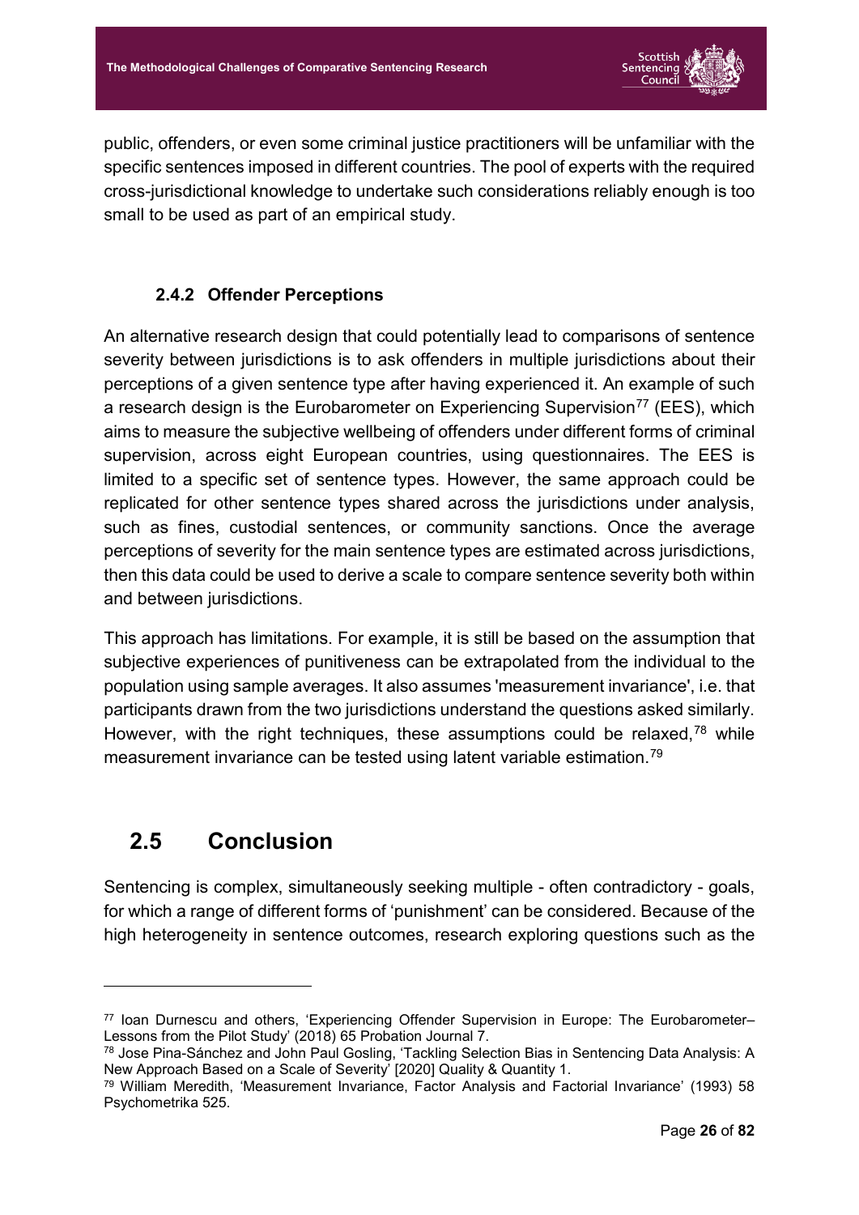public, offenders, or even some criminal justice practitioners will be unfamiliar with the specific sentences imposed in different countries. The pool of experts with the required cross-jurisdictional knowledge to undertake such considerations reliably enough is too small to be used as part of an empirical study.

### 2.4.2 Offender Perceptions

An alternative research design that could potentially lead to comparisons of sentence severity between jurisdictions is to ask offenders in multiple jurisdictions about their perceptions of a given sentence type after having experienced it. An example of such a research design is the Eurobarometer on Experiencing Supervision[77] (EES), which aims to measure the subjective wellbeing of offenders under different forms of criminal supervision, across eight European countries, using questionnaires. The EES is limited to a specific set of sentence types. However, the same approach could be replicated for other sentence types shared across the jurisdictions under analysis, such as fines, custodial sentences, or community sanctions. Once the average perceptions of severity for the main sentence types are estimated across jurisdictions, then this data could be used to derive a scale to compare sentence severity both within and between jurisdictions.

This approach has limitations. For example, it is still be based on the assumption that subjective experiences of punitiveness can be extrapolated from the individual to the population using sample averages. It also assumes 'measurement invariance', i.e. that participants drawn from the two jurisdictions understand the questions asked similarly. However, with the right techniques, these assumptions could be relaxed,[78] while measurement invariance can be tested using latent variable estimation.[79]

## 2.5 Conclusion

Sentencing is complex, simultaneously seeking multiple - often contradictory - goals, for which a range of different forms of 'punishment' can be considered. Because of the high heterogeneity in sentence outcomes, research exploring questions such as the

---

[77] Ioan Durnescu and others, 'Experiencing Offender Supervision in Europe: The Eurobarometer–Lessons from the Pilot Study' (2018) 65 Probation Journal 7.

[78] Jose Pina-Sánchez and John Paul Gosling, 'Tackling Selection Bias in Sentencing Data Analysis: A New Approach Based on a Scale of Severity' [2020] Quality & Quantity 1.

[79] William Meredith, 'Measurement Invariance, Factor Analysis and Factorial Invariance' (1993) 58 Psychometrika 525.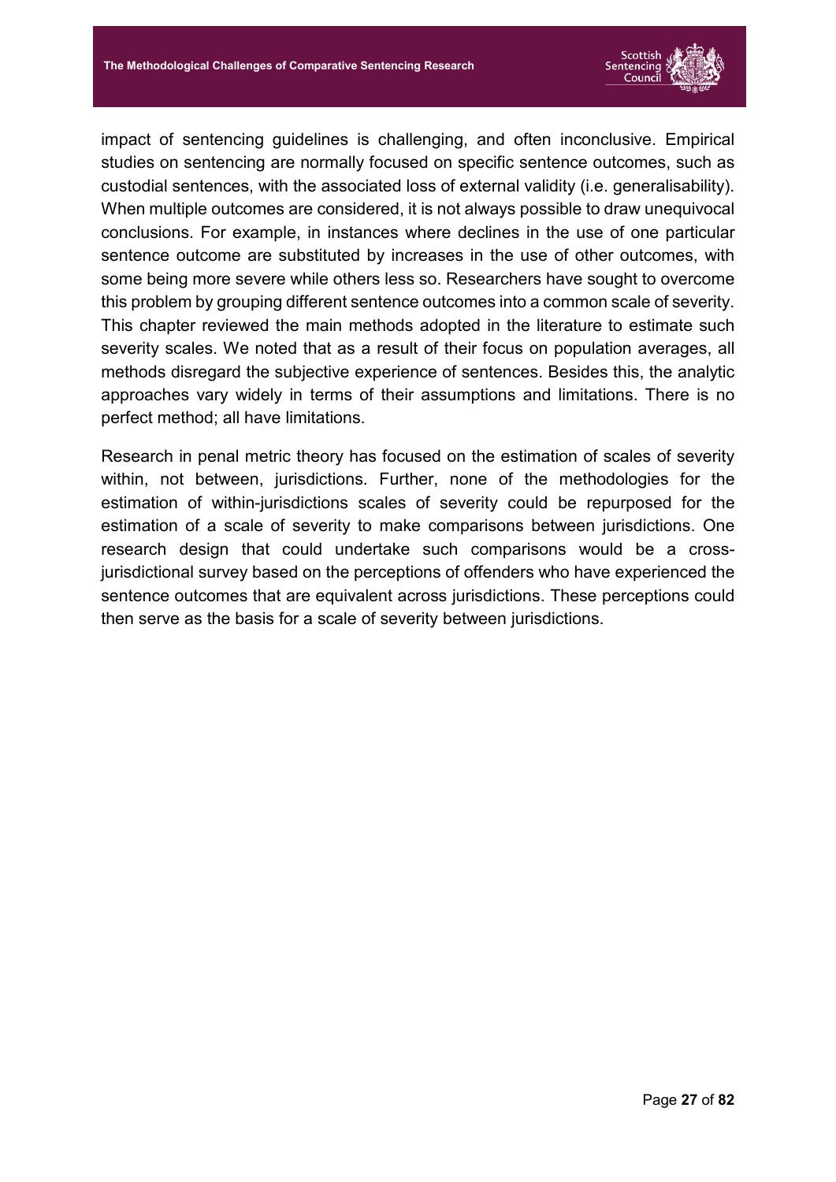impact of sentencing guidelines is challenging, and often inconclusive. Empirical studies on sentencing are normally focused on specific sentence outcomes, such as custodial sentences, with the associated loss of external validity (i.e. generalisability). When multiple outcomes are considered, it is not always possible to draw unequivocal conclusions. For example, in instances where declines in the use of one particular sentence outcome are substituted by increases in the use of other outcomes, with some being more severe while others less so. Researchers have sought to overcome this problem by grouping different sentence outcomes into a common scale of severity. This chapter reviewed the main methods adopted in the literature to estimate such severity scales. We noted that as a result of their focus on population averages, all methods disregard the subjective experience of sentences. Besides this, the analytic approaches vary widely in terms of their assumptions and limitations. There is no perfect method; all have limitations.

Research in penal metric theory has focused on the estimation of scales of severity within, not between, jurisdictions. Further, none of the methodologies for the estimation of within-jurisdictions scales of severity could be repurposed for the estimation of a scale of severity to make comparisons between jurisdictions. One research design that could undertake such comparisons would be a cross-jurisdictional survey based on the perceptions of offenders who have experienced the sentence outcomes that are equivalent across jurisdictions. These perceptions could then serve as the basis for a scale of severity between jurisdictions.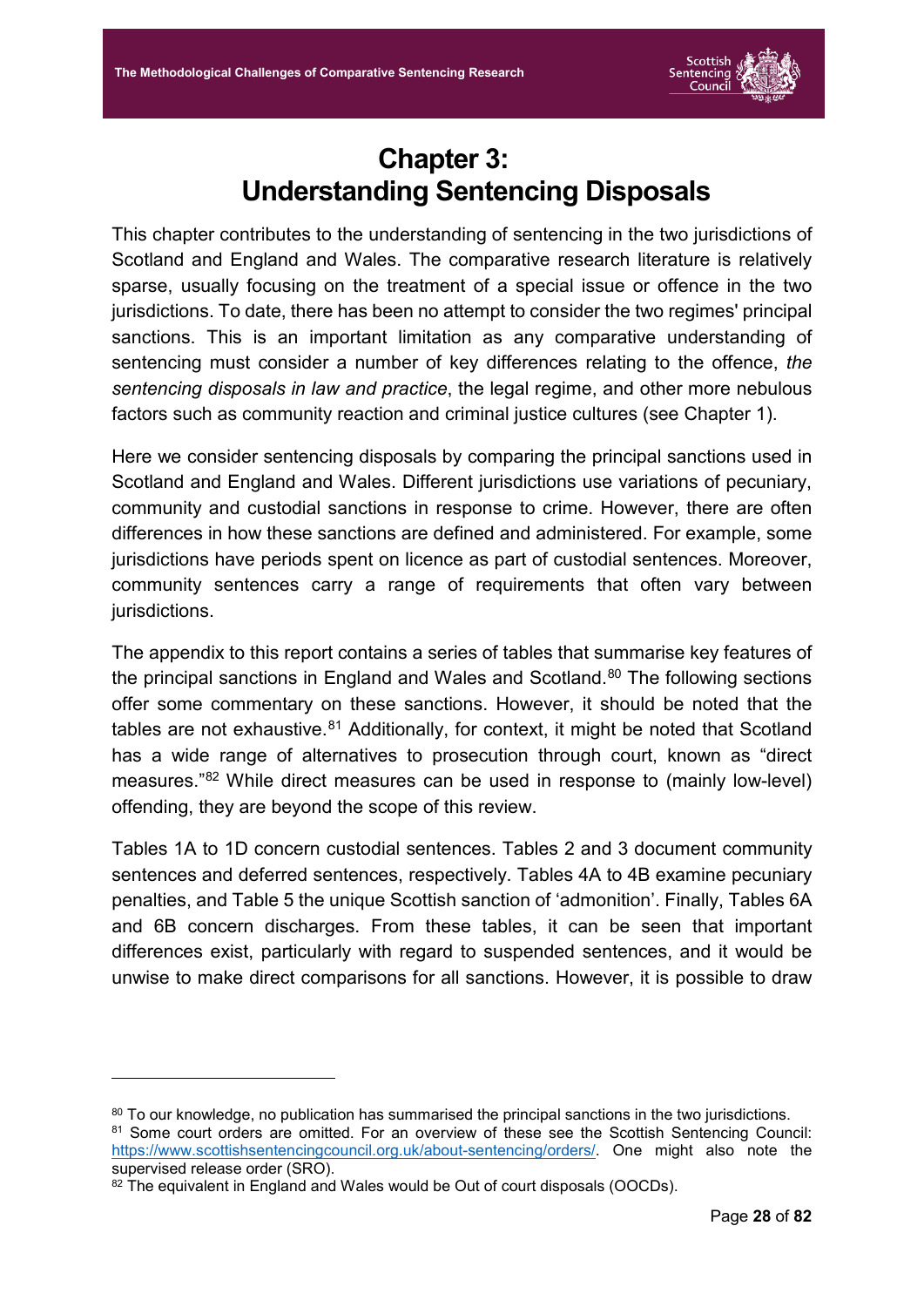# Chapter 3: Understanding Sentencing Disposals

This chapter contributes to the understanding of sentencing in the two jurisdictions of Scotland and England and Wales. The comparative research literature is relatively sparse, usually focusing on the treatment of a special issue or offence in the two jurisdictions. To date, there has been no attempt to consider the two regimes' principal sanctions. This is an important limitation as any comparative understanding of sentencing must consider a number of key differences relating to the offence, *the sentencing disposals in law and practice*, the legal regime, and other more nebulous factors such as community reaction and criminal justice cultures (see Chapter 1).

Here we consider sentencing disposals by comparing the principal sanctions used in Scotland and England and Wales. Different jurisdictions use variations of pecuniary, community and custodial sanctions in response to crime. However, there are often differences in how these sanctions are defined and administered. For example, some jurisdictions have periods spent on licence as part of custodial sentences. Moreover, community sentences carry a range of requirements that often vary between jurisdictions.

The appendix to this report contains a series of tables that summarise key features of the principal sanctions in England and Wales and Scotland.[80] The following sections offer some commentary on these sanctions. However, it should be noted that the tables are not exhaustive.[81] Additionally, for context, it might be noted that Scotland has a wide range of alternatives to prosecution through court, known as "direct measures."[82] While direct measures can be used in response to (mainly low-level) offending, they are beyond the scope of this review.

Tables 1A to 1D concern custodial sentences. Tables 2 and 3 document community sentences and deferred sentences, respectively. Tables 4A to 4B examine pecuniary penalties, and Table 5 the unique Scottish sanction of 'admonition'. Finally, Tables 6A and 6B concern discharges. From these tables, it can be seen that important differences exist, particularly with regard to suspended sentences, and it would be unwise to make direct comparisons for all sanctions. However, it is possible to draw

---

[80] To our knowledge, no publication has summarised the principal sanctions in the two jurisdictions.

[81] Some court orders are omitted. For an overview of these see the Scottish Sentencing Council: https://www.scottishsentencingcouncil.org.uk/about-sentencing/orders/. One might also note the supervised release order (SRO).

[82] The equivalent in England and Wales would be Out of court disposals (OOCDs).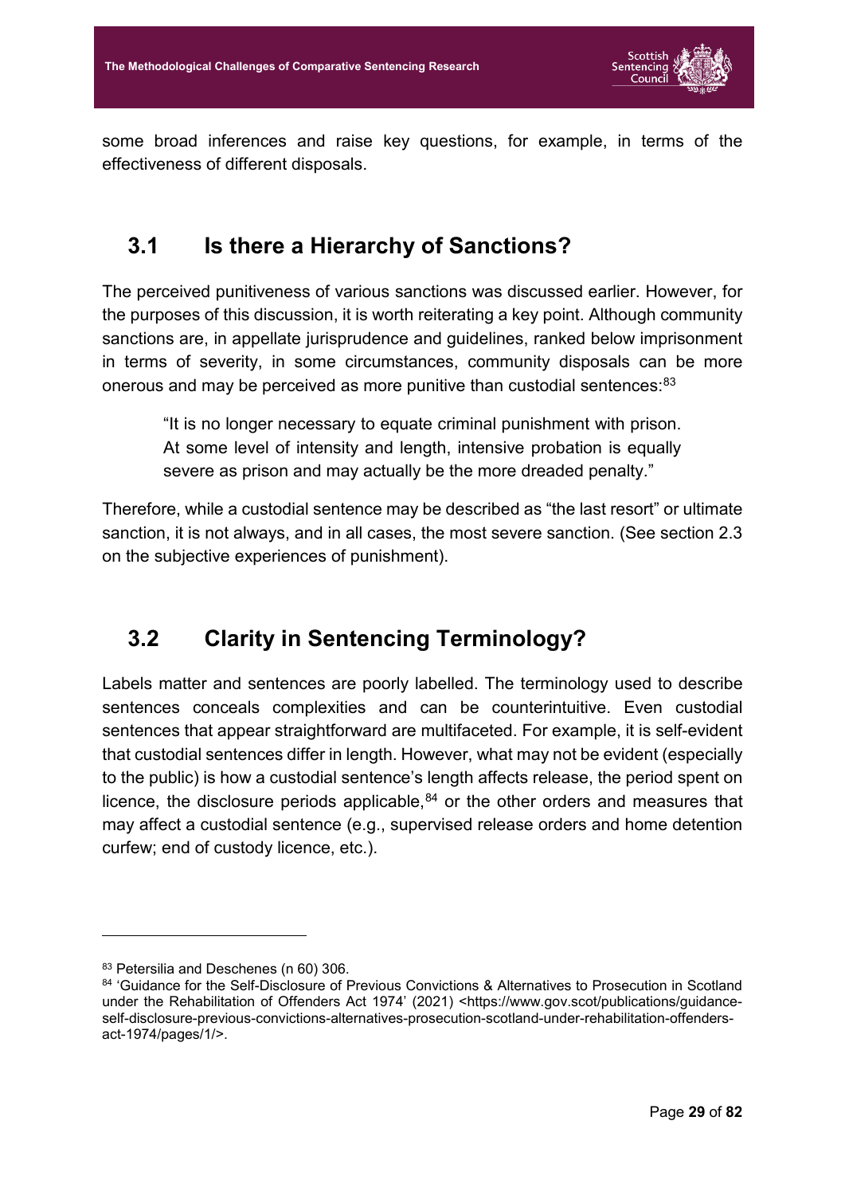some broad inferences and raise key questions, for example, in terms of the effectiveness of different disposals.

## 3.1 Is there a Hierarchy of Sanctions?

The perceived punitiveness of various sanctions was discussed earlier. However, for the purposes of this discussion, it is worth reiterating a key point. Although community sanctions are, in appellate jurisprudence and guidelines, ranked below imprisonment in terms of severity, in some circumstances, community disposals can be more onerous and may be perceived as more punitive than custodial sentences:[83]

> "It is no longer necessary to equate criminal punishment with prison. At some level of intensity and length, intensive probation is equally severe as prison and may actually be the more dreaded penalty."

Therefore, while a custodial sentence may be described as "the last resort" or ultimate sanction, it is not always, and in all cases, the most severe sanction. (See section 2.3 on the subjective experiences of punishment).

## 3.2 Clarity in Sentencing Terminology?

Labels matter and sentences are poorly labelled. The terminology used to describe sentences conceals complexities and can be counterintuitive. Even custodial sentences that appear straightforward are multifaceted. For example, it is self-evident that custodial sentences differ in length. However, what may not be evident (especially to the public) is how a custodial sentence's length affects release, the period spent on licence, the disclosure periods applicable,[84] or the other orders and measures that may affect a custodial sentence (e.g., supervised release orders and home detention curfew; end of custody licence, etc.).

---

[83] Petersilia and Deschenes (n 60) 306.

[84] 'Guidance for the Self-Disclosure of Previous Convictions & Alternatives to Prosecution in Scotland under the Rehabilitation of Offenders Act 1974' (2021) <https://www.gov.scot/publications/guidance-self-disclosure-previous-convictions-alternatives-prosecution-scotland-under-rehabilitation-offenders-act-1974/pages/1/>.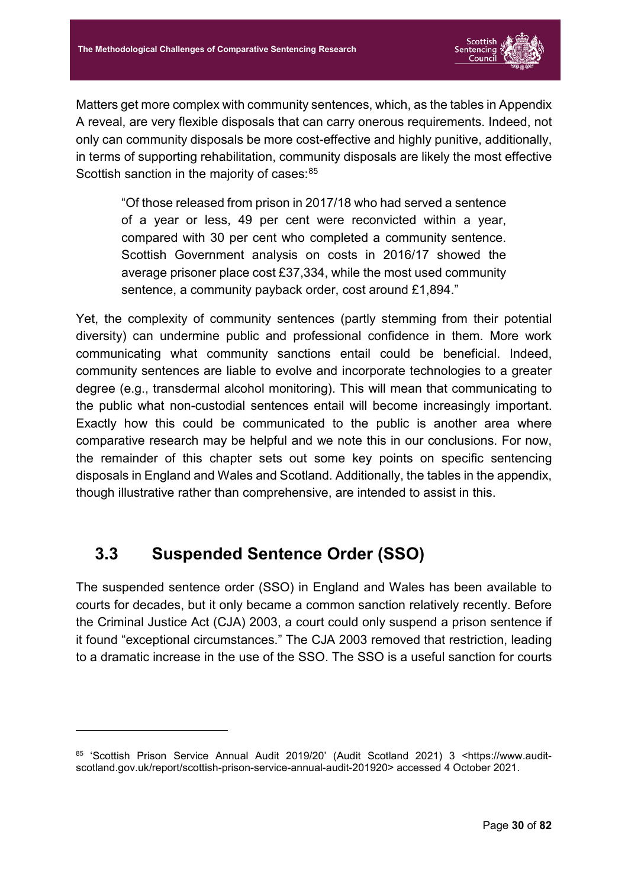Matters get more complex with community sentences, which, as the tables in Appendix A reveal, are very flexible disposals that can carry onerous requirements. Indeed, not only can community disposals be more cost-effective and highly punitive, additionally, in terms of supporting rehabilitation, community disposals are likely the most effective Scottish sanction in the majority of cases:[85]

> "Of those released from prison in 2017/18 who had served a sentence of a year or less, 49 per cent were reconvicted within a year, compared with 30 per cent who completed a community sentence. Scottish Government analysis on costs in 2016/17 showed the average prisoner place cost £37,334, while the most used community sentence, a community payback order, cost around £1,894."

Yet, the complexity of community sentences (partly stemming from their potential diversity) can undermine public and professional confidence in them. More work communicating what community sanctions entail could be beneficial. Indeed, community sentences are liable to evolve and incorporate technologies to a greater degree (e.g., transdermal alcohol monitoring). This will mean that communicating to the public what non-custodial sentences entail will become increasingly important. Exactly how this could be communicated to the public is another area where comparative research may be helpful and we note this in our conclusions. For now, the remainder of this chapter sets out some key points on specific sentencing disposals in England and Wales and Scotland. Additionally, the tables in the appendix, though illustrative rather than comprehensive, are intended to assist in this.

## 3.3 Suspended Sentence Order (SSO)

The suspended sentence order (SSO) in England and Wales has been available to courts for decades, but it only became a common sanction relatively recently. Before the Criminal Justice Act (CJA) 2003, a court could only suspend a prison sentence if it found "exceptional circumstances." The CJA 2003 removed that restriction, leading to a dramatic increase in the use of the SSO. The SSO is a useful sanction for courts

---

[85] 'Scottish Prison Service Annual Audit 2019/20' (Audit Scotland 2021) 3 <https://www.audit-scotland.gov.uk/report/scottish-prison-service-annual-audit-201920> accessed 4 October 2021.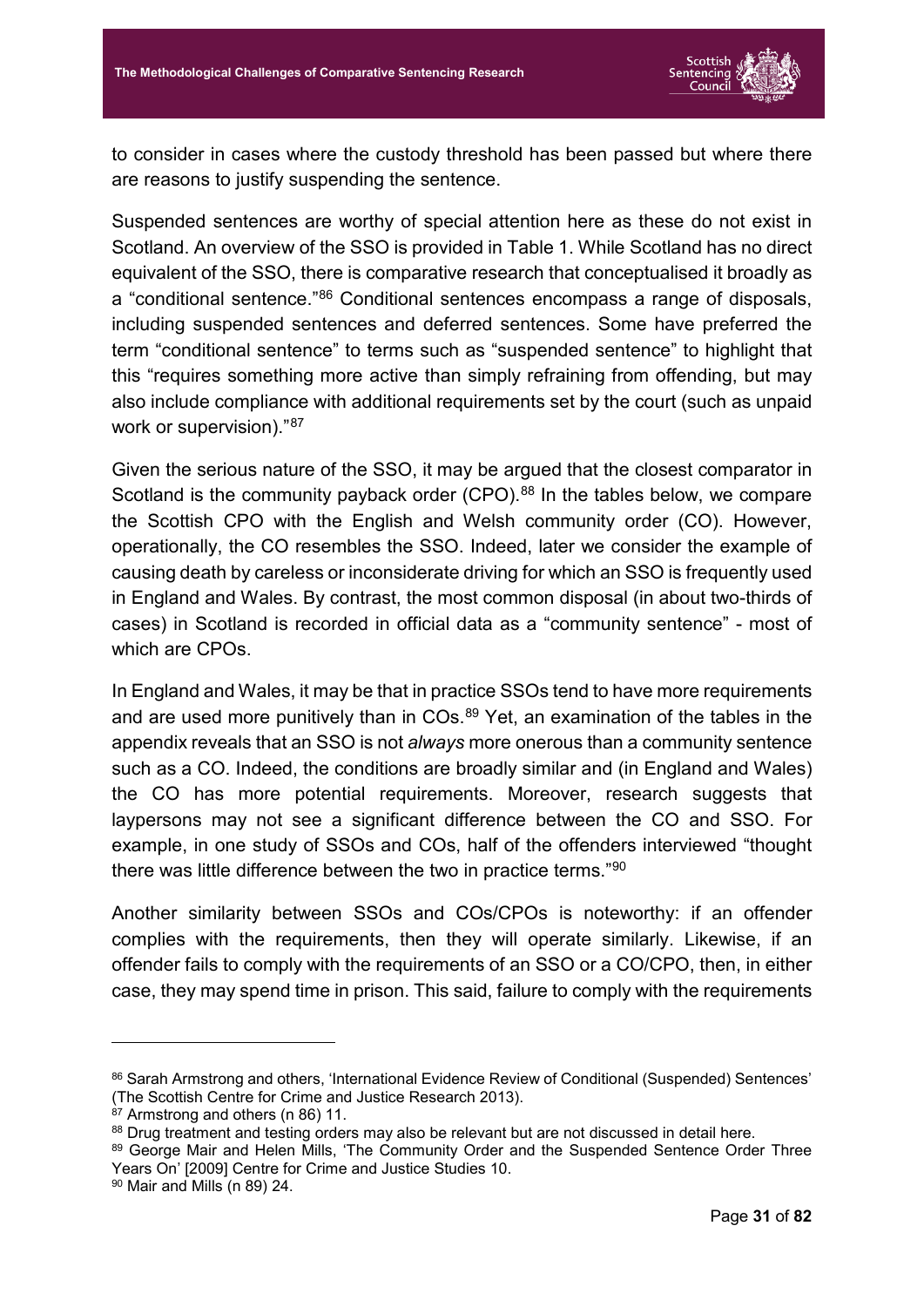to consider in cases where the custody threshold has been passed but where there are reasons to justify suspending the sentence.

Suspended sentences are worthy of special attention here as these do not exist in Scotland. An overview of the SSO is provided in Table 1. While Scotland has no direct equivalent of the SSO, there is comparative research that conceptualised it broadly as a "conditional sentence."[86] Conditional sentences encompass a range of disposals, including suspended sentences and deferred sentences. Some have preferred the term "conditional sentence" to terms such as "suspended sentence" to highlight that this "requires something more active than simply refraining from offending, but may also include compliance with additional requirements set by the court (such as unpaid work or supervision)."[87]

Given the serious nature of the SSO, it may be argued that the closest comparator in Scotland is the community payback order (CPO).[88] In the tables below, we compare the Scottish CPO with the English and Welsh community order (CO). However, operationally, the CO resembles the SSO. Indeed, later we consider the example of causing death by careless or inconsiderate driving for which an SSO is frequently used in England and Wales. By contrast, the most common disposal (in about two-thirds of cases) in Scotland is recorded in official data as a "community sentence" - most of which are CPOs.

In England and Wales, it may be that in practice SSOs tend to have more requirements and are used more punitively than in COs.[89] Yet, an examination of the tables in the appendix reveals that an SSO is not *always* more onerous than a community sentence such as a CO. Indeed, the conditions are broadly similar and (in England and Wales) the CO has more potential requirements. Moreover, research suggests that laypersons may not see a significant difference between the CO and SSO. For example, in one study of SSOs and COs, half of the offenders interviewed "thought there was little difference between the two in practice terms."[90]

Another similarity between SSOs and COs/CPOs is noteworthy: if an offender complies with the requirements, then they will operate similarly. Likewise, if an offender fails to comply with the requirements of an SSO or a CO/CPO, then, in either case, they may spend time in prison. This said, failure to comply with the requirements

---

[86] Sarah Armstrong and others, 'International Evidence Review of Conditional (Suspended) Sentences' (The Scottish Centre for Crime and Justice Research 2013).

[87] Armstrong and others (n 86) 11.

[88] Drug treatment and testing orders may also be relevant but are not discussed in detail here.

[89] George Mair and Helen Mills, 'The Community Order and the Suspended Sentence Order Three Years On' [2009] Centre for Crime and Justice Studies 10.

[90] Mair and Mills (n 89) 24.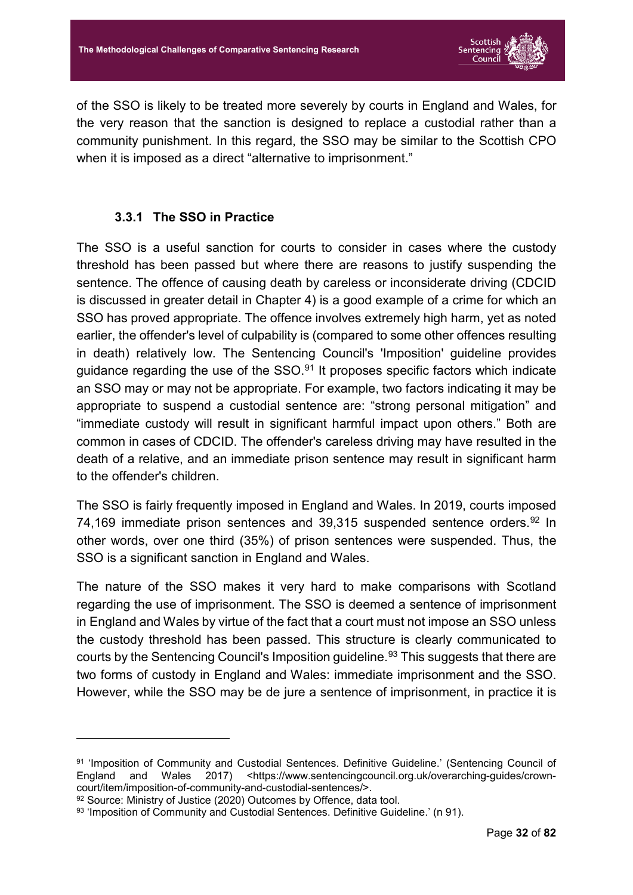of the SSO is likely to be treated more severely by courts in England and Wales, for the very reason that the sanction is designed to replace a custodial rather than a community punishment. In this regard, the SSO may be similar to the Scottish CPO when it is imposed as a direct "alternative to imprisonment."

### 3.3.1 The SSO in Practice

The SSO is a useful sanction for courts to consider in cases where the custody threshold has been passed but where there are reasons to justify suspending the sentence. The offence of causing death by careless or inconsiderate driving (CDCID is discussed in greater detail in Chapter 4) is a good example of a crime for which an SSO has proved appropriate. The offence involves extremely high harm, yet as noted earlier, the offender's level of culpability is (compared to some other offences resulting in death) relatively low. The Sentencing Council's 'Imposition' guideline provides guidance regarding the use of the SSO.[91] It proposes specific factors which indicate an SSO may or may not be appropriate. For example, two factors indicating it may be appropriate to suspend a custodial sentence are: "strong personal mitigation" and "immediate custody will result in significant harmful impact upon others." Both are common in cases of CDCID. The offender's careless driving may have resulted in the death of a relative, and an immediate prison sentence may result in significant harm to the offender's children.

The SSO is fairly frequently imposed in England and Wales. In 2019, courts imposed 74,169 immediate prison sentences and 39,315 suspended sentence orders.[92] In other words, over one third (35%) of prison sentences were suspended. Thus, the SSO is a significant sanction in England and Wales.

The nature of the SSO makes it very hard to make comparisons with Scotland regarding the use of imprisonment. The SSO is deemed a sentence of imprisonment in England and Wales by virtue of the fact that a court must not impose an SSO unless the custody threshold has been passed. This structure is clearly communicated to courts by the Sentencing Council's Imposition guideline.[93] This suggests that there are two forms of custody in England and Wales: immediate imprisonment and the SSO. However, while the SSO may be de jure a sentence of imprisonment, in practice it is

---

[91] 'Imposition of Community and Custodial Sentences. Definitive Guideline.' (Sentencing Council of England and Wales 2017) <https://www.sentencingcouncil.org.uk/overarching-guides/crown-court/item/imposition-of-community-and-custodial-sentences/>.

[92] Source: Ministry of Justice (2020) Outcomes by Offence, data tool.

[93] 'Imposition of Community and Custodial Sentences. Definitive Guideline.' (n 91).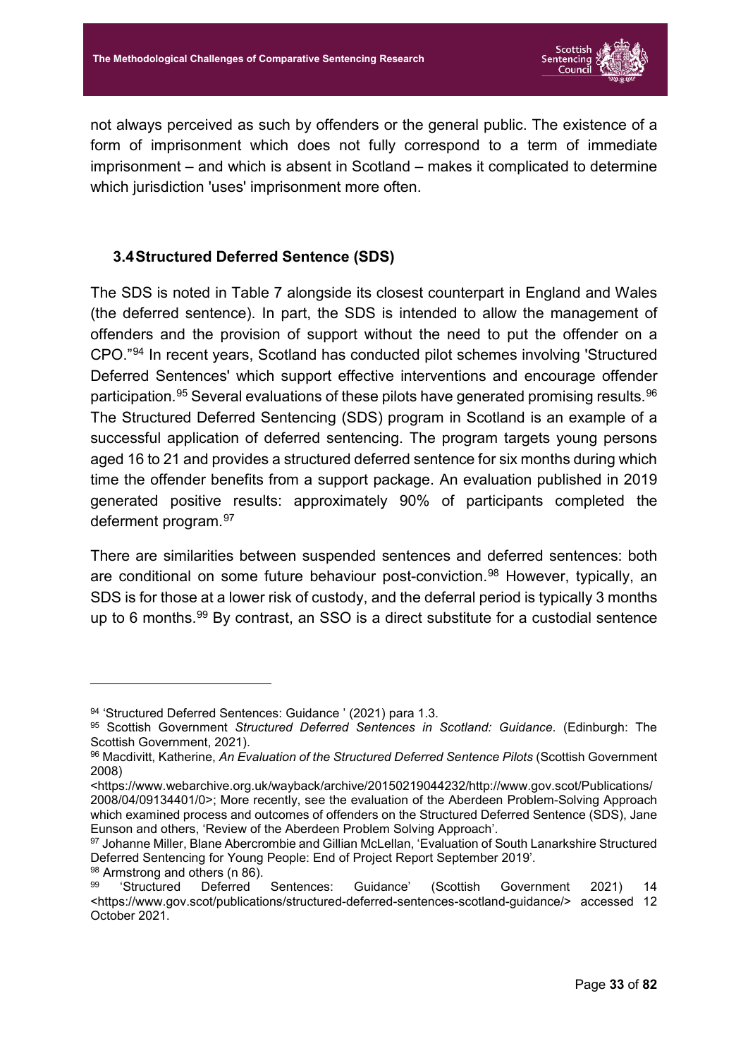not always perceived as such by offenders or the general public. The existence of a form of imprisonment which does not fully correspond to a term of immediate imprisonment – and which is absent in Scotland – makes it complicated to determine which jurisdiction 'uses' imprisonment more often.

### 3.4 Structured Deferred Sentence (SDS)

The SDS is noted in Table 7 alongside its closest counterpart in England and Wales (the deferred sentence). In part, the SDS is intended to allow the management of offenders and the provision of support without the need to put the offender on a CPO."[94] In recent years, Scotland has conducted pilot schemes involving 'Structured Deferred Sentences' which support effective interventions and encourage offender participation.[95] Several evaluations of these pilots have generated promising results.[96] The Structured Deferred Sentencing (SDS) program in Scotland is an example of a successful application of deferred sentencing. The program targets young persons aged 16 to 21 and provides a structured deferred sentence for six months during which time the offender benefits from a support package. An evaluation published in 2019 generated positive results: approximately 90% of participants completed the deferment program.[97]

There are similarities between suspended sentences and deferred sentences: both are conditional on some future behaviour post-conviction.[98] However, typically, an SDS is for those at a lower risk of custody, and the deferral period is typically 3 months up to 6 months.[99] By contrast, an SSO is a direct substitute for a custodial sentence

---

[94] 'Structured Deferred Sentences: Guidance ' (2021) para 1.3.

[95] Scottish Government *Structured Deferred Sentences in Scotland: Guidance*. (Edinburgh: The Scottish Government, 2021).

[96] Macdivitt, Katherine, *An Evaluation of the Structured Deferred Sentence Pilots* (Scottish Government 2008) <https://www.webarchive.org.uk/wayback/archive/20150219044232/http://www.gov.scot/Publications/2008/04/09134401/0>; More recently, see the evaluation of the Aberdeen Problem-Solving Approach which examined process and outcomes of offenders on the Structured Deferred Sentence (SDS), Jane Eunson and others, 'Review of the Aberdeen Problem Solving Approach'.

[97] Johanne Miller, Blane Abercrombie and Gillian McLellan, 'Evaluation of South Lanarkshire Structured Deferred Sentencing for Young People: End of Project Report September 2019'.

[98] Armstrong and others (n 86).

[99] 'Structured Deferred Sentences: Guidance' (Scottish Government 2021) 14 <https://www.gov.scot/publications/structured-deferred-sentences-scotland-guidance/> accessed 12 October 2021.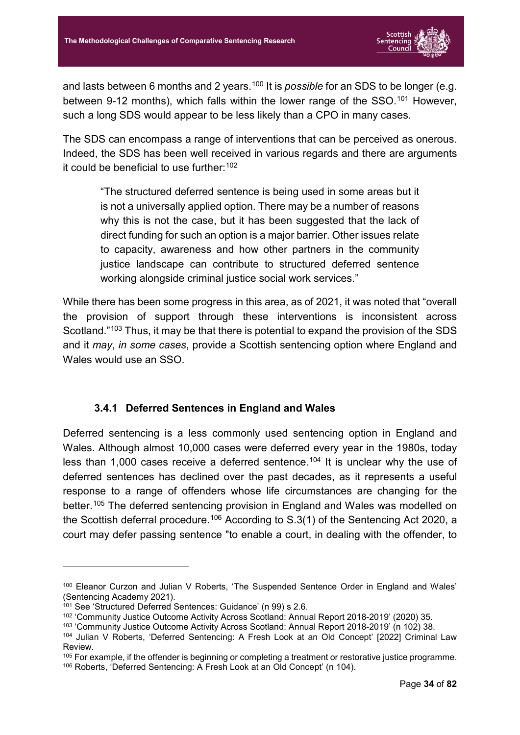and lasts between 6 months and 2 years.[100] It is *possible* for an SDS to be longer (e.g. between 9-12 months), which falls within the lower range of the SSO.[101] However, such a long SDS would appear to be less likely than a CPO in many cases.

The SDS can encompass a range of interventions that can be perceived as onerous. Indeed, the SDS has been well received in various regards and there are arguments it could be beneficial to use further:[102]

> "The structured deferred sentence is being used in some areas but it is not a universally applied option. There may be a number of reasons why this is not the case, but it has been suggested that the lack of direct funding for such an option is a major barrier. Other issues relate to capacity, awareness and how other partners in the community justice landscape can contribute to structured deferred sentence working alongside criminal justice social work services."

While there has been some progress in this area, as of 2021, it was noted that "overall the provision of support through these interventions is inconsistent across Scotland."[103] Thus, it may be that there is potential to expand the provision of the SDS and it *may*, *in some cases*, provide a Scottish sentencing option where England and Wales would use an SSO.

### 3.4.1 Deferred Sentences in England and Wales

Deferred sentencing is a less commonly used sentencing option in England and Wales. Although almost 10,000 cases were deferred every year in the 1980s, today less than 1,000 cases receive a deferred sentence.[104] It is unclear why the use of deferred sentences has declined over the past decades, as it represents a useful response to a range of offenders whose life circumstances are changing for the better.[105] The deferred sentencing provision in England and Wales was modelled on the Scottish deferral procedure.[106] According to S.3(1) of the Sentencing Act 2020, a court may defer passing sentence "to enable a court, in dealing with the offender, to

---

[100] Eleanor Curzon and Julian V Roberts, 'The Suspended Sentence Order in England and Wales' (Sentencing Academy 2021).

[101] See 'Structured Deferred Sentences: Guidance' (n 99) s 2.6.

[102] 'Community Justice Outcome Activity Across Scotland: Annual Report 2018-2019' (2020) 35.

[103] 'Community Justice Outcome Activity Across Scotland: Annual Report 2018-2019' (n 102) 38.

[104] Julian V Roberts, 'Deferred Sentencing: A Fresh Look at an Old Concept' [2022] Criminal Law Review.

[105] For example, if the offender is beginning or completing a treatment or restorative justice programme.

[106] Roberts, 'Deferred Sentencing: A Fresh Look at an Old Concept' (n 104).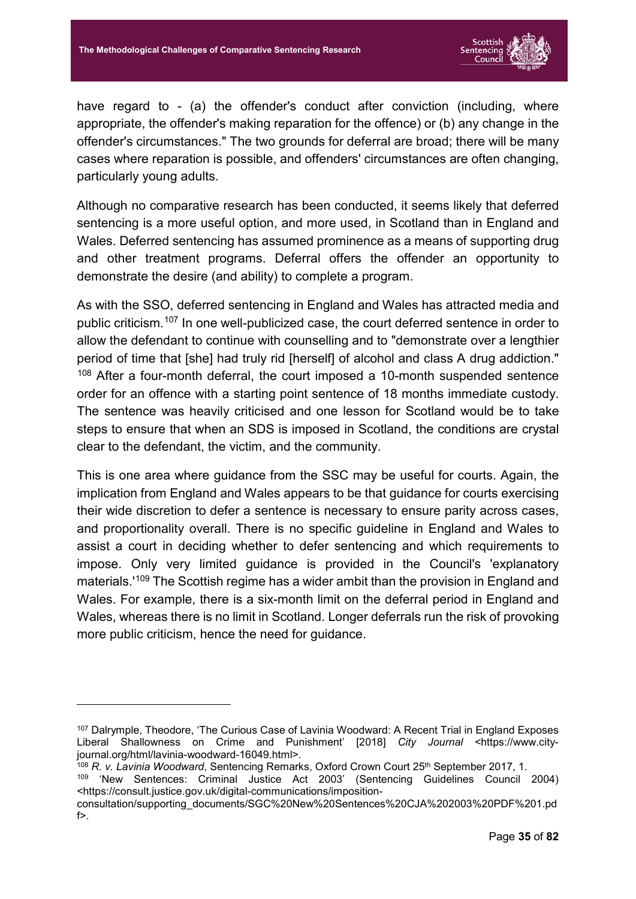have regard to - (a) the offender's conduct after conviction (including, where appropriate, the offender's making reparation for the offence) or (b) any change in the offender's circumstances." The two grounds for deferral are broad; there will be many cases where reparation is possible, and offenders' circumstances are often changing, particularly young adults.

Although no comparative research has been conducted, it seems likely that deferred sentencing is a more useful option, and more used, in Scotland than in England and Wales. Deferred sentencing has assumed prominence as a means of supporting drug and other treatment programs. Deferral offers the offender an opportunity to demonstrate the desire (and ability) to complete a program.

As with the SSO, deferred sentencing in England and Wales has attracted media and public criticism.[107] In one well-publicized case, the court deferred sentence in order to allow the defendant to continue with counselling and to "demonstrate over a lengthier period of time that [she] had truly rid [herself] of alcohol and class A drug addiction." [108] After a four-month deferral, the court imposed a 10-month suspended sentence order for an offence with a starting point sentence of 18 months immediate custody. The sentence was heavily criticised and one lesson for Scotland would be to take steps to ensure that when an SDS is imposed in Scotland, the conditions are crystal clear to the defendant, the victim, and the community.

This is one area where guidance from the SSC may be useful for courts. Again, the implication from England and Wales appears to be that guidance for courts exercising their wide discretion to defer a sentence is necessary to ensure parity across cases, and proportionality overall. There is no specific guideline in England and Wales to assist a court in deciding whether to defer sentencing and which requirements to impose. Only very limited guidance is provided in the Council's 'explanatory materials.'[109] The Scottish regime has a wider ambit than the provision in England and Wales. For example, there is a six-month limit on the deferral period in England and Wales, whereas there is no limit in Scotland. Longer deferrals run the risk of provoking more public criticism, hence the need for guidance.

---

[107] Dalrymple, Theodore, 'The Curious Case of Lavinia Woodward: A Recent Trial in England Exposes Liberal Shallowness on Crime and Punishment' [2018] *City Journal* <https://www.city-journal.org/html/lavinia-woodward-16049.html>.

[108] *R. v. Lavinia Woodward*, Sentencing Remarks, Oxford Crown Court 25th September 2017, 1.

[109] 'New Sentences: Criminal Justice Act 2003' (Sentencing Guidelines Council 2004) <https://consult.justice.gov.uk/digital-communications/imposition-consultation/supporting_documents/SGC%20New%20Sentences%20CJA%202003%20PDF%201.pdf>.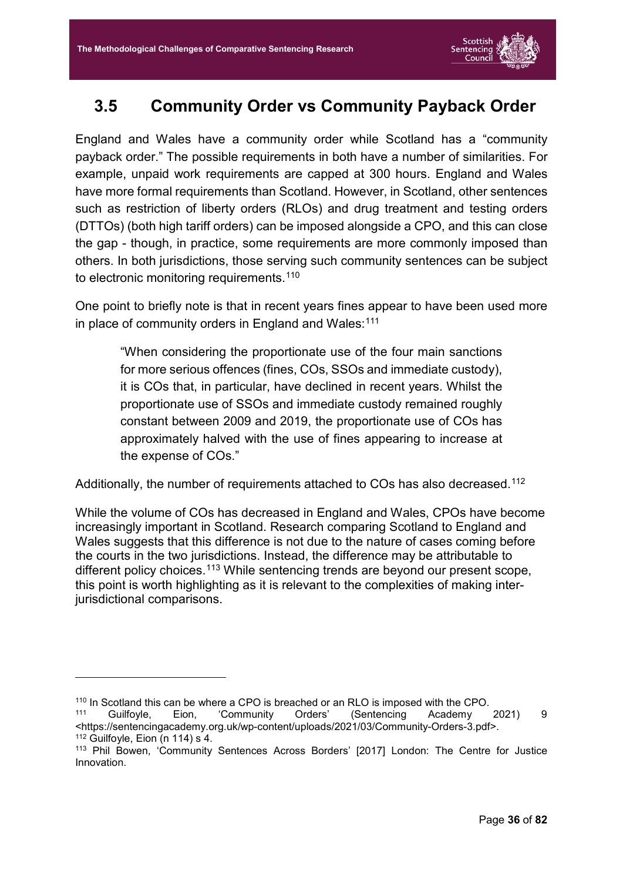## 3.5 Community Order vs Community Payback Order

England and Wales have a community order while Scotland has a "community payback order." The possible requirements in both have a number of similarities. For example, unpaid work requirements are capped at 300 hours. England and Wales have more formal requirements than Scotland. However, in Scotland, other sentences such as restriction of liberty orders (RLOs) and drug treatment and testing orders (DTTOs) (both high tariff orders) can be imposed alongside a CPO, and this can close the gap - though, in practice, some requirements are more commonly imposed than others. In both jurisdictions, those serving such community sentences can be subject to electronic monitoring requirements.[110]

One point to briefly note is that in recent years fines appear to have been used more in place of community orders in England and Wales:[111]

> "When considering the proportionate use of the four main sanctions for more serious offences (fines, COs, SSOs and immediate custody), it is COs that, in particular, have declined in recent years. Whilst the proportionate use of SSOs and immediate custody remained roughly constant between 2009 and 2019, the proportionate use of COs has approximately halved with the use of fines appearing to increase at the expense of COs."

Additionally, the number of requirements attached to COs has also decreased.[112]

While the volume of COs has decreased in England and Wales, CPOs have become increasingly important in Scotland. Research comparing Scotland to England and Wales suggests that this difference is not due to the nature of cases coming before the courts in the two jurisdictions. Instead, the difference may be attributable to different policy choices.[113] While sentencing trends are beyond our present scope, this point is worth highlighting as it is relevant to the complexities of making inter-jurisdictional comparisons.

---

[110] In Scotland this can be where a CPO is breached or an RLO is imposed with the CPO.

[111] Guilfoyle, Eion, 'Community Orders' (Sentencing Academy 2021) 9 <https://sentencingacademy.org.uk/wp-content/uploads/2021/03/Community-Orders-3.pdf>.

[112] Guilfoyle, Eion (n 114) s 4.

[113] Phil Bowen, 'Community Sentences Across Borders' [2017] London: The Centre for Justice Innovation.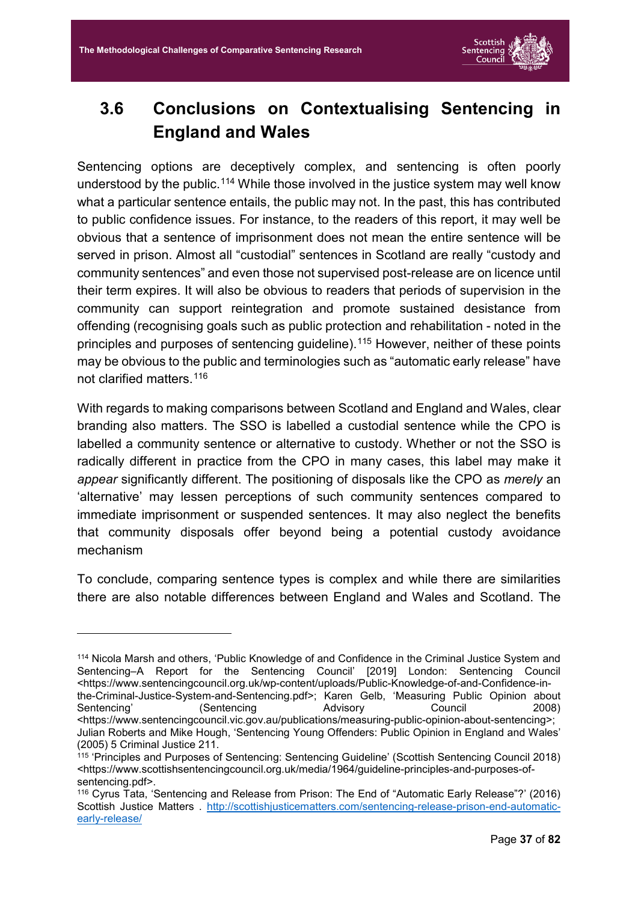## 3.6 Conclusions on Contextualising Sentencing in England and Wales

Sentencing options are deceptively complex, and sentencing is often poorly understood by the public.[114] While those involved in the justice system may well know what a particular sentence entails, the public may not. In the past, this has contributed to public confidence issues. For instance, to the readers of this report, it may well be obvious that a sentence of imprisonment does not mean the entire sentence will be served in prison. Almost all "custodial" sentences in Scotland are really "custody and community sentences" and even those not supervised post-release are on licence until their term expires. It will also be obvious to readers that periods of supervision in the community can support reintegration and promote sustained desistance from offending (recognising goals such as public protection and rehabilitation - noted in the principles and purposes of sentencing guideline).[115] However, neither of these points may be obvious to the public and terminologies such as "automatic early release" have not clarified matters.[116]

With regards to making comparisons between Scotland and England and Wales, clear branding also matters. The SSO is labelled a custodial sentence while the CPO is labelled a community sentence or alternative to custody. Whether or not the SSO is radically different in practice from the CPO in many cases, this label may make it *appear* significantly different. The positioning of disposals like the CPO as *merely* an 'alternative' may lessen perceptions of such community sentences compared to immediate imprisonment or suspended sentences. It may also neglect the benefits that community disposals offer beyond being a potential custody avoidance mechanism

To conclude, comparing sentence types is complex and while there are similarities there are also notable differences between England and Wales and Scotland. The

---

[114] Nicola Marsh and others, 'Public Knowledge of and Confidence in the Criminal Justice System and Sentencing–A Report for the Sentencing Council' [2019] London: Sentencing Council <https://www.sentencingcouncil.org.uk/wp-content/uploads/Public-Knowledge-of-and-Confidence-in-the-Criminal-Justice-System-and-Sentencing.pdf>; Karen Gelb, 'Measuring Public Opinion about Sentencing' (Sentencing Advisory Council 2008) <https://www.sentencingcouncil.vic.gov.au/publications/measuring-public-opinion-about-sentencing>; Julian Roberts and Mike Hough, 'Sentencing Young Offenders: Public Opinion in England and Wales' (2005) 5 Criminal Justice 211.

[115] 'Principles and Purposes of Sentencing: Sentencing Guideline' (Scottish Sentencing Council 2018) <https://www.scottishsentencingcouncil.org.uk/media/1964/guideline-principles-and-purposes-of-sentencing.pdf>.

[116] Cyrus Tata, 'Sentencing and Release from Prison: The End of "Automatic Early Release"?' (2016) Scottish Justice Matters . http://scottishjusticematters.com/sentencing-release-prison-end-automatic-early-release/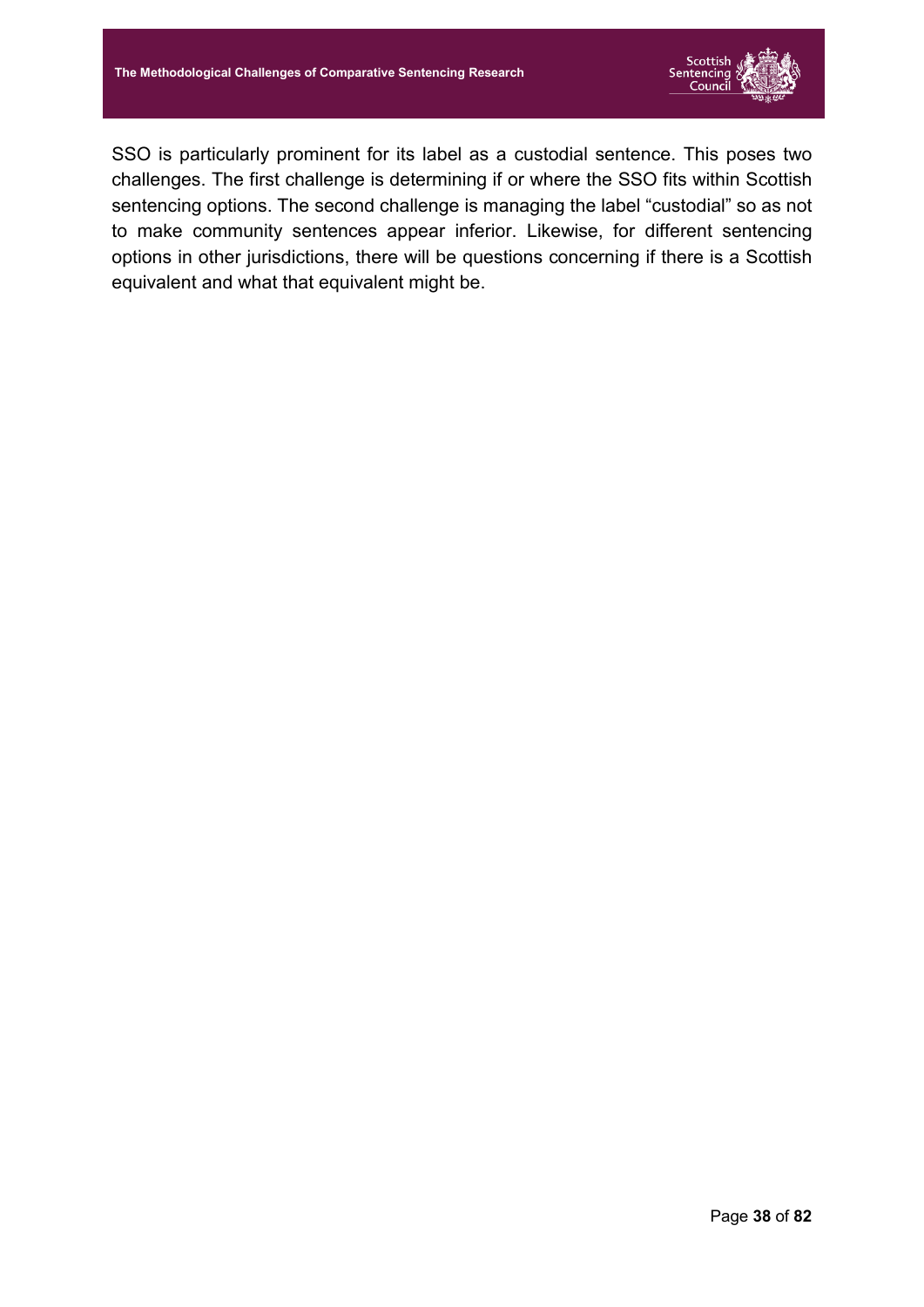SSO is particularly prominent for its label as a custodial sentence. This poses two challenges. The first challenge is determining if or where the SSO fits within Scottish sentencing options. The second challenge is managing the label “custodial” so as not to make community sentences appear inferior. Likewise, for different sentencing options in other jurisdictions, there will be questions concerning if there is a Scottish equivalent and what that equivalent might be.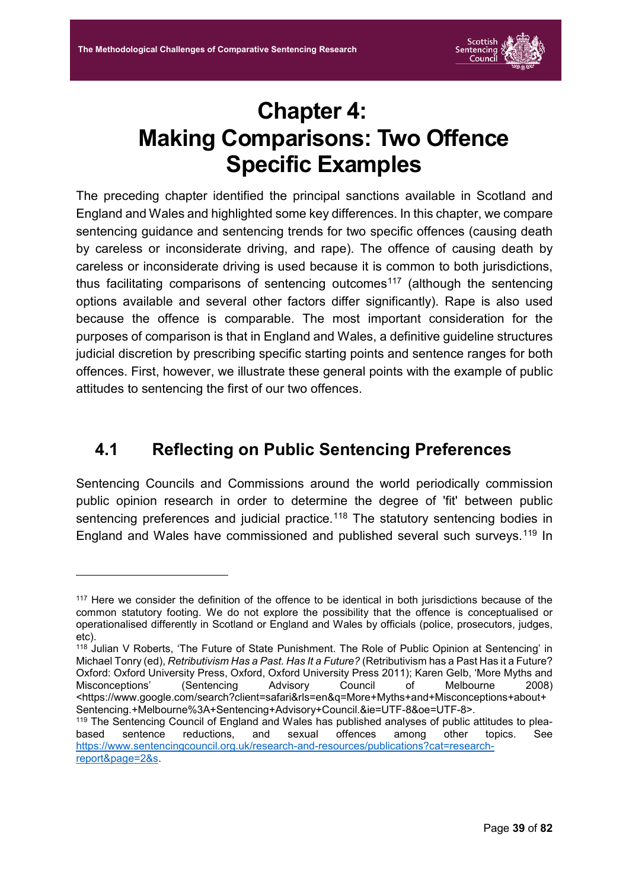# Chapter 4: Making Comparisons: Two Offence Specific Examples

The preceding chapter identified the principal sanctions available in Scotland and England and Wales and highlighted some key differences. In this chapter, we compare sentencing guidance and sentencing trends for two specific offences (causing death by careless or inconsiderate driving, and rape). The offence of causing death by careless or inconsiderate driving is used because it is common to both jurisdictions, thus facilitating comparisons of sentencing outcomes[117] (although the sentencing options available and several other factors differ significantly). Rape is also used because the offence is comparable. The most important consideration for the purposes of comparison is that in England and Wales, a definitive guideline structures judicial discretion by prescribing specific starting points and sentence ranges for both offences. First, however, we illustrate these general points with the example of public attitudes to sentencing the first of our two offences.

## 4.1 Reflecting on Public Sentencing Preferences

Sentencing Councils and Commissions around the world periodically commission public opinion research in order to determine the degree of 'fit' between public sentencing preferences and judicial practice.[118] The statutory sentencing bodies in England and Wales have commissioned and published several such surveys.[119] In

---

[117] Here we consider the definition of the offence to be identical in both jurisdictions because of the common statutory footing. We do not explore the possibility that the offence is conceptualised or operationalised differently in Scotland or England and Wales by officials (police, prosecutors, judges, etc).

[118] Julian V Roberts, 'The Future of State Punishment. The Role of Public Opinion at Sentencing' in Michael Tonry (ed), *Retributivism Has a Past. Has It a Future?* (Retributivism has a Past Has it a Future? Oxford: Oxford University Press, Oxford, Oxford University Press 2011); Karen Gelb, 'More Myths and Misconceptions' (Sentencing Advisory Council of Melbourne 2008) <https://www.google.com/search?client=safari&rls=en&q=More+Myths+and+Misconceptions+about+Sentencing.+Melbourne%3A+Sentencing+Advisory+Council.&ie=UTF-8&oe=UTF-8>.

[119] The Sentencing Council of England and Wales has published analyses of public attitudes to plea-based sentence reductions, and sexual offences among other topics. See https://www.sentencingcouncil.org.uk/research-and-resources/publications?cat=research-report&page=2&s.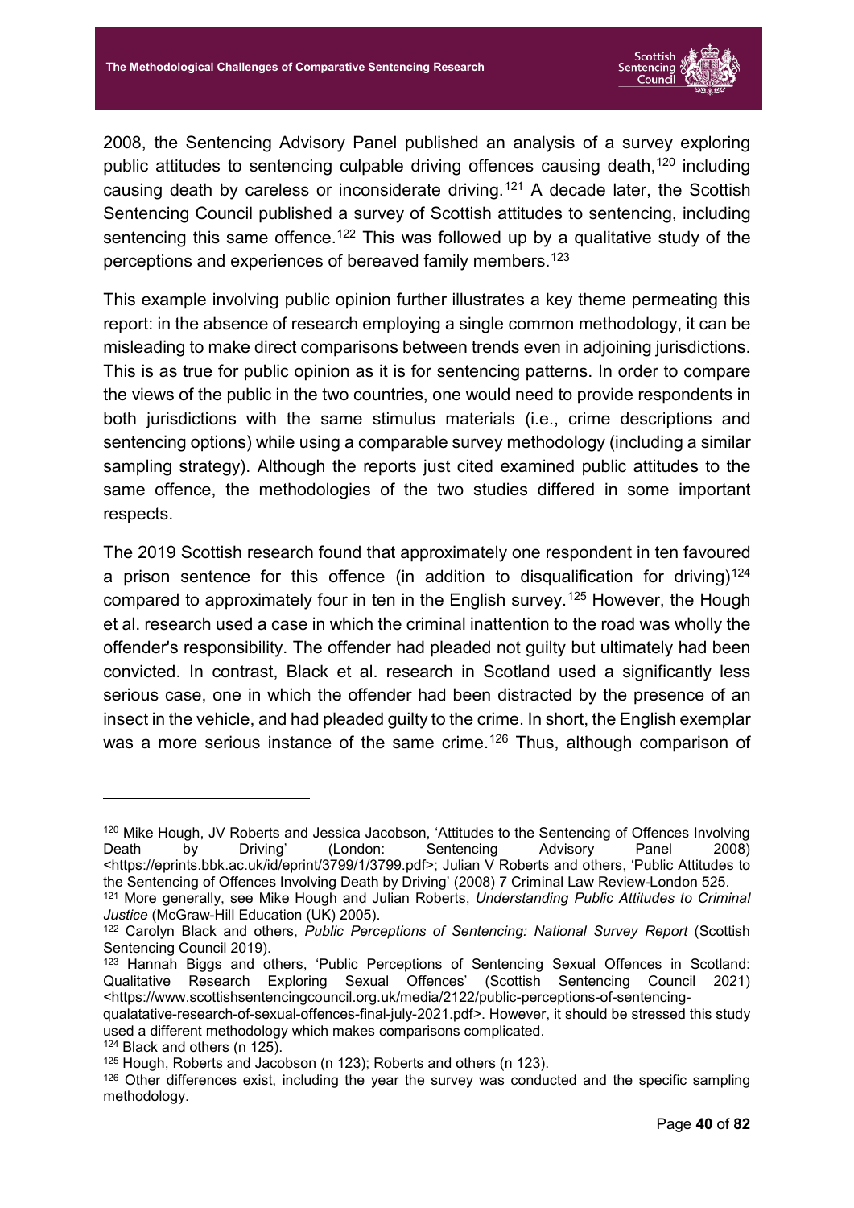2008, the Sentencing Advisory Panel published an analysis of a survey exploring public attitudes to sentencing culpable driving offences causing death,[120] including causing death by careless or inconsiderate driving.[121] A decade later, the Scottish Sentencing Council published a survey of Scottish attitudes to sentencing, including sentencing this same offence.[122] This was followed up by a qualitative study of the perceptions and experiences of bereaved family members.[123]

This example involving public opinion further illustrates a key theme permeating this report: in the absence of research employing a single common methodology, it can be misleading to make direct comparisons between trends even in adjoining jurisdictions. This is as true for public opinion as it is for sentencing patterns. In order to compare the views of the public in the two countries, one would need to provide respondents in both jurisdictions with the same stimulus materials (i.e., crime descriptions and sentencing options) while using a comparable survey methodology (including a similar sampling strategy). Although the reports just cited examined public attitudes to the same offence, the methodologies of the two studies differed in some important respects.

The 2019 Scottish research found that approximately one respondent in ten favoured a prison sentence for this offence (in addition to disqualification for driving)[124] compared to approximately four in ten in the English survey.[125] However, the Hough et al. research used a case in which the criminal inattention to the road was wholly the offender's responsibility. The offender had pleaded not guilty but ultimately had been convicted. In contrast, Black et al. research in Scotland used a significantly less serious case, one in which the offender had been distracted by the presence of an insect in the vehicle, and had pleaded guilty to the crime. In short, the English exemplar was a more serious instance of the same crime.[126] Thus, although comparison of

---

[120] Mike Hough, JV Roberts and Jessica Jacobson, 'Attitudes to the Sentencing of Offences Involving Death by Driving' (London: Sentencing Advisory Panel 2008) <https://eprints.bbk.ac.uk/id/eprint/3799/1/3799.pdf>; Julian V Roberts and others, 'Public Attitudes to the Sentencing of Offences Involving Death by Driving' (2008) 7 Criminal Law Review-London 525.

[121] More generally, see Mike Hough and Julian Roberts, *Understanding Public Attitudes to Criminal Justice* (McGraw-Hill Education (UK) 2005).

[122] Carolyn Black and others, *Public Perceptions of Sentencing: National Survey Report* (Scottish Sentencing Council 2019).

[123] Hannah Biggs and others, 'Public Perceptions of Sentencing Sexual Offences in Scotland: Qualitative Research Exploring Sexual Offences' (Scottish Sentencing Council 2021) <https://www.scottishsentencingcouncil.org.uk/media/2122/public-perceptions-of-sentencing-qualatative-research-of-sexual-offences-final-july-2021.pdf>. However, it should be stressed this study used a different methodology which makes comparisons complicated.

[124] Black and others (n 125).

[125] Hough, Roberts and Jacobson (n 123); Roberts and others (n 123).

[126] Other differences exist, including the year the survey was conducted and the specific sampling methodology.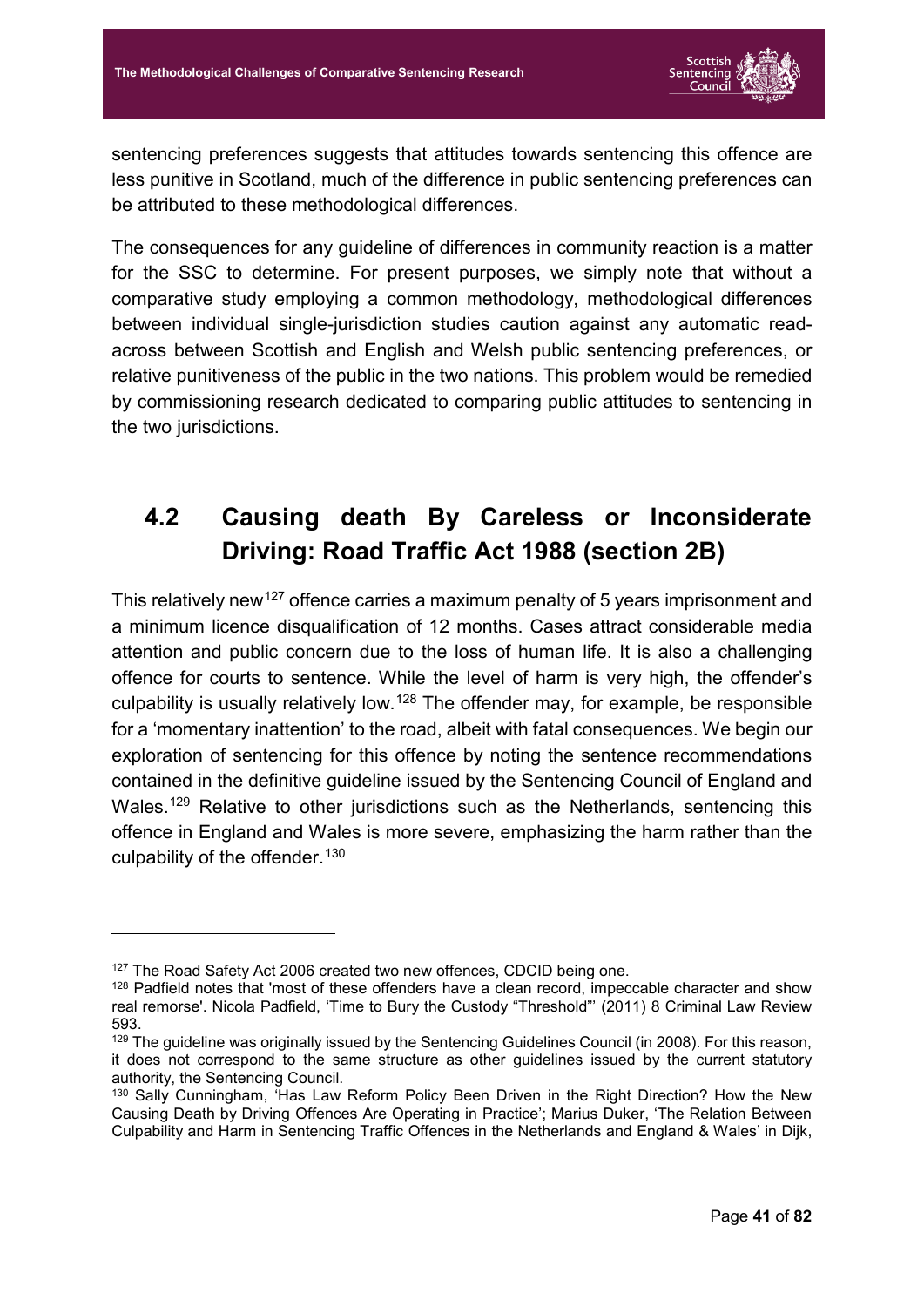sentencing preferences suggests that attitudes towards sentencing this offence are less punitive in Scotland, much of the difference in public sentencing preferences can be attributed to these methodological differences.

The consequences for any guideline of differences in community reaction is a matter for the SSC to determine. For present purposes, we simply note that without a comparative study employing a common methodology, methodological differences between individual single-jurisdiction studies caution against any automatic read-across between Scottish and English and Welsh public sentencing preferences, or relative punitiveness of the public in the two nations. This problem would be remedied by commissioning research dedicated to comparing public attitudes to sentencing in the two jurisdictions.

## 4.2 Causing death By Careless or Inconsiderate Driving: Road Traffic Act 1988 (section 2B)

This relatively new[127] offence carries a maximum penalty of 5 years imprisonment and a minimum licence disqualification of 12 months. Cases attract considerable media attention and public concern due to the loss of human life. It is also a challenging offence for courts to sentence. While the level of harm is very high, the offender's culpability is usually relatively low.[128] The offender may, for example, be responsible for a 'momentary inattention' to the road, albeit with fatal consequences. We begin our exploration of sentencing for this offence by noting the sentence recommendations contained in the definitive guideline issued by the Sentencing Council of England and Wales.[129] Relative to other jurisdictions such as the Netherlands, sentencing this offence in England and Wales is more severe, emphasizing the harm rather than the culpability of the offender.[130]

---

[127] The Road Safety Act 2006 created two new offences, CDCID being one.

[128] Padfield notes that 'most of these offenders have a clean record, impeccable character and show real remorse'. Nicola Padfield, 'Time to Bury the Custody "Threshold"' (2011) 8 Criminal Law Review 593.

[129] The guideline was originally issued by the Sentencing Guidelines Council (in 2008). For this reason, it does not correspond to the same structure as other guidelines issued by the current statutory authority, the Sentencing Council.

[130] Sally Cunningham, 'Has Law Reform Policy Been Driven in the Right Direction? How the New Causing Death by Driving Offences Are Operating in Practice'; Marius Duker, 'The Relation Between Culpability and Harm in Sentencing Traffic Offences in the Netherlands and England & Wales' in Dijk,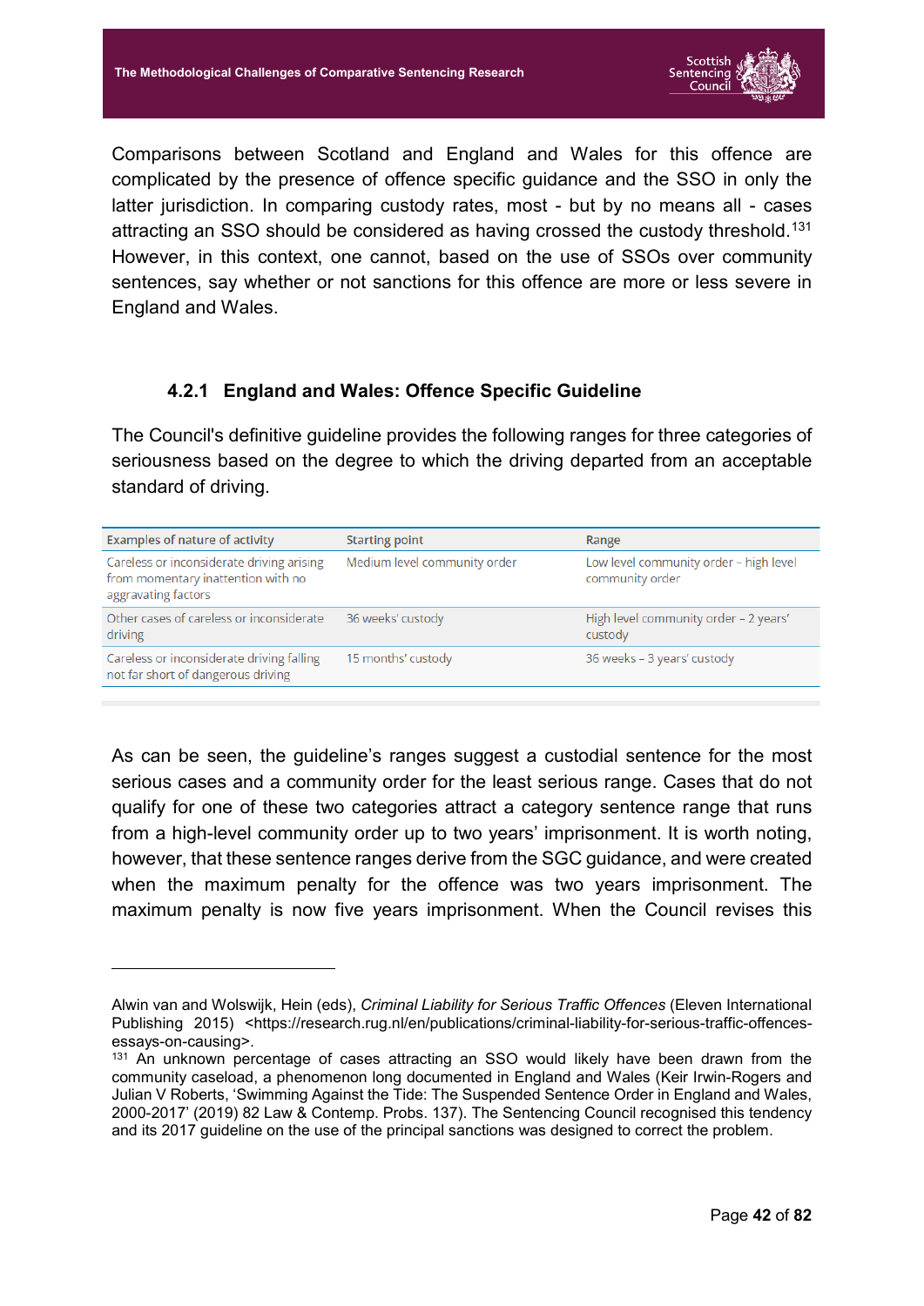Comparisons between Scotland and England and Wales for this offence are complicated by the presence of offence specific guidance and the SSO in only the latter jurisdiction. In comparing custody rates, most - but by no means all - cases attracting an SSO should be considered as having crossed the custody threshold.[131] However, in this context, one cannot, based on the use of SSOs over community sentences, say whether or not sanctions for this offence are more or less severe in England and Wales.

### 4.2.1 England and Wales: Offence Specific Guideline

The Council's definitive guideline provides the following ranges for three categories of seriousness based on the degree to which the driving departed from an acceptable standard of driving.

| Examples of nature of activity | Starting point | Range |
|---|---|---|
| Careless or inconsiderate driving arising from momentary inattention with no aggravating factors | Medium level community order | Low level community order – high level community order |
| Other cases of careless or inconsiderate driving | 36 weeks' custody | High level community order – 2 years' custody |
| Careless or inconsiderate driving falling not far short of dangerous driving | 15 months' custody | 36 weeks – 3 years' custody |

As can be seen, the guideline's ranges suggest a custodial sentence for the most serious cases and a community order for the least serious range. Cases that do not qualify for one of these two categories attract a category sentence range that runs from a high-level community order up to two years' imprisonment. It is worth noting, however, that these sentence ranges derive from the SGC guidance, and were created when the maximum penalty for the offence was two years imprisonment. The maximum penalty is now five years imprisonment. When the Council revises this

---

Alwin van and Wolswijk, Hein (eds), *Criminal Liability for Serious Traffic Offences* (Eleven International Publishing 2015) <https://research.rug.nl/en/publications/criminal-liability-for-serious-traffic-offences-essays-on-causing>.

[131] An unknown percentage of cases attracting an SSO would likely have been drawn from the community caseload, a phenomenon long documented in England and Wales (Keir Irwin-Rogers and Julian V Roberts, 'Swimming Against the Tide: The Suspended Sentence Order in England and Wales, 2000-2017' (2019) 82 Law & Contemp. Probs. 137). The Sentencing Council recognised this tendency and its 2017 guideline on the use of the principal sanctions was designed to correct the problem.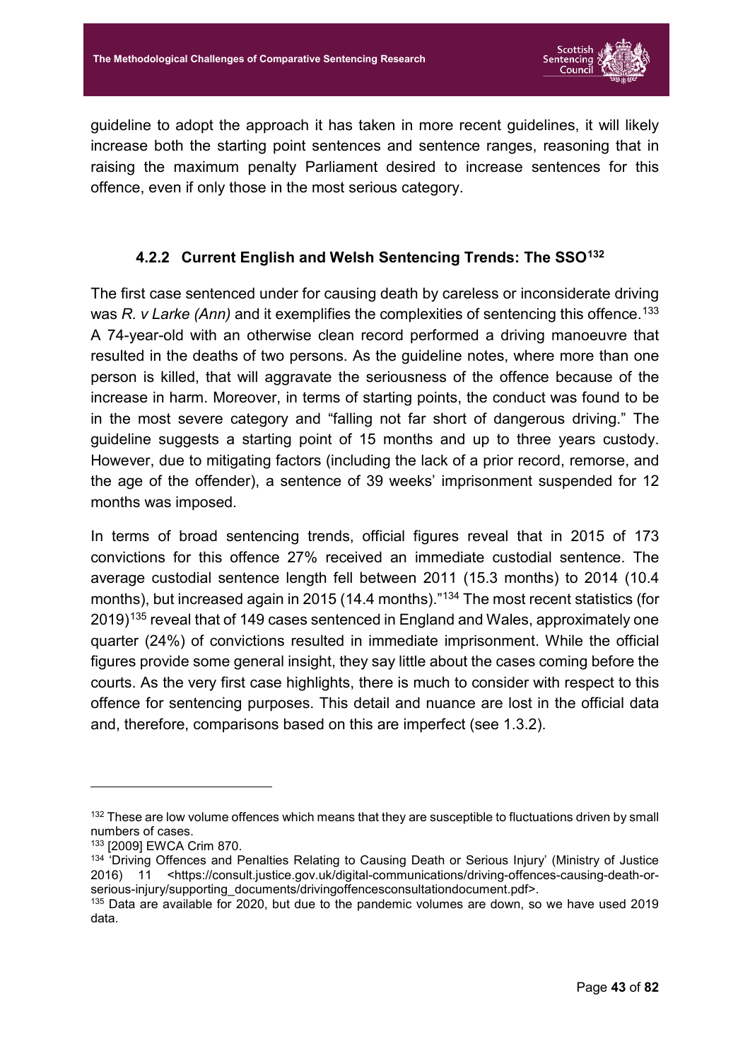guideline to adopt the approach it has taken in more recent guidelines, it will likely increase both the starting point sentences and sentence ranges, reasoning that in raising the maximum penalty Parliament desired to increase sentences for this offence, even if only those in the most serious category.

### 4.2.2 Current English and Welsh Sentencing Trends: The SSO[132]

The first case sentenced under for causing death by careless or inconsiderate driving was *R. v Larke (Ann)* and it exemplifies the complexities of sentencing this offence.[133] A 74-year-old with an otherwise clean record performed a driving manoeuvre that resulted in the deaths of two persons. As the guideline notes, where more than one person is killed, that will aggravate the seriousness of the offence because of the increase in harm. Moreover, in terms of starting points, the conduct was found to be in the most severe category and "falling not far short of dangerous driving." The guideline suggests a starting point of 15 months and up to three years custody. However, due to mitigating factors (including the lack of a prior record, remorse, and the age of the offender), a sentence of 39 weeks' imprisonment suspended for 12 months was imposed.

In terms of broad sentencing trends, official figures reveal that in 2015 of 173 convictions for this offence 27% received an immediate custodial sentence. The average custodial sentence length fell between 2011 (15.3 months) to 2014 (10.4 months), but increased again in 2015 (14.4 months)."[134] The most recent statistics (for 2019)[135] reveal that of 149 cases sentenced in England and Wales, approximately one quarter (24%) of convictions resulted in immediate imprisonment. While the official figures provide some general insight, they say little about the cases coming before the courts. As the very first case highlights, there is much to consider with respect to this offence for sentencing purposes. This detail and nuance are lost in the official data and, therefore, comparisons based on this are imperfect (see 1.3.2).

---

[132] These are low volume offences which means that they are susceptible to fluctuations driven by small numbers of cases.

[133] [2009] EWCA Crim 870.

[134] 'Driving Offences and Penalties Relating to Causing Death or Serious Injury' (Ministry of Justice 2016) 11 <https://consult.justice.gov.uk/digital-communications/driving-offences-causing-death-or-serious-injury/supporting_documents/drivingoffencesconsultationdocument.pdf>.

[135] Data are available for 2020, but due to the pandemic volumes are down, so we have used 2019 data.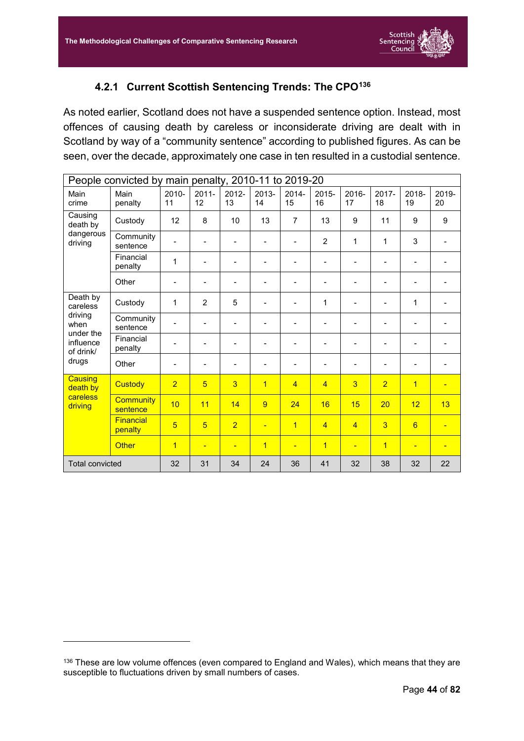### 4.2.1 Current Scottish Sentencing Trends: The CPO[136]

As noted earlier, Scotland does not have a suspended sentence option. Instead, most offences of causing death by careless or inconsiderate driving are dealt with in Scotland by way of a "community sentence" according to published figures. As can be seen, over the decade, approximately one case in ten resulted in a custodial sentence.

| People convicted by main penalty, 2010-11 to 2019-20 | | | | | | | | | | | |
|---|---|---|---|---|---|---|---|---|---|---|---|
| Main crime | Main penalty | 2010-11 | 2011-12 | 2012-13 | 2013-14 | 2014-15 | 2015-16 | 2016-17 | 2017-18 | 2018-19 | 2019-20 |
| Causing death by dangerous driving | Custody | 12 | 8 | 10 | 13 | 7 | 13 | 9 | 11 | 9 | 9 |
| | Community sentence | - | - | - | - | - | 2 | 1 | 1 | 3 | - |
| | Financial penalty | 1 | - | - | - | - | - | - | - | - | - |
| | Other | - | - | - | - | - | - | - | - | - | - |
| Death by careless driving when under the influence of drink/ drugs | Custody | 1 | 2 | 5 | - | - | 1 | - | - | 1 | - |
| | Community sentence | - | - | - | - | - | - | - | - | - | - |
| | Financial penalty | - | - | - | - | - | - | - | - | - | - |
| | Other | - | - | - | - | - | - | - | - | - | - |
| Causing death by careless driving | Custody | 2 | 5 | 3 | 1 | 4 | 4 | 3 | 2 | 1 | - |
| | Community sentence | 10 | 11 | 14 | 9 | 24 | 16 | 15 | 20 | 12 | 13 |
| | Financial penalty | 5 | 5 | 2 | - | 1 | 4 | 4 | 3 | 6 | - |
| | Other | 1 | - | - | 1 | - | 1 | - | 1 | - | - |
| Total convicted | | 32 | 31 | 34 | 24 | 36 | 41 | 32 | 38 | 32 | 22 |

[136] These are low volume offences (even compared to England and Wales), which means that they are susceptible to fluctuations driven by small numbers of cases.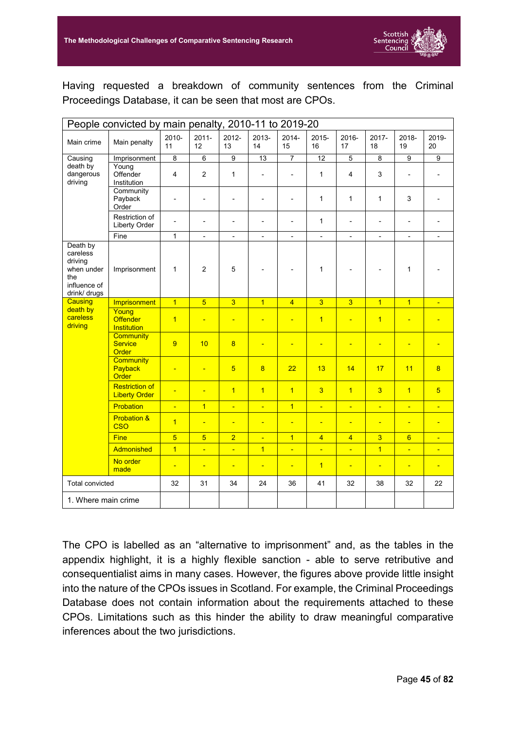Having requested a breakdown of community sentences from the Criminal Proceedings Database, it can be seen that most are CPOs.

| People convicted by main penalty, 2010-11 to 2019-20 | | | | | | | | | | | |
|---|---|---|---|---|---|---|---|---|---|---|---|
| Main crime | Main penalty | 2010-11 | 2011-12 | 2012-13 | 2013-14 | 2014-15 | 2015-16 | 2016-17 | 2017-18 | 2018-19 | 2019-20 |
| Causing death by dangerous driving | Imprisonment | 8 | 6 | 9 | 13 | 7 | 12 | 5 | 8 | 9 | 9 |
| | Young Offender Institution | 4 | 2 | 1 | - | - | 1 | 4 | 3 | - | - |
| | Community Payback Order | - | - | - | - | - | 1 | 1 | 1 | 3 | - |
| | Restriction of Liberty Order | - | - | - | - | - | 1 | - | - | - | - |
| | Fine | 1 | - | - | - | - | - | - | - | - | - |
| Death by careless driving when under the influence of drink/ drugs | Imprisonment | 1 | 2 | 5 | - | - | 1 | - | - | 1 | - |
| Causing death by careless driving | Imprisonment | 1 | 5 | 3 | 1 | 4 | 3 | 3 | 1 | 1 | - |
| | Young Offender Institution | 1 | - | - | - | - | 1 | - | 1 | - | - |
| | Community Service Order | 9 | 10 | 8 | - | - | - | - | - | - | - |
| | Community Payback Order | - | - | 5 | 8 | 22 | 13 | 14 | 17 | 11 | 8 |
| | Restriction of Liberty Order | - | - | 1 | 1 | 1 | 3 | 1 | 3 | 1 | 5 |
| | Probation | - | 1 | - | - | 1 | - | - | - | - | - |
| | Probation & CSO | 1 | - | - | - | - | - | - | - | - | - |
| | Fine | 5 | 5 | 2 | - | 1 | 4 | 4 | 3 | 6 | - |
| | Admonished | 1 | - | - | 1 | - | - | - | 1 | - | - |
| | No order made | - | - | - | - | - | 1 | - | - | - | - |
| Total convicted | | 32 | 31 | 34 | 24 | 36 | 41 | 32 | 38 | 32 | 22 |
| 1. Where main crime | | | | | | | | | | | |

The CPO is labelled as an "alternative to imprisonment" and, as the tables in the appendix highlight, it is a highly flexible sanction - able to serve retributive and consequentialist aims in many cases. However, the figures above provide little insight into the nature of the CPOs issues in Scotland. For example, the Criminal Proceedings Database does not contain information about the requirements attached to these CPOs. Limitations such as this hinder the ability to draw meaningful comparative inferences about the two jurisdictions.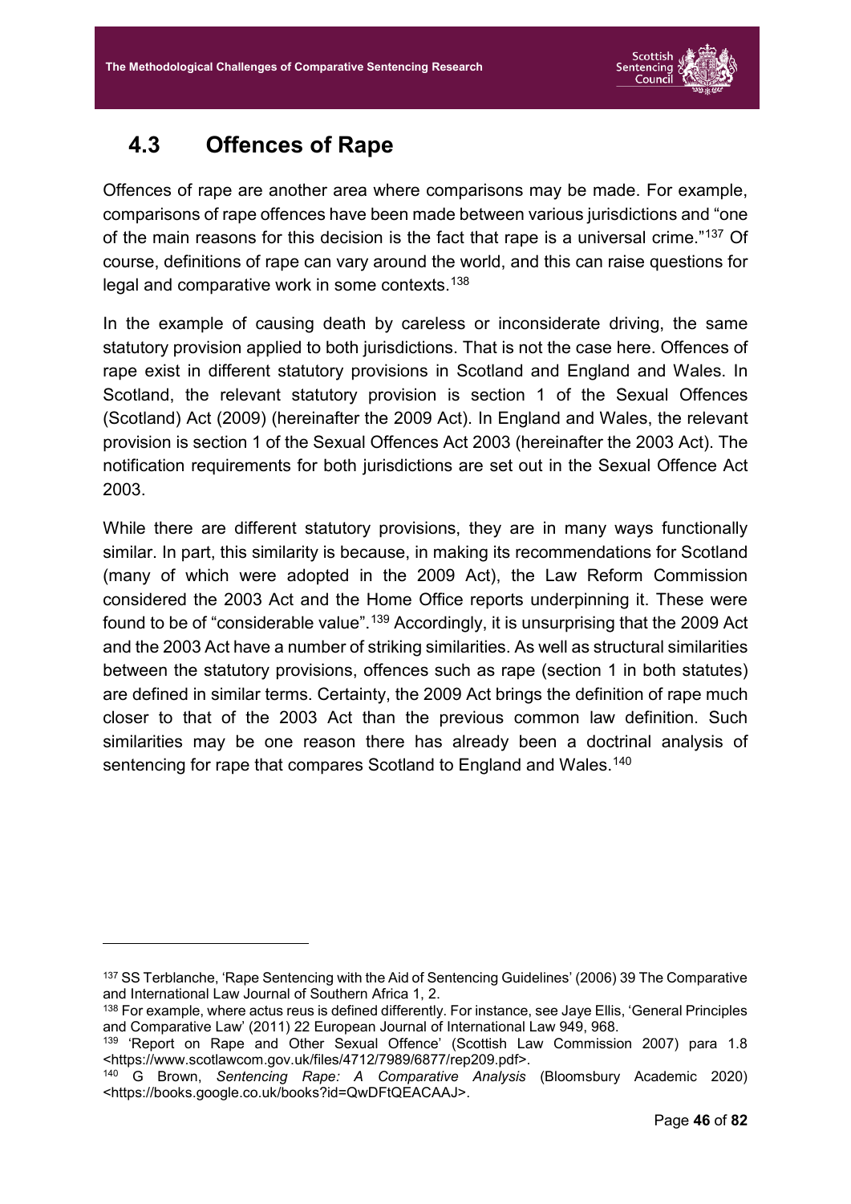## 4.3 Offences of Rape

Offences of rape are another area where comparisons may be made. For example, comparisons of rape offences have been made between various jurisdictions and "one of the main reasons for this decision is the fact that rape is a universal crime."[137] Of course, definitions of rape can vary around the world, and this can raise questions for legal and comparative work in some contexts.[138]

In the example of causing death by careless or inconsiderate driving, the same statutory provision applied to both jurisdictions. That is not the case here. Offences of rape exist in different statutory provisions in Scotland and England and Wales. In Scotland, the relevant statutory provision is section 1 of the Sexual Offences (Scotland) Act (2009) (hereinafter the 2009 Act). In England and Wales, the relevant provision is section 1 of the Sexual Offences Act 2003 (hereinafter the 2003 Act). The notification requirements for both jurisdictions are set out in the Sexual Offence Act 2003.

While there are different statutory provisions, they are in many ways functionally similar. In part, this similarity is because, in making its recommendations for Scotland (many of which were adopted in the 2009 Act), the Law Reform Commission considered the 2003 Act and the Home Office reports underpinning it. These were found to be of "considerable value".[139] Accordingly, it is unsurprising that the 2009 Act and the 2003 Act have a number of striking similarities. As well as structural similarities between the statutory provisions, offences such as rape (section 1 in both statutes) are defined in similar terms. Certainty, the 2009 Act brings the definition of rape much closer to that of the 2003 Act than the previous common law definition. Such similarities may be one reason there has already been a doctrinal analysis of sentencing for rape that compares Scotland to England and Wales.[140]

---

[137] SS Terblanche, 'Rape Sentencing with the Aid of Sentencing Guidelines' (2006) 39 The Comparative and International Law Journal of Southern Africa 1, 2.

[138] For example, where actus reus is defined differently. For instance, see Jaye Ellis, 'General Principles and Comparative Law' (2011) 22 European Journal of International Law 949, 968.

[139] 'Report on Rape and Other Sexual Offence' (Scottish Law Commission 2007) para 1.8 <https://www.scotlawcom.gov.uk/files/4712/7989/6877/rep209.pdf>.

[140] G Brown, *Sentencing Rape: A Comparative Analysis* (Bloomsbury Academic 2020) <https://books.google.co.uk/books?id=QwDFtQEACAAJ>.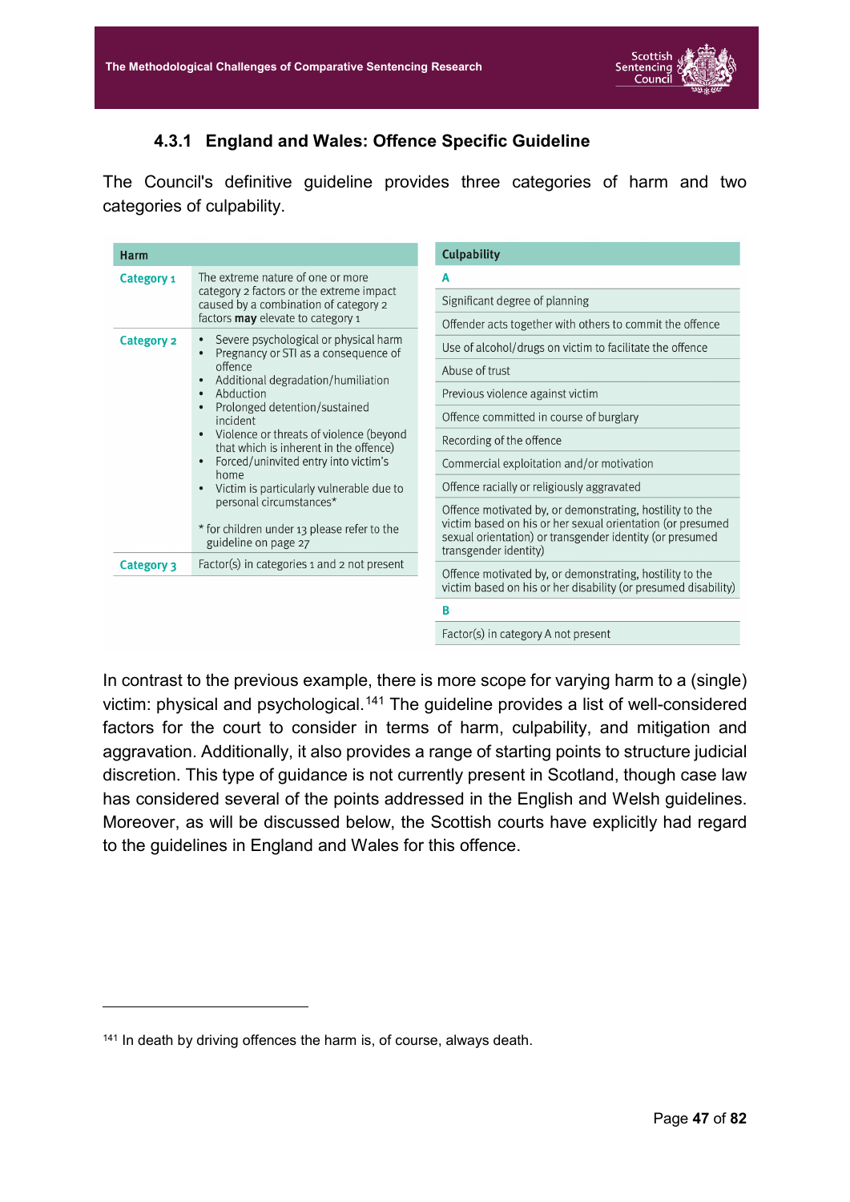### 4.3.1 England and Wales: Offence Specific Guideline

The Council's definitive guideline provides three categories of harm and two categories of culpability.

| Harm | |
|---|---|
| Category 1 | The extreme nature of one or more category 2 factors or the extreme impact caused by a combination of category 2 factors **may** elevate to category 1 |
| Category 2 | • Severe psychological or physical harm<br>• Pregnancy or STI as a consequence of offence<br>• Additional degradation/humiliation<br>• Abduction<br>• Prolonged detention/sustained incident<br>• Violence or threats of violence (beyond that which is inherent in the offence)<br>• Forced/uninvited entry into victim's home<br>• Victim is particularly vulnerable due to personal circumstances*<br><br>* for children under 13 please refer to the guideline on page 27 |
| Category 3 | Factor(s) in categories 1 and 2 not present |

| Culpability |
|---|
| **A** |
| Significant degree of planning |
| Offender acts together with others to commit the offence |
| Use of alcohol/drugs on victim to facilitate the offence |
| Abuse of trust |
| Previous violence against victim |
| Offence committed in course of burglary |
| Recording of the offence |
| Commercial exploitation and/or motivation |
| Offence racially or religiously aggravated |
| Offence motivated by, or demonstrating, hostility to the victim based on his or her sexual orientation (or presumed sexual orientation) or transgender identity (or presumed transgender identity) |
| Offence motivated by, or demonstrating, hostility to the victim based on his or her disability (or presumed disability) |
| **B** |
| Factor(s) in category A not present |

In contrast to the previous example, there is more scope for varying harm to a (single) victim: physical and psychological.[141] The guideline provides a list of well-considered factors for the court to consider in terms of harm, culpability, and mitigation and aggravation. Additionally, it also provides a range of starting points to structure judicial discretion. This type of guidance is not currently present in Scotland, though case law has considered several of the points addressed in the English and Welsh guidelines. Moreover, as will be discussed below, the Scottish courts have explicitly had regard to the guidelines in England and Wales for this offence.

[141] In death by driving offences the harm is, of course, always death.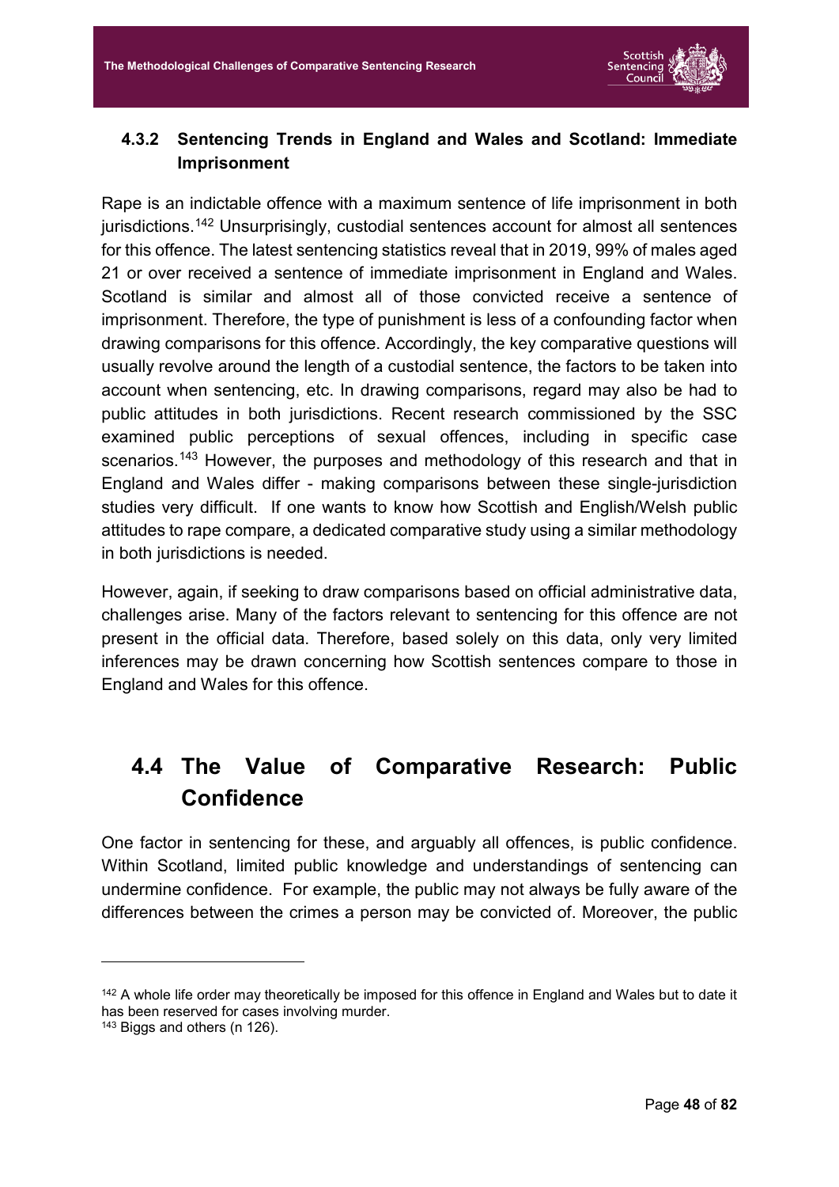### 4.3.2 Sentencing Trends in England and Wales and Scotland: Immediate Imprisonment

Rape is an indictable offence with a maximum sentence of life imprisonment in both jurisdictions.[142] Unsurprisingly, custodial sentences account for almost all sentences for this offence. The latest sentencing statistics reveal that in 2019, 99% of males aged 21 or over received a sentence of immediate imprisonment in England and Wales. Scotland is similar and almost all of those convicted receive a sentence of imprisonment. Therefore, the type of punishment is less of a confounding factor when drawing comparisons for this offence. Accordingly, the key comparative questions will usually revolve around the length of a custodial sentence, the factors to be taken into account when sentencing, etc. In drawing comparisons, regard may also be had to public attitudes in both jurisdictions. Recent research commissioned by the SSC examined public perceptions of sexual offences, including in specific case scenarios.[143] However, the purposes and methodology of this research and that in England and Wales differ - making comparisons between these single-jurisdiction studies very difficult. If one wants to know how Scottish and English/Welsh public attitudes to rape compare, a dedicated comparative study using a similar methodology in both jurisdictions is needed.

However, again, if seeking to draw comparisons based on official administrative data, challenges arise. Many of the factors relevant to sentencing for this offence are not present in the official data. Therefore, based solely on this data, only very limited inferences may be drawn concerning how Scottish sentences compare to those in England and Wales for this offence.

## 4.4 The Value of Comparative Research: Public Confidence

One factor in sentencing for these, and arguably all offences, is public confidence. Within Scotland, limited public knowledge and understandings of sentencing can undermine confidence. For example, the public may not always be fully aware of the differences between the crimes a person may be convicted of. Moreover, the public

---

[142] A whole life order may theoretically be imposed for this offence in England and Wales but to date it has been reserved for cases involving murder.

[143] Biggs and others (n 126).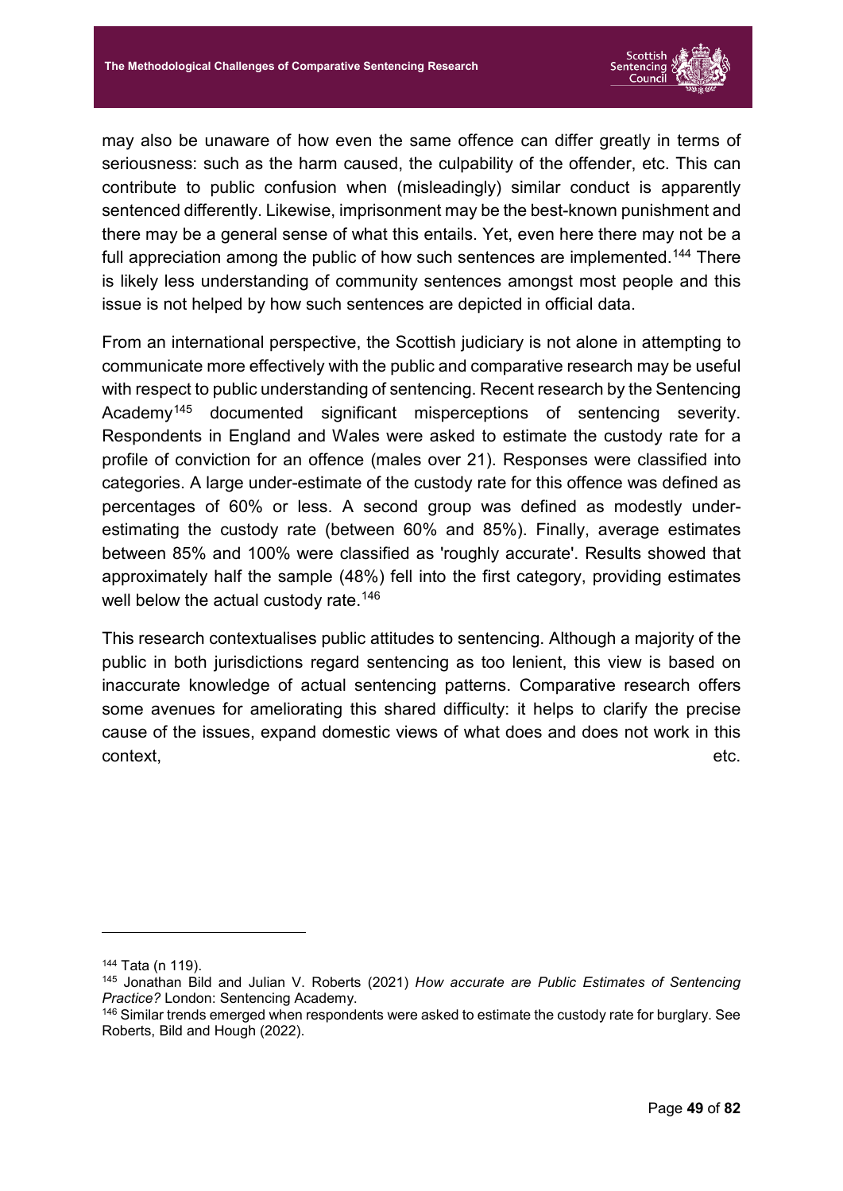may also be unaware of how even the same offence can differ greatly in terms of seriousness: such as the harm caused, the culpability of the offender, etc. This can contribute to public confusion when (misleadingly) similar conduct is apparently sentenced differently. Likewise, imprisonment may be the best-known punishment and there may be a general sense of what this entails. Yet, even here there may not be a full appreciation among the public of how such sentences are implemented.[144] There is likely less understanding of community sentences amongst most people and this issue is not helped by how such sentences are depicted in official data.

From an international perspective, the Scottish judiciary is not alone in attempting to communicate more effectively with the public and comparative research may be useful with respect to public understanding of sentencing. Recent research by the Sentencing Academy[145] documented significant misperceptions of sentencing severity. Respondents in England and Wales were asked to estimate the custody rate for a profile of conviction for an offence (males over 21). Responses were classified into categories. A large under-estimate of the custody rate for this offence was defined as percentages of 60% or less. A second group was defined as modestly under-estimating the custody rate (between 60% and 85%). Finally, average estimates between 85% and 100% were classified as 'roughly accurate'. Results showed that approximately half the sample (48%) fell into the first category, providing estimates well below the actual custody rate.[146]

This research contextualises public attitudes to sentencing. Although a majority of the public in both jurisdictions regard sentencing as too lenient, this view is based on inaccurate knowledge of actual sentencing patterns. Comparative research offers some avenues for ameliorating this shared difficulty: it helps to clarify the precise cause of the issues, expand domestic views of what does and does not work in this context, etc.

---

[144] Tata (n 119).

[145] Jonathan Bild and Julian V. Roberts (2021) *How accurate are Public Estimates of Sentencing Practice?* London: Sentencing Academy.

[146] Similar trends emerged when respondents were asked to estimate the custody rate for burglary. See Roberts, Bild and Hough (2022).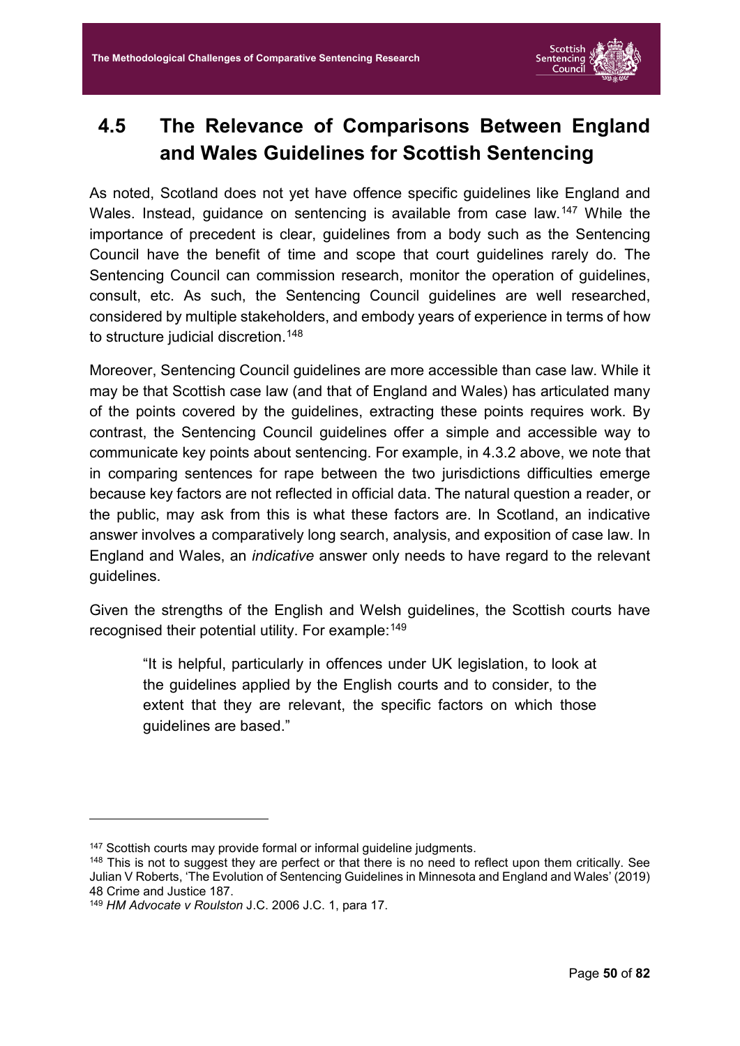## 4.5 The Relevance of Comparisons Between England and Wales Guidelines for Scottish Sentencing

As noted, Scotland does not yet have offence specific guidelines like England and Wales. Instead, guidance on sentencing is available from case law.[147] While the importance of precedent is clear, guidelines from a body such as the Sentencing Council have the benefit of time and scope that court guidelines rarely do. The Sentencing Council can commission research, monitor the operation of guidelines, consult, etc. As such, the Sentencing Council guidelines are well researched, considered by multiple stakeholders, and embody years of experience in terms of how to structure judicial discretion.[148]

Moreover, Sentencing Council guidelines are more accessible than case law. While it may be that Scottish case law (and that of England and Wales) has articulated many of the points covered by the guidelines, extracting these points requires work. By contrast, the Sentencing Council guidelines offer a simple and accessible way to communicate key points about sentencing. For example, in 4.3.2 above, we note that in comparing sentences for rape between the two jurisdictions difficulties emerge because key factors are not reflected in official data. The natural question a reader, or the public, may ask from this is what these factors are. In Scotland, an indicative answer involves a comparatively long search, analysis, and exposition of case law. In England and Wales, an *indicative* answer only needs to have regard to the relevant guidelines.

Given the strengths of the English and Welsh guidelines, the Scottish courts have recognised their potential utility. For example:[149]

> "It is helpful, particularly in offences under UK legislation, to look at the guidelines applied by the English courts and to consider, to the extent that they are relevant, the specific factors on which those guidelines are based."

---

[147] Scottish courts may provide formal or informal guideline judgments.

[148] This is not to suggest they are perfect or that there is no need to reflect upon them critically. See Julian V Roberts, 'The Evolution of Sentencing Guidelines in Minnesota and England and Wales' (2019) 48 Crime and Justice 187.

[149] *HM Advocate v Roulston* J.C. 2006 J.C. 1, para 17.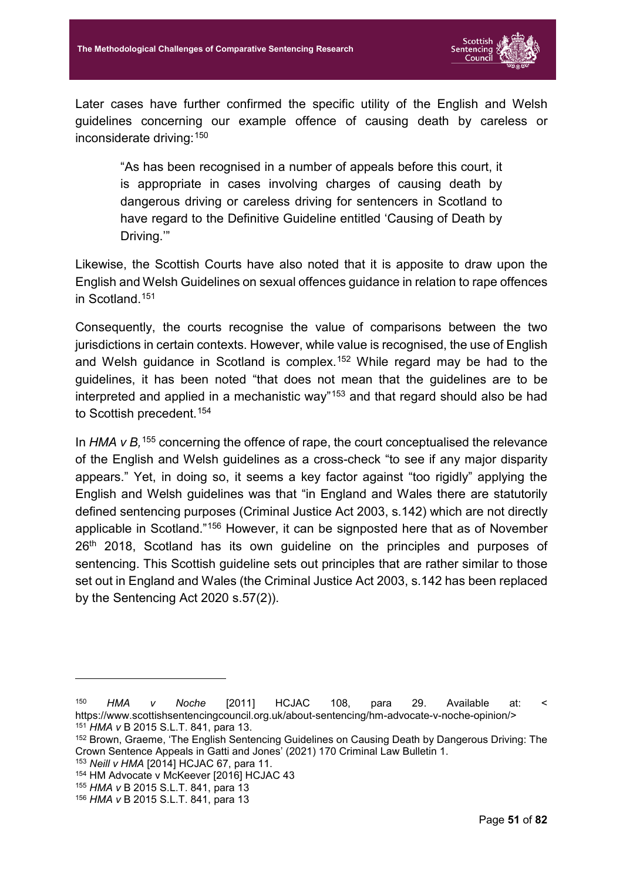Later cases have further confirmed the specific utility of the English and Welsh guidelines concerning our example offence of causing death by careless or inconsiderate driving:[150]

> "As has been recognised in a number of appeals before this court, it is appropriate in cases involving charges of causing death by dangerous driving or careless driving for sentencers in Scotland to have regard to the Definitive Guideline entitled 'Causing of Death by Driving.'"

Likewise, the Scottish Courts have also noted that it is apposite to draw upon the English and Welsh Guidelines on sexual offences guidance in relation to rape offences in Scotland.[151]

Consequently, the courts recognise the value of comparisons between the two jurisdictions in certain contexts. However, while value is recognised, the use of English and Welsh guidance in Scotland is complex.[152] While regard may be had to the guidelines, it has been noted "that does not mean that the guidelines are to be interpreted and applied in a mechanistic way"[153] and that regard should also be had to Scottish precedent.[154]

In *HMA v B,*[155] concerning the offence of rape, the court conceptualised the relevance of the English and Welsh guidelines as a cross-check "to see if any major disparity appears." Yet, in doing so, it seems a key factor against "too rigidly" applying the English and Welsh guidelines was that "in England and Wales there are statutorily defined sentencing purposes (Criminal Justice Act 2003, s.142) which are not directly applicable in Scotland."[156] However, it can be signposted here that as of November 26th 2018, Scotland has its own guideline on the principles and purposes of sentencing. This Scottish guideline sets out principles that are rather similar to those set out in England and Wales (the Criminal Justice Act 2003, s.142 has been replaced by the Sentencing Act 2020 s.57(2)).

---

[150] *HMA v Noche* [2011] HCJAC 108, para 29. Available at: < https://www.scottishsentencingcouncil.org.uk/about-sentencing/hm-advocate-v-noche-opinion/>

[151] *HMA v* B 2015 S.L.T. 841, para 13.

[152] Brown, Graeme, 'The English Sentencing Guidelines on Causing Death by Dangerous Driving: The Crown Sentence Appeals in Gatti and Jones' (2021) 170 Criminal Law Bulletin 1.

[153] *Neill v HMA* [2014] HCJAC 67, para 11.

[154] HM Advocate v McKeever [2016] HCJAC 43

[155] *HMA v* B 2015 S.L.T. 841, para 13

[156] *HMA v* B 2015 S.L.T. 841, para 13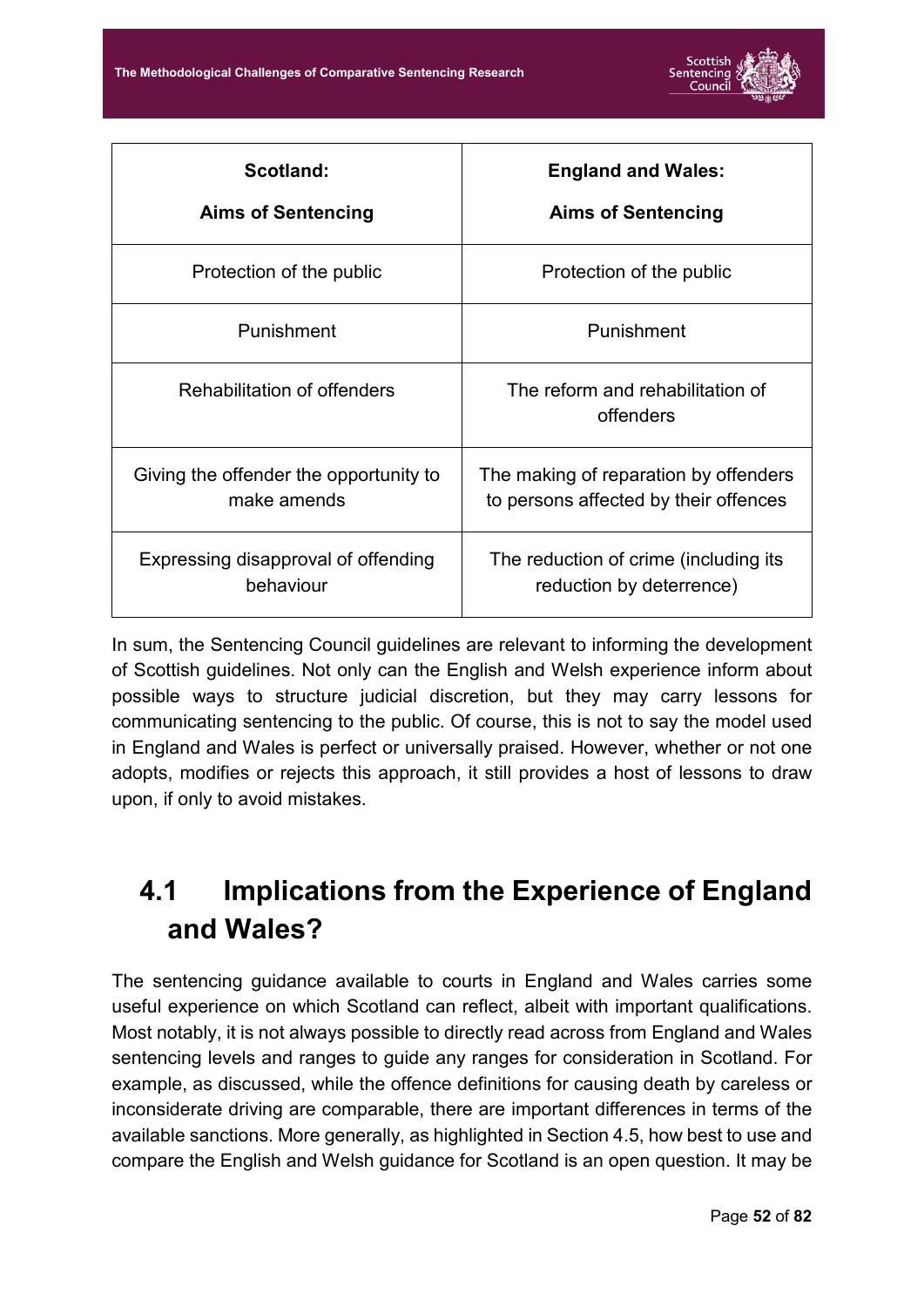| Scotland:<br><br>Aims of Sentencing | England and Wales:<br><br>Aims of Sentencing |
|---|---|
| Protection of the public | Protection of the public |
| Punishment | Punishment |
| Rehabilitation of offenders | The reform and rehabilitation of offenders |
| Giving the offender the opportunity to make amends | The making of reparation by offenders to persons affected by their offences |
| Expressing disapproval of offending behaviour | The reduction of crime (including its reduction by deterrence) |

In sum, the Sentencing Council guidelines are relevant to informing the development of Scottish guidelines. Not only can the English and Welsh experience inform about possible ways to structure judicial discretion, but they may carry lessons for communicating sentencing to the public. Of course, this is not to say the model used in England and Wales is perfect or universally praised. However, whether or not one adopts, modifies or rejects this approach, it still provides a host of lessons to draw upon, if only to avoid mistakes.

## 4.1 Implications from the Experience of England and Wales?

The sentencing guidance available to courts in England and Wales carries some useful experience on which Scotland can reflect, albeit with important qualifications. Most notably, it is not always possible to directly read across from England and Wales sentencing levels and ranges to guide any ranges for consideration in Scotland. For example, as discussed, while the offence definitions for causing death by careless or inconsiderate driving are comparable, there are important differences in terms of the available sanctions. More generally, as highlighted in Section 4.5, how best to use and compare the English and Welsh guidance for Scotland is an open question. It may be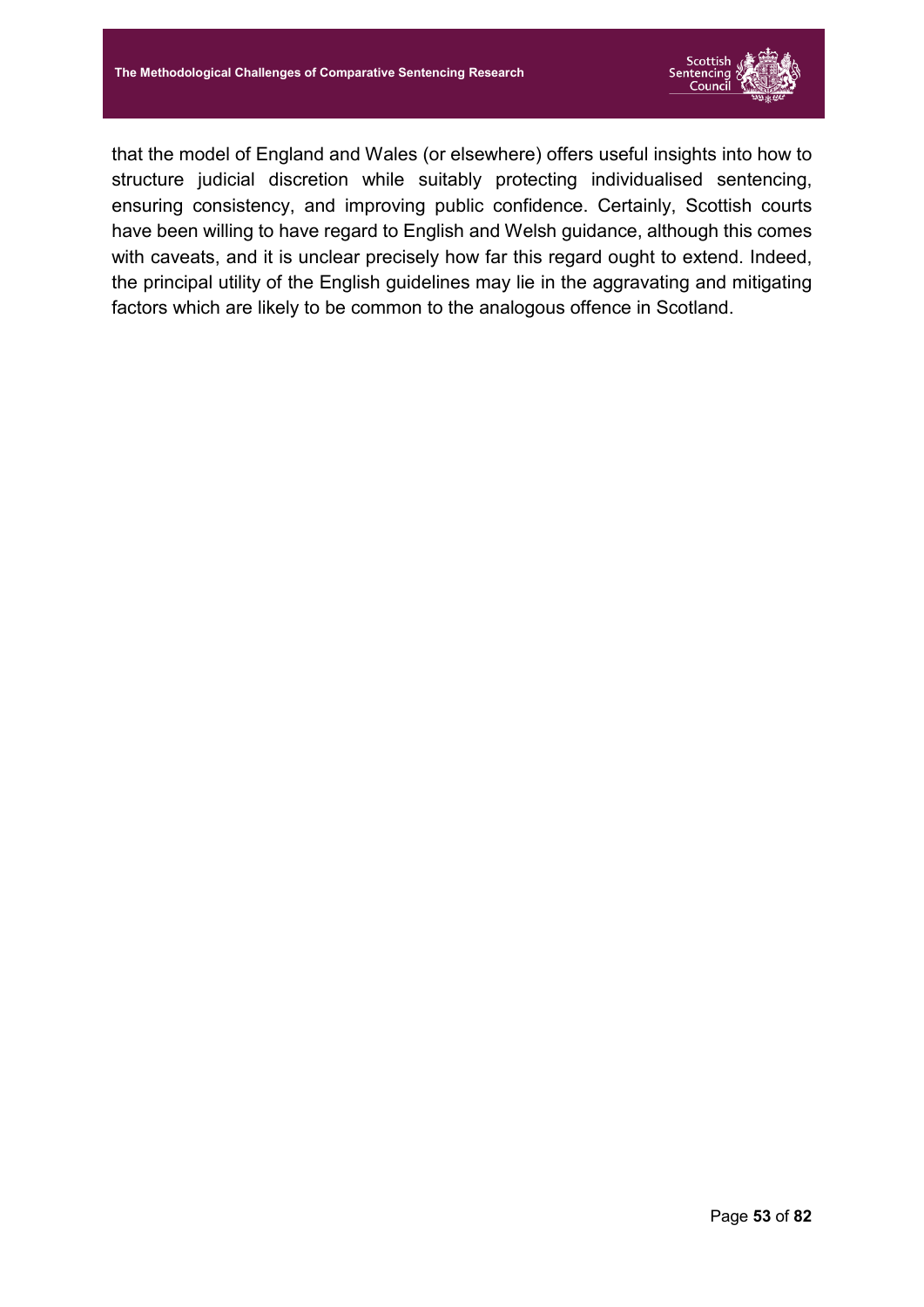that the model of England and Wales (or elsewhere) offers useful insights into how to structure judicial discretion while suitably protecting individualised sentencing, ensuring consistency, and improving public confidence. Certainly, Scottish courts have been willing to have regard to English and Welsh guidance, although this comes with caveats, and it is unclear precisely how far this regard ought to extend. Indeed, the principal utility of the English guidelines may lie in the aggravating and mitigating factors which are likely to be common to the analogous offence in Scotland.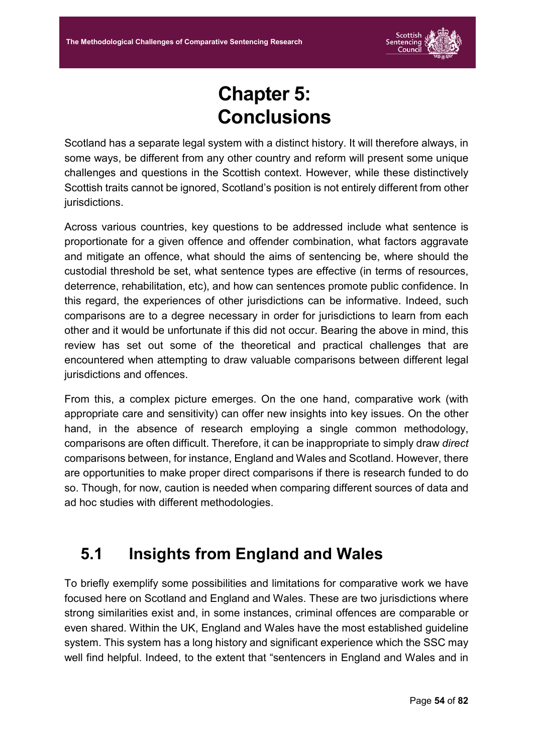# Chapter 5: Conclusions

Scotland has a separate legal system with a distinct history. It will therefore always, in some ways, be different from any other country and reform will present some unique challenges and questions in the Scottish context. However, while these distinctively Scottish traits cannot be ignored, Scotland's position is not entirely different from other jurisdictions.

Across various countries, key questions to be addressed include what sentence is proportionate for a given offence and offender combination, what factors aggravate and mitigate an offence, what should the aims of sentencing be, where should the custodial threshold be set, what sentence types are effective (in terms of resources, deterrence, rehabilitation, etc), and how can sentences promote public confidence. In this regard, the experiences of other jurisdictions can be informative. Indeed, such comparisons are to a degree necessary in order for jurisdictions to learn from each other and it would be unfortunate if this did not occur. Bearing the above in mind, this review has set out some of the theoretical and practical challenges that are encountered when attempting to draw valuable comparisons between different legal jurisdictions and offences.

From this, a complex picture emerges. On the one hand, comparative work (with appropriate care and sensitivity) can offer new insights into key issues. On the other hand, in the absence of research employing a single common methodology, comparisons are often difficult. Therefore, it can be inappropriate to simply draw *direct* comparisons between, for instance, England and Wales and Scotland. However, there are opportunities to make proper direct comparisons if there is research funded to do so. Though, for now, caution is needed when comparing different sources of data and ad hoc studies with different methodologies.

## 5.1 Insights from England and Wales

To briefly exemplify some possibilities and limitations for comparative work we have focused here on Scotland and England and Wales. These are two jurisdictions where strong similarities exist and, in some instances, criminal offences are comparable or even shared. Within the UK, England and Wales have the most established guideline system. This system has a long history and significant experience which the SSC may well find helpful. Indeed, to the extent that "sentencers in England and Wales and in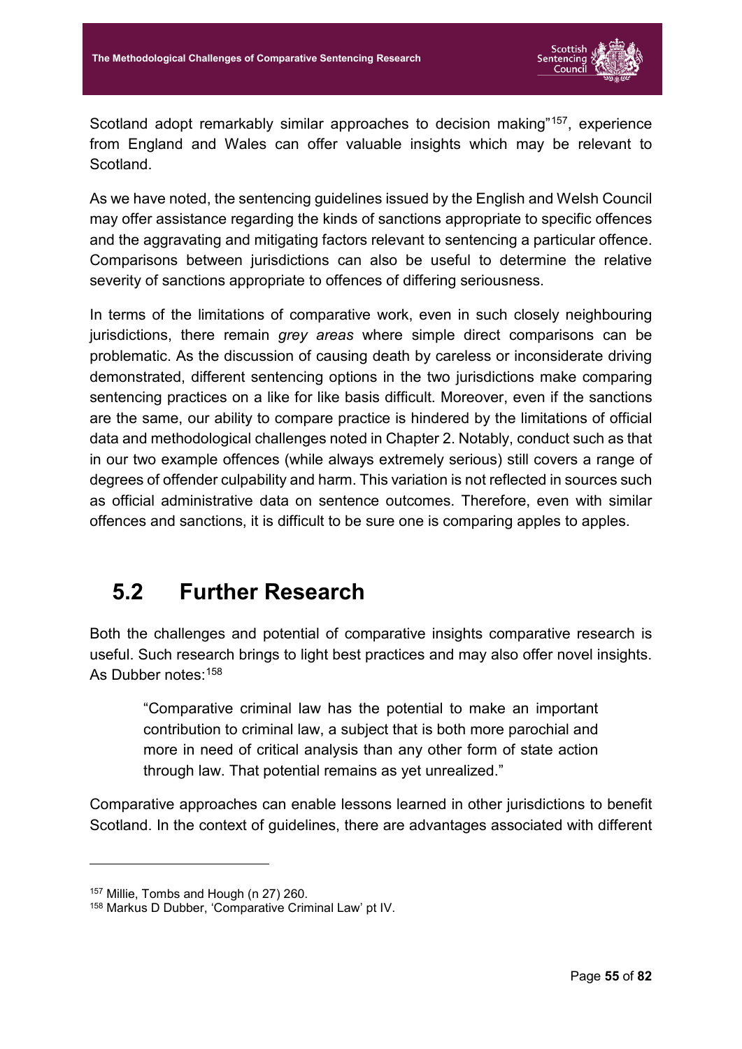Scotland adopt remarkably similar approaches to decision making"[157], experience from England and Wales can offer valuable insights which may be relevant to Scotland.

As we have noted, the sentencing guidelines issued by the English and Welsh Council may offer assistance regarding the kinds of sanctions appropriate to specific offences and the aggravating and mitigating factors relevant to sentencing a particular offence. Comparisons between jurisdictions can also be useful to determine the relative severity of sanctions appropriate to offences of differing seriousness.

In terms of the limitations of comparative work, even in such closely neighbouring jurisdictions, there remain *grey areas* where simple direct comparisons can be problematic. As the discussion of causing death by careless or inconsiderate driving demonstrated, different sentencing options in the two jurisdictions make comparing sentencing practices on a like for like basis difficult. Moreover, even if the sanctions are the same, our ability to compare practice is hindered by the limitations of official data and methodological challenges noted in Chapter 2. Notably, conduct such as that in our two example offences (while always extremely serious) still covers a range of degrees of offender culpability and harm. This variation is not reflected in sources such as official administrative data on sentence outcomes. Therefore, even with similar offences and sanctions, it is difficult to be sure one is comparing apples to apples.

## 5.2 Further Research

Both the challenges and potential of comparative insights comparative research is useful. Such research brings to light best practices and may also offer novel insights. As Dubber notes:[158]

> "Comparative criminal law has the potential to make an important contribution to criminal law, a subject that is both more parochial and more in need of critical analysis than any other form of state action through law. That potential remains as yet unrealized."

Comparative approaches can enable lessons learned in other jurisdictions to benefit Scotland. In the context of guidelines, there are advantages associated with different

---

[157] Millie, Tombs and Hough (n 27) 260.

[158] Markus D Dubber, 'Comparative Criminal Law' pt IV.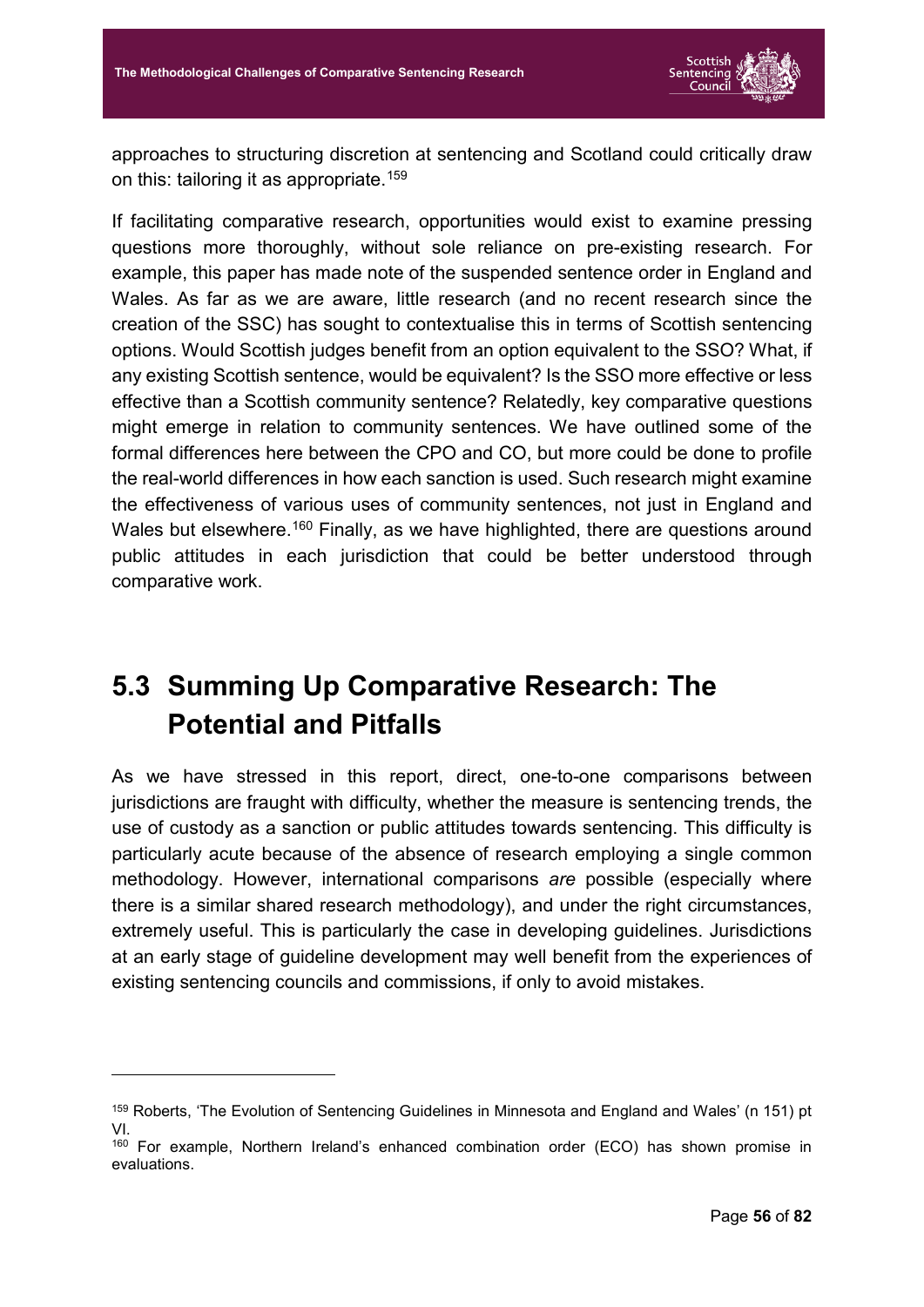approaches to structuring discretion at sentencing and Scotland could critically draw on this: tailoring it as appropriate.[159]

If facilitating comparative research, opportunities would exist to examine pressing questions more thoroughly, without sole reliance on pre-existing research. For example, this paper has made note of the suspended sentence order in England and Wales. As far as we are aware, little research (and no recent research since the creation of the SSC) has sought to contextualise this in terms of Scottish sentencing options. Would Scottish judges benefit from an option equivalent to the SSO? What, if any existing Scottish sentence, would be equivalent? Is the SSO more effective or less effective than a Scottish community sentence? Relatedly, key comparative questions might emerge in relation to community sentences. We have outlined some of the formal differences here between the CPO and CO, but more could be done to profile the real-world differences in how each sanction is used. Such research might examine the effectiveness of various uses of community sentences, not just in England and Wales but elsewhere.[160] Finally, as we have highlighted, there are questions around public attitudes in each jurisdiction that could be better understood through comparative work.

## 5.3 Summing Up Comparative Research: The Potential and Pitfalls

As we have stressed in this report, direct, one-to-one comparisons between jurisdictions are fraught with difficulty, whether the measure is sentencing trends, the use of custody as a sanction or public attitudes towards sentencing. This difficulty is particularly acute because of the absence of research employing a single common methodology. However, international comparisons *are* possible (especially where there is a similar shared research methodology), and under the right circumstances, extremely useful. This is particularly the case in developing guidelines. Jurisdictions at an early stage of guideline development may well benefit from the experiences of existing sentencing councils and commissions, if only to avoid mistakes.

---

[159] Roberts, 'The Evolution of Sentencing Guidelines in Minnesota and England and Wales' (n 151) pt VI.

[160] For example, Northern Ireland's enhanced combination order (ECO) has shown promise in evaluations.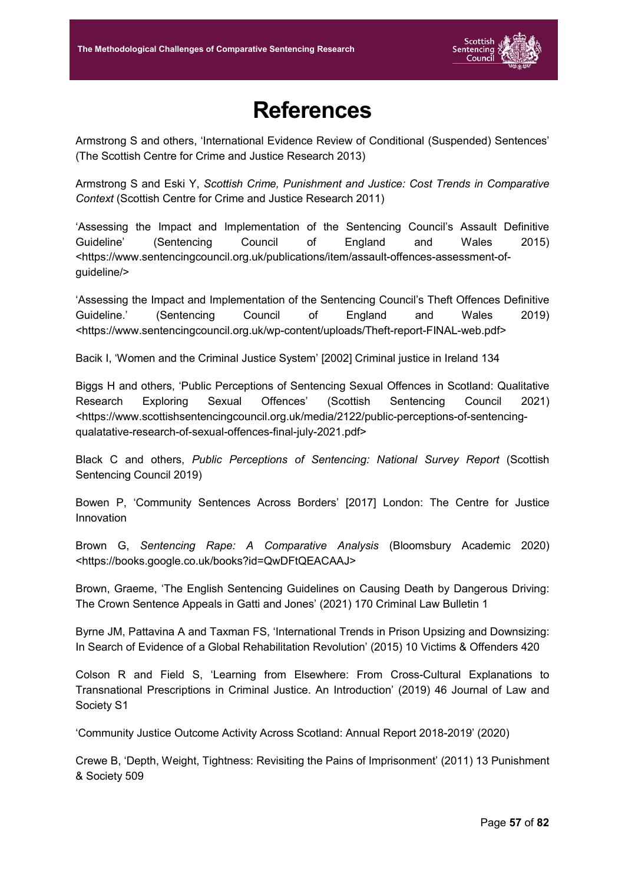# References

Armstrong S and others, 'International Evidence Review of Conditional (Suspended) Sentences' (The Scottish Centre for Crime and Justice Research 2013)

Armstrong S and Eski Y, *Scottish Crime, Punishment and Justice: Cost Trends in Comparative Context* (Scottish Centre for Crime and Justice Research 2011)

'Assessing the Impact and Implementation of the Sentencing Council's Assault Definitive Guideline' (Sentencing Council of England and Wales 2015) <https://www.sentencingcouncil.org.uk/publications/item/assault-offences-assessment-of-guideline/>

'Assessing the Impact and Implementation of the Sentencing Council's Theft Offences Definitive Guideline.' (Sentencing Council of England and Wales 2019) <https://www.sentencingcouncil.org.uk/wp-content/uploads/Theft-report-FINAL-web.pdf>

Bacik I, 'Women and the Criminal Justice System' [2002] Criminal justice in Ireland 134

Biggs H and others, 'Public Perceptions of Sentencing Sexual Offences in Scotland: Qualitative Research Exploring Sexual Offences' (Scottish Sentencing Council 2021) <https://www.scottishsentencingcouncil.org.uk/media/2122/public-perceptions-of-sentencing-qualatative-research-of-sexual-offences-final-july-2021.pdf>

Black C and others, *Public Perceptions of Sentencing: National Survey Report* (Scottish Sentencing Council 2019)

Bowen P, 'Community Sentences Across Borders' [2017] London: The Centre for Justice Innovation

Brown G, *Sentencing Rape: A Comparative Analysis* (Bloomsbury Academic 2020) <https://books.google.co.uk/books?id=QwDFtQEACAAJ>

Brown, Graeme, 'The English Sentencing Guidelines on Causing Death by Dangerous Driving: The Crown Sentence Appeals in Gatti and Jones' (2021) 170 Criminal Law Bulletin 1

Byrne JM, Pattavina A and Taxman FS, 'International Trends in Prison Upsizing and Downsizing: In Search of Evidence of a Global Rehabilitation Revolution' (2015) 10 Victims & Offenders 420

Colson R and Field S, 'Learning from Elsewhere: From Cross-Cultural Explanations to Transnational Prescriptions in Criminal Justice. An Introduction' (2019) 46 Journal of Law and Society S1

'Community Justice Outcome Activity Across Scotland: Annual Report 2018-2019' (2020)

Crewe B, 'Depth, Weight, Tightness: Revisiting the Pains of Imprisonment' (2011) 13 Punishment & Society 509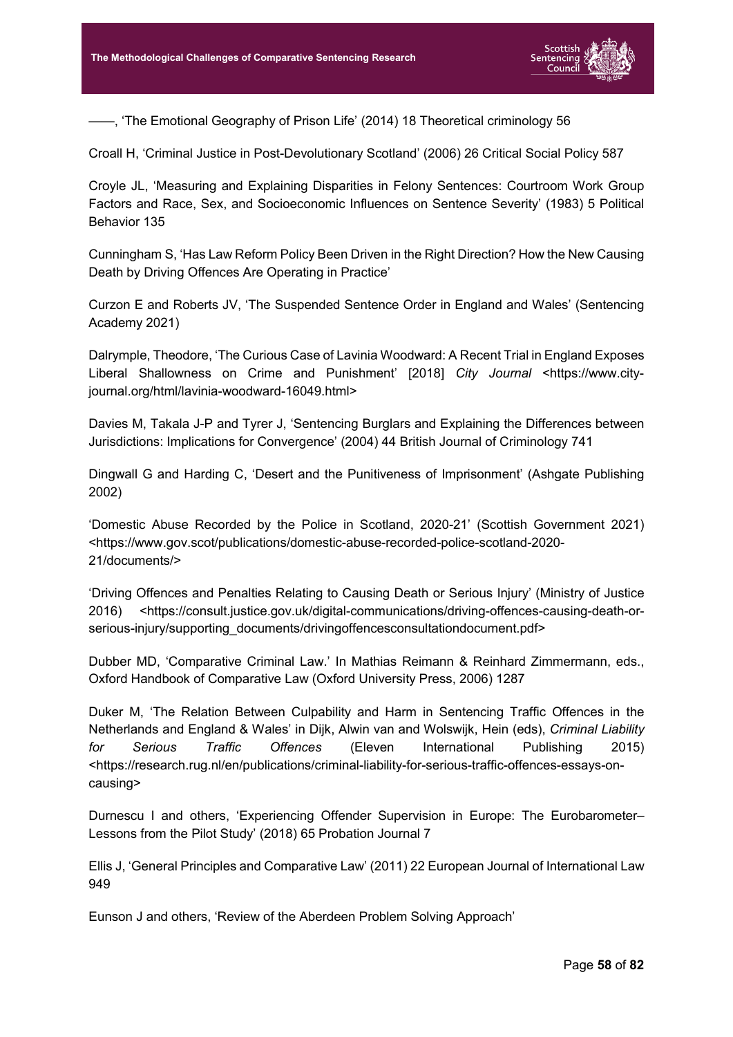——, 'The Emotional Geography of Prison Life' (2014) 18 Theoretical criminology 56

Croall H, 'Criminal Justice in Post-Devolutionary Scotland' (2006) 26 Critical Social Policy 587

Croyle JL, 'Measuring and Explaining Disparities in Felony Sentences: Courtroom Work Group Factors and Race, Sex, and Socioeconomic Influences on Sentence Severity' (1983) 5 Political Behavior 135

Cunningham S, 'Has Law Reform Policy Been Driven in the Right Direction? How the New Causing Death by Driving Offences Are Operating in Practice'

Curzon E and Roberts JV, 'The Suspended Sentence Order in England and Wales' (Sentencing Academy 2021)

Dalrymple, Theodore, 'The Curious Case of Lavinia Woodward: A Recent Trial in England Exposes Liberal Shallowness on Crime and Punishment' [2018] *City Journal* <https://www.city-journal.org/html/lavinia-woodward-16049.html>

Davies M, Takala J-P and Tyrer J, 'Sentencing Burglars and Explaining the Differences between Jurisdictions: Implications for Convergence' (2004) 44 British Journal of Criminology 741

Dingwall G and Harding C, 'Desert and the Punitiveness of Imprisonment' (Ashgate Publishing 2002)

'Domestic Abuse Recorded by the Police in Scotland, 2020-21' (Scottish Government 2021) <https://www.gov.scot/publications/domestic-abuse-recorded-police-scotland-2020-21/documents/>

'Driving Offences and Penalties Relating to Causing Death or Serious Injury' (Ministry of Justice 2016) <https://consult.justice.gov.uk/digital-communications/driving-offences-causing-death-or-serious-injury/supporting_documents/drivingoffencesconsultationdocument.pdf>

Dubber MD, 'Comparative Criminal Law.' In Mathias Reimann & Reinhard Zimmermann, eds., Oxford Handbook of Comparative Law (Oxford University Press, 2006) 1287

Duker M, 'The Relation Between Culpability and Harm in Sentencing Traffic Offences in the Netherlands and England & Wales' in Dijk, Alwin van and Wolswijk, Hein (eds), *Criminal Liability for Serious Traffic Offences* (Eleven International Publishing 2015) <https://research.rug.nl/en/publications/criminal-liability-for-serious-traffic-offences-essays-on-causing>

Durnescu I and others, 'Experiencing Offender Supervision in Europe: The Eurobarometer–Lessons from the Pilot Study' (2018) 65 Probation Journal 7

Ellis J, 'General Principles and Comparative Law' (2011) 22 European Journal of International Law 949

Eunson J and others, 'Review of the Aberdeen Problem Solving Approach'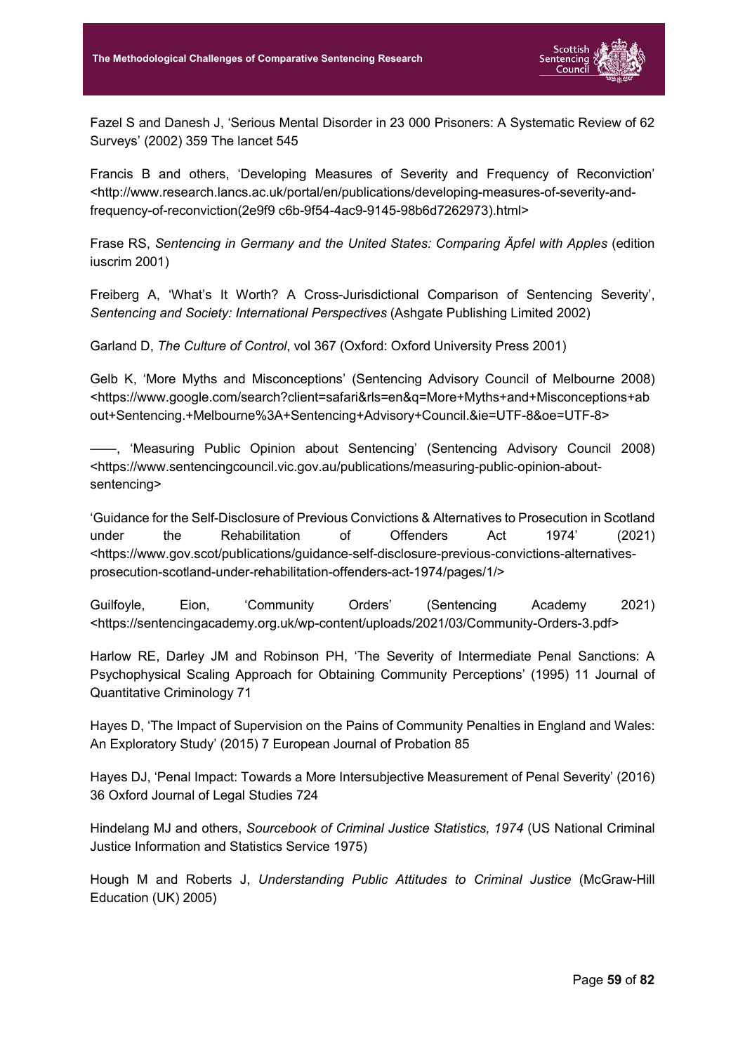Fazel S and Danesh J, 'Serious Mental Disorder in 23 000 Prisoners: A Systematic Review of 62 Surveys' (2002) 359 The lancet 545

Francis B and others, 'Developing Measures of Severity and Frequency of Reconviction' <http://www.research.lancs.ac.uk/portal/en/publications/developing-measures-of-severity-and-frequency-of-reconviction(2e9f9 c6b-9f54-4ac9-9145-98b6d7262973).html>

Frase RS, *Sentencing in Germany and the United States: Comparing Äpfel with Apples* (edition iuscrim 2001)

Freiberg A, 'What's It Worth? A Cross-Jurisdictional Comparison of Sentencing Severity', *Sentencing and Society: International Perspectives* (Ashgate Publishing Limited 2002)

Garland D, *The Culture of Control*, vol 367 (Oxford: Oxford University Press 2001)

Gelb K, 'More Myths and Misconceptions' (Sentencing Advisory Council of Melbourne 2008) <https://www.google.com/search?client=safari&rls=en&q=More+Myths+and+Misconceptions+about+Sentencing.+Melbourne%3A+Sentencing+Advisory+Council.&ie=UTF-8&oe=UTF-8>

——, 'Measuring Public Opinion about Sentencing' (Sentencing Advisory Council 2008) <https://www.sentencingcouncil.vic.gov.au/publications/measuring-public-opinion-about-sentencing>

'Guidance for the Self-Disclosure of Previous Convictions & Alternatives to Prosecution in Scotland under the Rehabilitation of Offenders Act 1974' (2021) <https://www.gov.scot/publications/guidance-self-disclosure-previous-convictions-alternatives-prosecution-scotland-under-rehabilitation-offenders-act-1974/pages/1/>

Guilfoyle, Eion, 'Community Orders' (Sentencing Academy 2021) <https://sentencingacademy.org.uk/wp-content/uploads/2021/03/Community-Orders-3.pdf>

Harlow RE, Darley JM and Robinson PH, 'The Severity of Intermediate Penal Sanctions: A Psychophysical Scaling Approach for Obtaining Community Perceptions' (1995) 11 Journal of Quantitative Criminology 71

Hayes D, 'The Impact of Supervision on the Pains of Community Penalties in England and Wales: An Exploratory Study' (2015) 7 European Journal of Probation 85

Hayes DJ, 'Penal Impact: Towards a More Intersubjective Measurement of Penal Severity' (2016) 36 Oxford Journal of Legal Studies 724

Hindelang MJ and others, *Sourcebook of Criminal Justice Statistics, 1974* (US National Criminal Justice Information and Statistics Service 1975)

Hough M and Roberts J, *Understanding Public Attitudes to Criminal Justice* (McGraw-Hill Education (UK) 2005)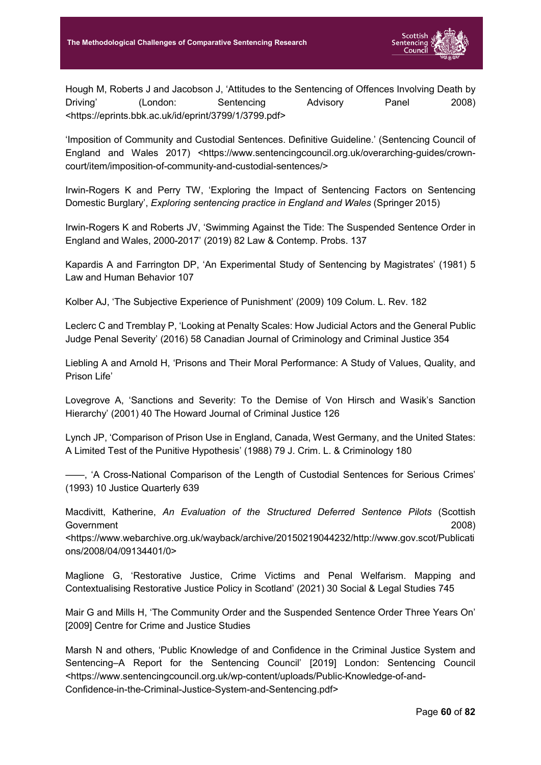Hough M, Roberts J and Jacobson J, 'Attitudes to the Sentencing of Offences Involving Death by Driving' (London: Sentencing Advisory Panel 2008) <https://eprints.bbk.ac.uk/id/eprint/3799/1/3799.pdf>

'Imposition of Community and Custodial Sentences. Definitive Guideline.' (Sentencing Council of England and Wales 2017) <https://www.sentencingcouncil.org.uk/overarching-guides/crown-court/item/imposition-of-community-and-custodial-sentences/>

Irwin-Rogers K and Perry TW, 'Exploring the Impact of Sentencing Factors on Sentencing Domestic Burglary', *Exploring sentencing practice in England and Wales* (Springer 2015)

Irwin-Rogers K and Roberts JV, 'Swimming Against the Tide: The Suspended Sentence Order in England and Wales, 2000-2017' (2019) 82 Law & Contemp. Probs. 137

Kapardis A and Farrington DP, 'An Experimental Study of Sentencing by Magistrates' (1981) 5 Law and Human Behavior 107

Kolber AJ, 'The Subjective Experience of Punishment' (2009) 109 Colum. L. Rev. 182

Leclerc C and Tremblay P, 'Looking at Penalty Scales: How Judicial Actors and the General Public Judge Penal Severity' (2016) 58 Canadian Journal of Criminology and Criminal Justice 354

Liebling A and Arnold H, 'Prisons and Their Moral Performance: A Study of Values, Quality, and Prison Life'

Lovegrove A, 'Sanctions and Severity: To the Demise of Von Hirsch and Wasik's Sanction Hierarchy' (2001) 40 The Howard Journal of Criminal Justice 126

Lynch JP, 'Comparison of Prison Use in England, Canada, West Germany, and the United States: A Limited Test of the Punitive Hypothesis' (1988) 79 J. Crim. L. & Criminology 180

——, 'A Cross-National Comparison of the Length of Custodial Sentences for Serious Crimes' (1993) 10 Justice Quarterly 639

Macdivitt, Katherine, *An Evaluation of the Structured Deferred Sentence Pilots* (Scottish Government 2008) <https://www.webarchive.org.uk/wayback/archive/20150219044232/http://www.gov.scot/Publications/2008/04/09134401/0>

Maglione G, 'Restorative Justice, Crime Victims and Penal Welfarism. Mapping and Contextualising Restorative Justice Policy in Scotland' (2021) 30 Social & Legal Studies 745

Mair G and Mills H, 'The Community Order and the Suspended Sentence Order Three Years On' [2009] Centre for Crime and Justice Studies

Marsh N and others, 'Public Knowledge of and Confidence in the Criminal Justice System and Sentencing–A Report for the Sentencing Council' [2019] London: Sentencing Council <https://www.sentencingcouncil.org.uk/wp-content/uploads/Public-Knowledge-of-and-Confidence-in-the-Criminal-Justice-System-and-Sentencing.pdf>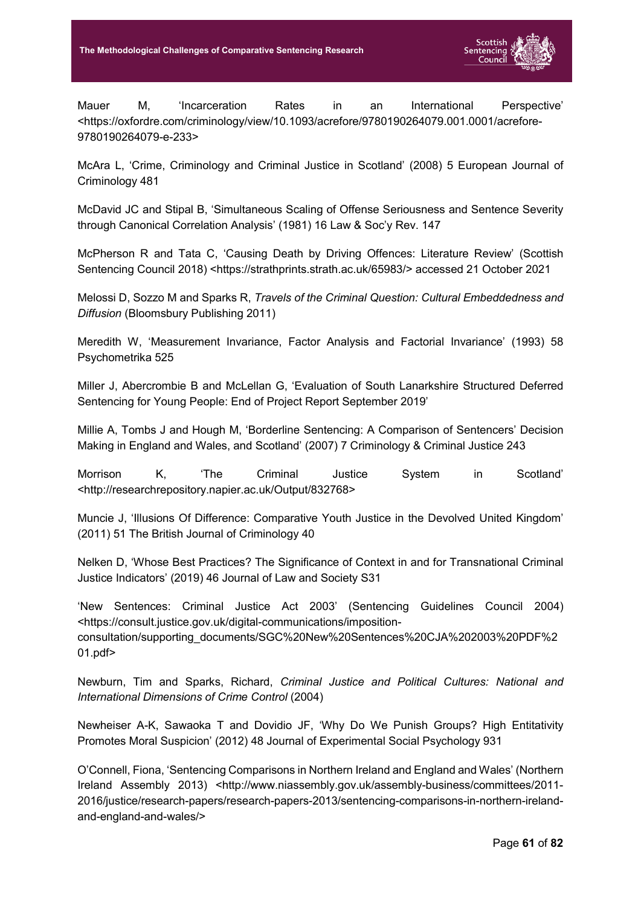Mauer M, 'Incarceration Rates in an International Perspective' <https://oxfordre.com/criminology/view/10.1093/acrefore/9780190264079.001.0001/acrefore-9780190264079-e-233>

McAra L, 'Crime, Criminology and Criminal Justice in Scotland' (2008) 5 European Journal of Criminology 481

McDavid JC and Stipal B, 'Simultaneous Scaling of Offense Seriousness and Sentence Severity through Canonical Correlation Analysis' (1981) 16 Law & Soc'y Rev. 147

McPherson R and Tata C, 'Causing Death by Driving Offences: Literature Review' (Scottish Sentencing Council 2018) <https://strathprints.strath.ac.uk/65983/> accessed 21 October 2021

Melossi D, Sozzo M and Sparks R, *Travels of the Criminal Question: Cultural Embeddedness and Diffusion* (Bloomsbury Publishing 2011)

Meredith W, 'Measurement Invariance, Factor Analysis and Factorial Invariance' (1993) 58 Psychometrika 525

Miller J, Abercrombie B and McLellan G, 'Evaluation of South Lanarkshire Structured Deferred Sentencing for Young People: End of Project Report September 2019'

Millie A, Tombs J and Hough M, 'Borderline Sentencing: A Comparison of Sentencers' Decision Making in England and Wales, and Scotland' (2007) 7 Criminology & Criminal Justice 243

Morrison K, 'The Criminal Justice System in Scotland' <http://researchrepository.napier.ac.uk/Output/832768>

Muncie J, 'Illusions Of Difference: Comparative Youth Justice in the Devolved United Kingdom' (2011) 51 The British Journal of Criminology 40

Nelken D, 'Whose Best Practices? The Significance of Context in and for Transnational Criminal Justice Indicators' (2019) 46 Journal of Law and Society S31

'New Sentences: Criminal Justice Act 2003' (Sentencing Guidelines Council 2004) <https://consult.justice.gov.uk/digital-communications/imposition-consultation/supporting_documents/SGC%20New%20Sentences%20CJA%202003%20PDF%201.pdf>

Newburn, Tim and Sparks, Richard, *Criminal Justice and Political Cultures: National and International Dimensions of Crime Control* (2004)

Newheiser A-K, Sawaoka T and Dovidio JF, 'Why Do We Punish Groups? High Entitativity Promotes Moral Suspicion' (2012) 48 Journal of Experimental Social Psychology 931

O'Connell, Fiona, 'Sentencing Comparisons in Northern Ireland and England and Wales' (Northern Ireland Assembly 2013) <http://www.niassembly.gov.uk/assembly-business/committees/2011-2016/justice/research-papers/research-papers-2013/sentencing-comparisons-in-northern-ireland-and-england-and-wales/>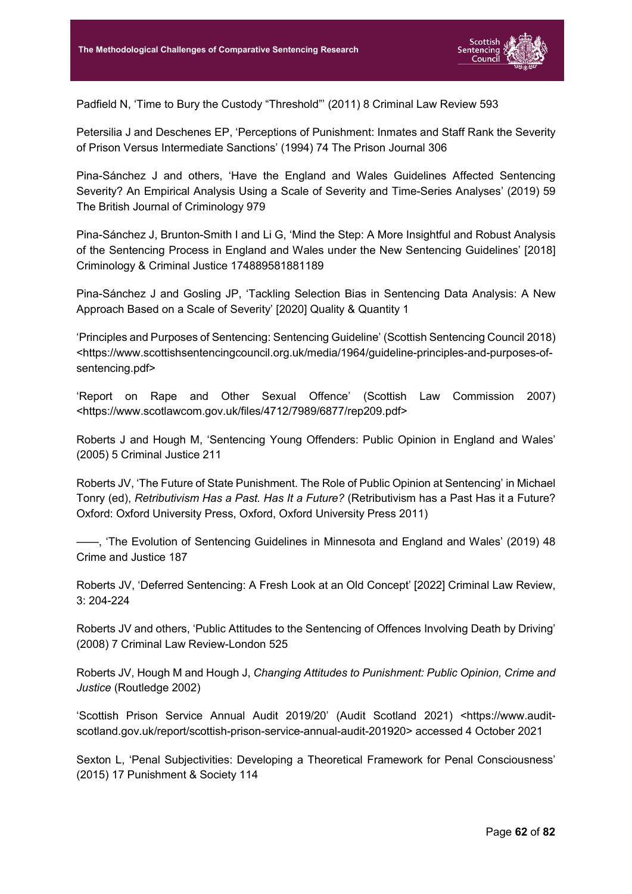Padfield N, 'Time to Bury the Custody "Threshold"' (2011) 8 Criminal Law Review 593

Petersilia J and Deschenes EP, 'Perceptions of Punishment: Inmates and Staff Rank the Severity of Prison Versus Intermediate Sanctions' (1994) 74 The Prison Journal 306

Pina-Sánchez J and others, 'Have the England and Wales Guidelines Affected Sentencing Severity? An Empirical Analysis Using a Scale of Severity and Time-Series Analyses' (2019) 59 The British Journal of Criminology 979

Pina-Sánchez J, Brunton-Smith I and Li G, 'Mind the Step: A More Insightful and Robust Analysis of the Sentencing Process in England and Wales under the New Sentencing Guidelines' [2018] Criminology & Criminal Justice 174889581881189

Pina-Sánchez J and Gosling JP, 'Tackling Selection Bias in Sentencing Data Analysis: A New Approach Based on a Scale of Severity' [2020] Quality & Quantity 1

'Principles and Purposes of Sentencing: Sentencing Guideline' (Scottish Sentencing Council 2018) <https://www.scottishsentencingcouncil.org.uk/media/1964/guideline-principles-and-purposes-of-sentencing.pdf>

'Report on Rape and Other Sexual Offence' (Scottish Law Commission 2007) <https://www.scotlawcom.gov.uk/files/4712/7989/6877/rep209.pdf>

Roberts J and Hough M, 'Sentencing Young Offenders: Public Opinion in England and Wales' (2005) 5 Criminal Justice 211

Roberts JV, 'The Future of State Punishment. The Role of Public Opinion at Sentencing' in Michael Tonry (ed), *Retributivism Has a Past. Has It a Future?* (Retributivism has a Past Has it a Future? Oxford: Oxford University Press, Oxford, Oxford University Press 2011)

——, 'The Evolution of Sentencing Guidelines in Minnesota and England and Wales' (2019) 48 Crime and Justice 187

Roberts JV, 'Deferred Sentencing: A Fresh Look at an Old Concept' [2022] Criminal Law Review, 3: 204-224

Roberts JV and others, 'Public Attitudes to the Sentencing of Offences Involving Death by Driving' (2008) 7 Criminal Law Review-London 525

Roberts JV, Hough M and Hough J, *Changing Attitudes to Punishment: Public Opinion, Crime and Justice* (Routledge 2002)

'Scottish Prison Service Annual Audit 2019/20' (Audit Scotland 2021) <https://www.audit-scotland.gov.uk/report/scottish-prison-service-annual-audit-201920> accessed 4 October 2021

Sexton L, 'Penal Subjectivities: Developing a Theoretical Framework for Penal Consciousness' (2015) 17 Punishment & Society 114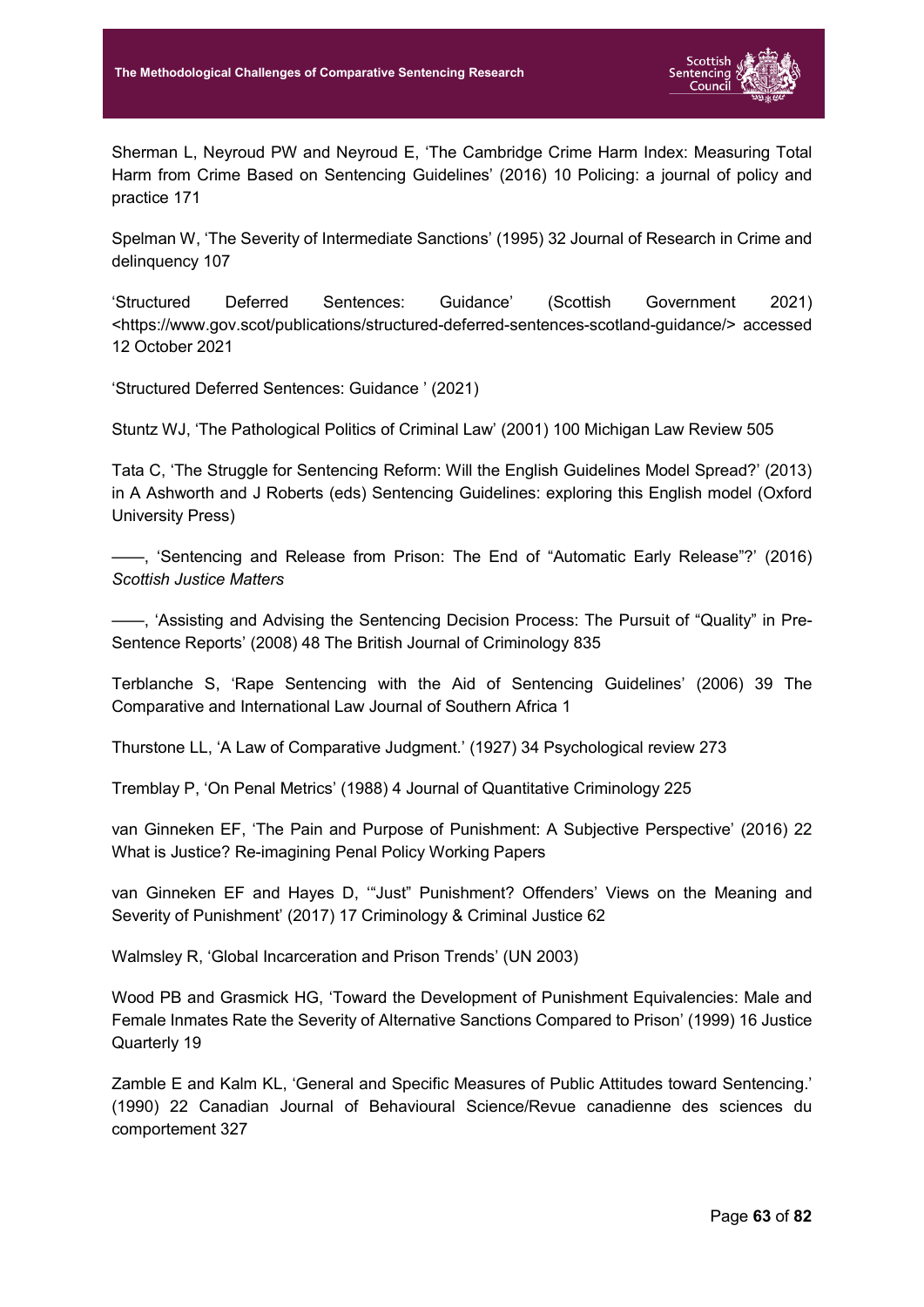Sherman L, Neyroud PW and Neyroud E, 'The Cambridge Crime Harm Index: Measuring Total Harm from Crime Based on Sentencing Guidelines' (2016) 10 Policing: a journal of policy and practice 171

Spelman W, 'The Severity of Intermediate Sanctions' (1995) 32 Journal of Research in Crime and delinquency 107

'Structured Deferred Sentences: Guidance' (Scottish Government 2021) <https://www.gov.scot/publications/structured-deferred-sentences-scotland-guidance/> accessed 12 October 2021

'Structured Deferred Sentences: Guidance ' (2021)

Stuntz WJ, 'The Pathological Politics of Criminal Law' (2001) 100 Michigan Law Review 505

Tata C, 'The Struggle for Sentencing Reform: Will the English Guidelines Model Spread?' (2013) in A Ashworth and J Roberts (eds) Sentencing Guidelines: exploring this English model (Oxford University Press)

——, 'Sentencing and Release from Prison: The End of "Automatic Early Release"?' (2016) *Scottish Justice Matters*

——, 'Assisting and Advising the Sentencing Decision Process: The Pursuit of "Quality" in Pre-Sentence Reports' (2008) 48 The British Journal of Criminology 835

Terblanche S, 'Rape Sentencing with the Aid of Sentencing Guidelines' (2006) 39 The Comparative and International Law Journal of Southern Africa 1

Thurstone LL, 'A Law of Comparative Judgment.' (1927) 34 Psychological review 273

Tremblay P, 'On Penal Metrics' (1988) 4 Journal of Quantitative Criminology 225

van Ginneken EF, 'The Pain and Purpose of Punishment: A Subjective Perspective' (2016) 22 What is Justice? Re-imagining Penal Policy Working Papers

van Ginneken EF and Hayes D, '"Just" Punishment? Offenders' Views on the Meaning and Severity of Punishment' (2017) 17 Criminology & Criminal Justice 62

Walmsley R, 'Global Incarceration and Prison Trends' (UN 2003)

Wood PB and Grasmick HG, 'Toward the Development of Punishment Equivalencies: Male and Female Inmates Rate the Severity of Alternative Sanctions Compared to Prison' (1999) 16 Justice Quarterly 19

Zamble E and Kalm KL, 'General and Specific Measures of Public Attitudes toward Sentencing.' (1990) 22 Canadian Journal of Behavioural Science/Revue canadienne des sciences du comportement 327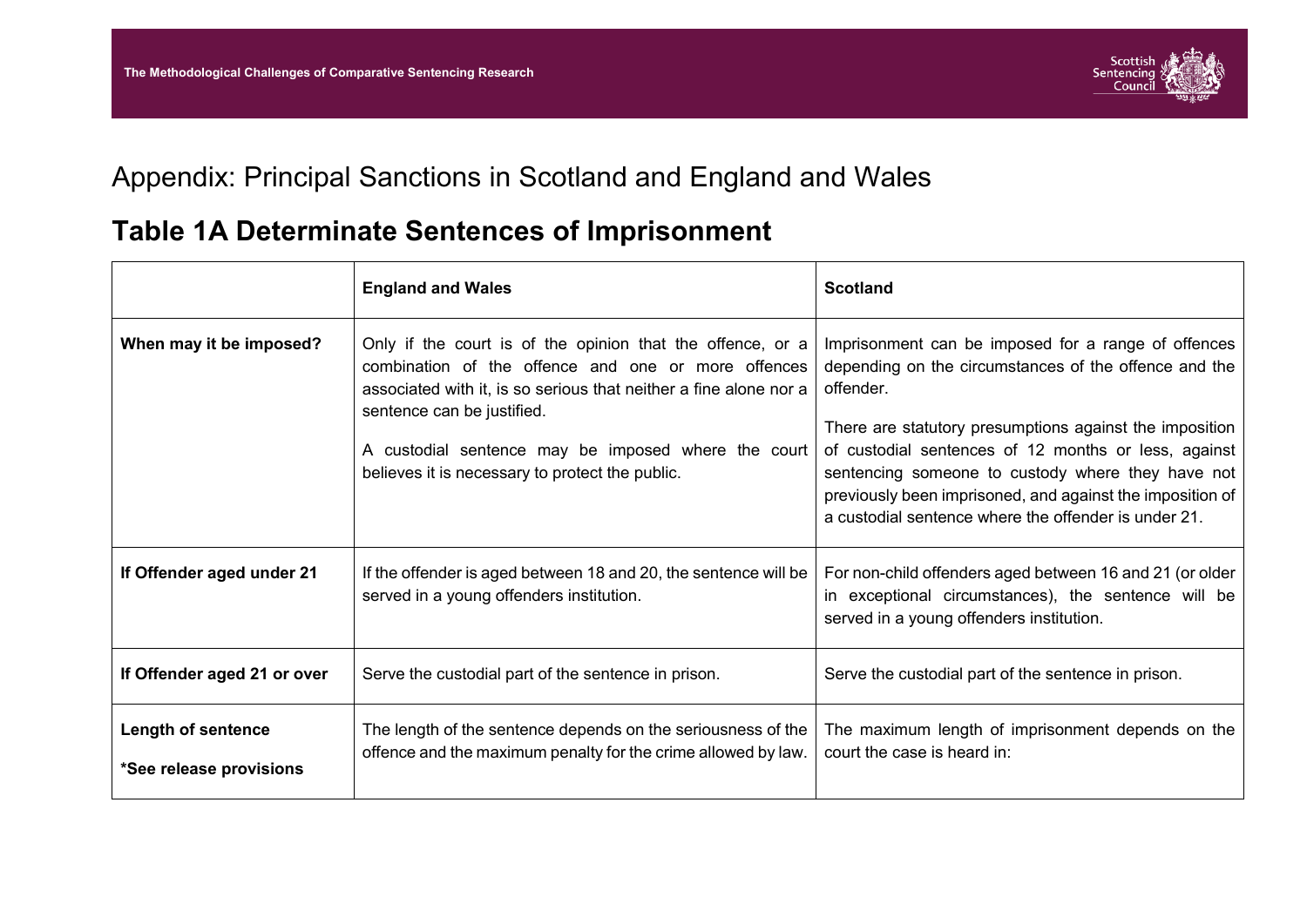# Appendix: Principal Sanctions in Scotland and England and Wales

## Table 1A Determinate Sentences of Imprisonment

| | England and Wales | Scotland |
|---|---|---|
| **When may it be imposed?** | Only if the court is of the opinion that the offence, or a combination of the offence and one or more offences associated with it, is so serious that neither a fine alone nor a sentence can be justified.<br><br>A custodial sentence may be imposed where the court believes it is necessary to protect the public. | Imprisonment can be imposed for a range of offences depending on the circumstances of the offence and the offender.<br><br>There are statutory presumptions against the imposition of custodial sentences of 12 months or less, against sentencing someone to custody where they have not previously been imprisoned, and against the imposition of a custodial sentence where the offender is under 21. |
| **If Offender aged under 21** | If the offender is aged between 18 and 20, the sentence will be served in a young offenders institution. | For non-child offenders aged between 16 and 21 (or older in exceptional circumstances), the sentence will be served in a young offenders institution. |
| **If Offender aged 21 or over** | Serve the custodial part of the sentence in prison. | Serve the custodial part of the sentence in prison. |
| **Length of sentence**<br><br>***See release provisions** | The length of the sentence depends on the seriousness of the offence and the maximum penalty for the crime allowed by law. | The maximum length of imprisonment depends on the court the case is heard in: |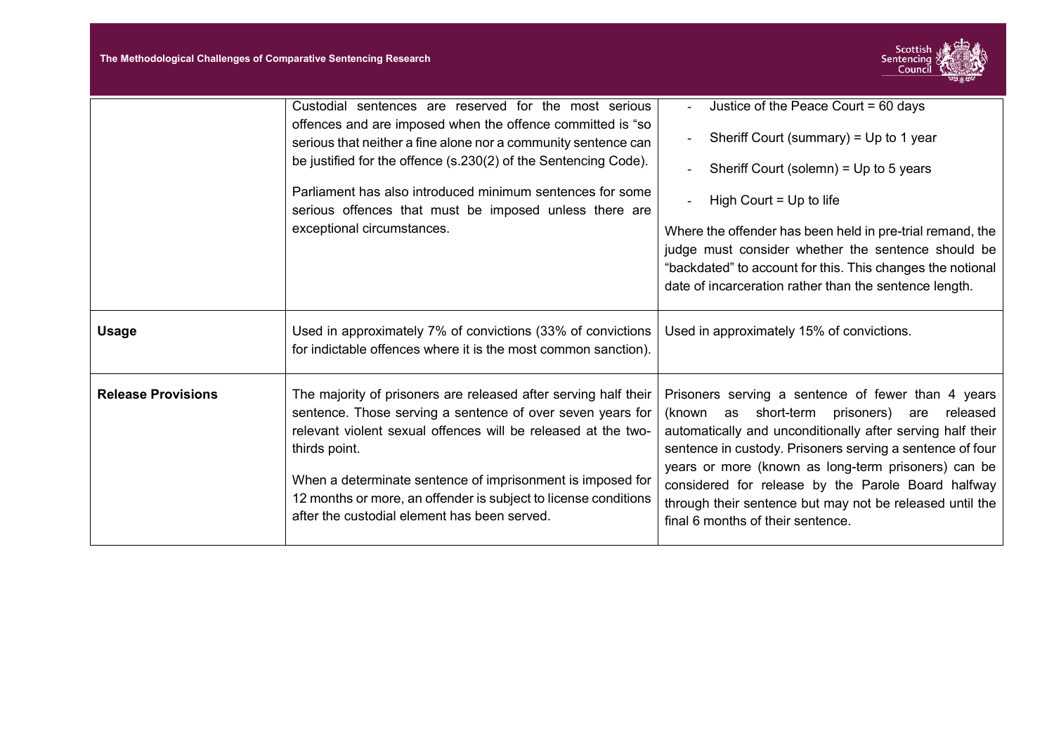| | | |
|---|---|---|
| | Custodial sentences are reserved for the most serious offences and are imposed when the offence committed is "so serious that neither a fine alone nor a community sentence can be justified for the offence (s.230(2) of the Sentencing Code).<br><br>Parliament has also introduced minimum sentences for some serious offences that must be imposed unless there are exceptional circumstances. | - Justice of the Peace Court = 60 days<br>- Sheriff Court (summary) = Up to 1 year<br>- Sheriff Court (solemn) = Up to 5 years<br>- High Court = Up to life<br><br>Where the offender has been held in pre-trial remand, the judge must consider whether the sentence should be "backdated" to account for this. This changes the notional date of incarceration rather than the sentence length. |
| **Usage** | Used in approximately 7% of convictions (33% of convictions for indictable offences where it is the most common sanction). | Used in approximately 15% of convictions. |
| **Release Provisions** | The majority of prisoners are released after serving half their sentence. Those serving a sentence of over seven years for relevant violent sexual offences will be released at the two-thirds point.<br><br>When a determinate sentence of imprisonment is imposed for 12 months or more, an offender is subject to license conditions after the custodial element has been served. | Prisoners serving a sentence of fewer than 4 years (known as short-term prisoners) are released automatically and unconditionally after serving half their sentence in custody. Prisoners serving a sentence of four years or more (known as long-term prisoners) can be considered for release by the Parole Board halfway through their sentence but may not be released until the final 6 months of their sentence. |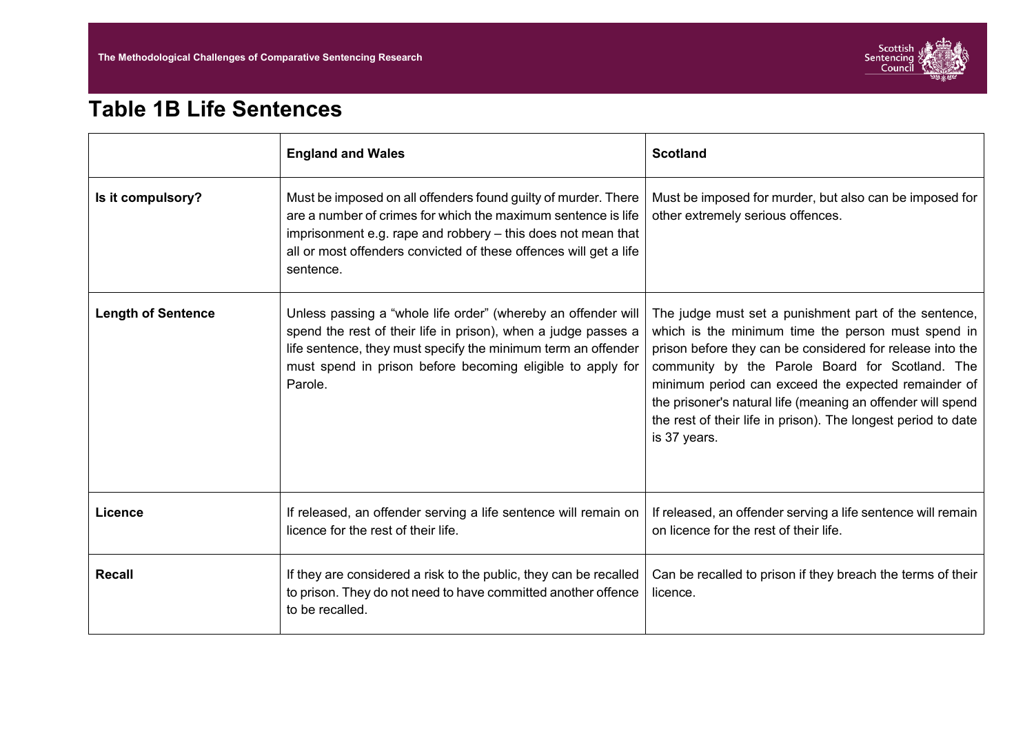## Table 1B Life Sentences

| | England and Wales | Scotland |
|---|---|---|
| **Is it compulsory?** | Must be imposed on all offenders found guilty of murder. There are a number of crimes for which the maximum sentence is life imprisonment e.g. rape and robbery – this does not mean that all or most offenders convicted of these offences will get a life sentence. | Must be imposed for murder, but also can be imposed for other extremely serious offences. |
| **Length of Sentence** | Unless passing a “whole life order” (whereby an offender will spend the rest of their life in prison), when a judge passes a life sentence, they must specify the minimum term an offender must spend in prison before becoming eligible to apply for Parole. | The judge must set a punishment part of the sentence, which is the minimum time the person must spend in prison before they can be considered for release into the community by the Parole Board for Scotland. The minimum period can exceed the expected remainder of the prisoner's natural life (meaning an offender will spend the rest of their life in prison). The longest period to date is 37 years. |
| **Licence** | If released, an offender serving a life sentence will remain on licence for the rest of their life. | If released, an offender serving a life sentence will remain on licence for the rest of their life. |
| **Recall** | If they are considered a risk to the public, they can be recalled to prison. They do not need to have committed another offence to be recalled. | Can be recalled to prison if they breach the terms of their licence. |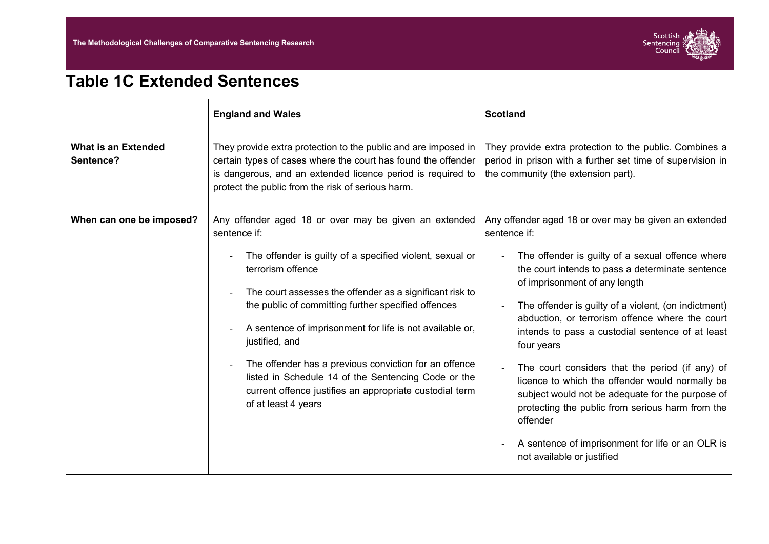## Table 1C Extended Sentences

| | England and Wales | Scotland |
|---|---|---|
| **What is an Extended Sentence?** | They provide extra protection to the public and are imposed in certain types of cases where the court has found the offender is dangerous, and an extended licence period is required to protect the public from the risk of serious harm. | They provide extra protection to the public. Combines a period in prison with a further set time of supervision in the community (the extension part). |
| **When can one be imposed?** | Any offender aged 18 or over may be given an extended sentence if:<br>- The offender is guilty of a specified violent, sexual or terrorism offence<br>- The court assesses the offender as a significant risk to the public of committing further specified offences<br>- A sentence of imprisonment for life is not available or, justified, and<br>- The offender has a previous conviction for an offence listed in Schedule 14 of the Sentencing Code or the current offence justifies an appropriate custodial term of at least 4 years | Any offender aged 18 or over may be given an extended sentence if:<br>- The offender is guilty of a sexual offence where the court intends to pass a determinate sentence of imprisonment of any length<br>- The offender is guilty of a violent, (on indictment) abduction, or terrorism offence where the court intends to pass a custodial sentence of at least four years<br>- The court considers that the period (if any) of licence to which the offender would normally be subject would not be adequate for the purpose of protecting the public from serious harm from the offender<br>- A sentence of imprisonment for life or an OLR is not available or justified |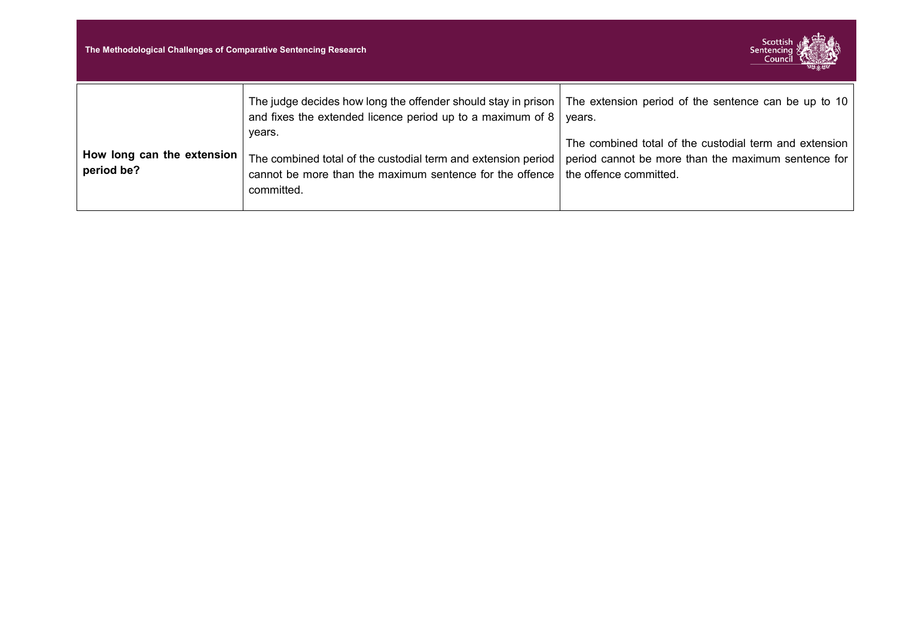| | | |
|---|---|---|
| **How long can the extension period be?** | The judge decides how long the offender should stay in prison and fixes the extended licence period up to a maximum of 8 years.<br><br>The combined total of the custodial term and extension period cannot be more than the maximum sentence for the offence committed. | The extension period of the sentence can be up to 10 years.<br><br>The combined total of the custodial term and extension period cannot be more than the maximum sentence for the offence committed. |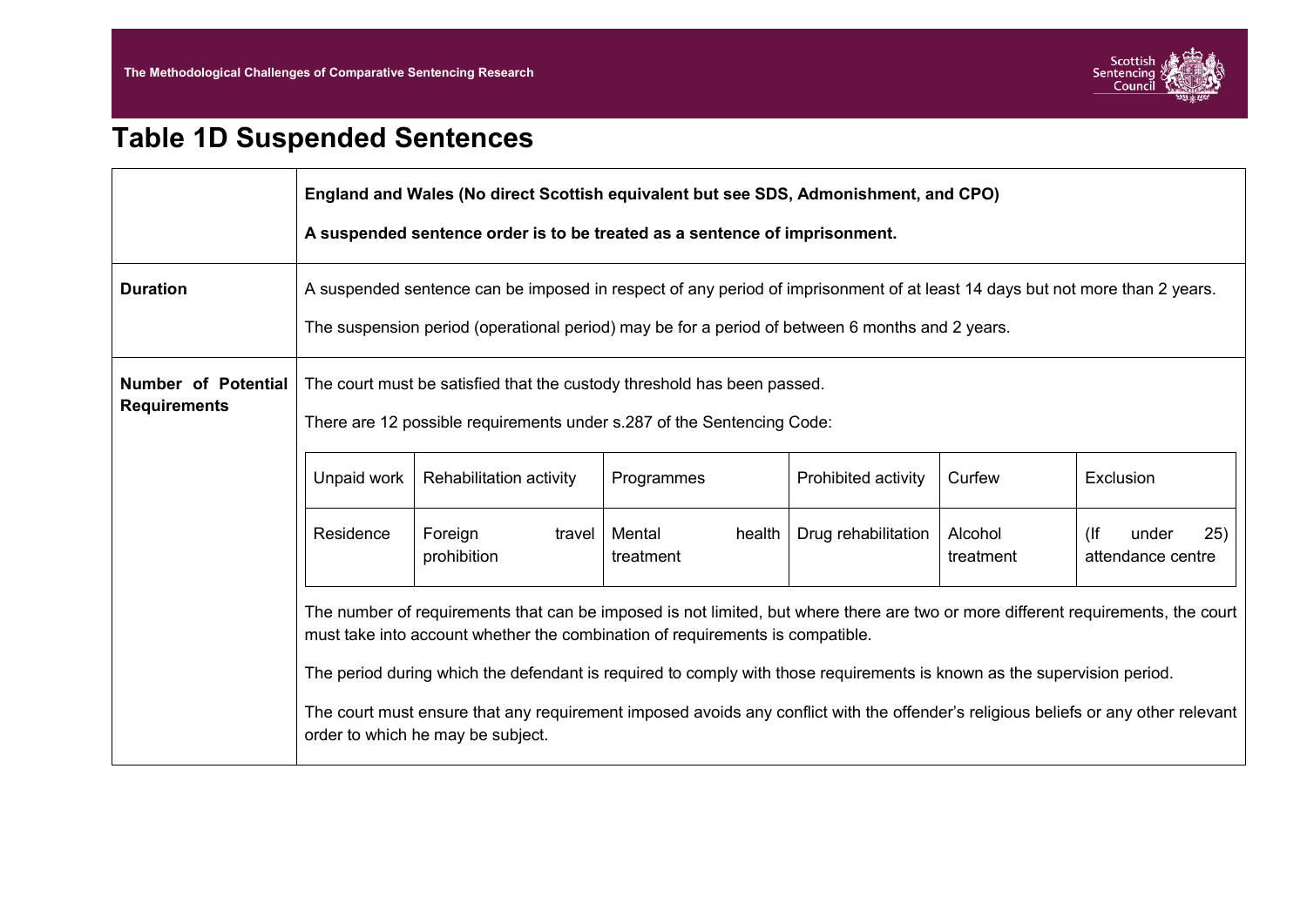# Table 1D Suspended Sentences

| | **England and Wales (No direct Scottish equivalent but see SDS, Admonishment, and CPO)**<br><br>**A suspended sentence order is to be treated as a sentence of imprisonment.** |
|---|---|
| **Duration** | A suspended sentence can be imposed in respect of any period of imprisonment of at least 14 days but not more than 2 years.<br><br>The suspension period (operational period) may be for a period of between 6 months and 2 years. |
| **Number of Potential Requirements** | The court must be satisfied that the custody threshold has been passed.<br><br>There are 12 possible requirements under s.287 of the Sentencing Code:<br><br>Unpaid work; Rehabilitation activity; Programmes; Prohibited activity; Curfew; Exclusion; Residence; Foreign travel prohibition; Mental health treatment; Drug rehabilitation; Alcohol treatment; (If under 25) attendance centre<br><br>The number of requirements that can be imposed is not limited, but where there are two or more different requirements, the court must take into account whether the combination of requirements is compatible.<br><br>The period during which the defendant is required to comply with those requirements is known as the supervision period.<br><br>The court must ensure that any requirement imposed avoids any conflict with the offender's religious beliefs or any other relevant order to which he may be subject. |

| Unpaid work | Rehabilitation activity | Programmes | Prohibited activity | Curfew | Exclusion |
|---|---|---|---|---|---|
| Residence | Foreign travel prohibition | Mental health treatment | Drug rehabilitation | Alcohol treatment | (If under 25) attendance centre |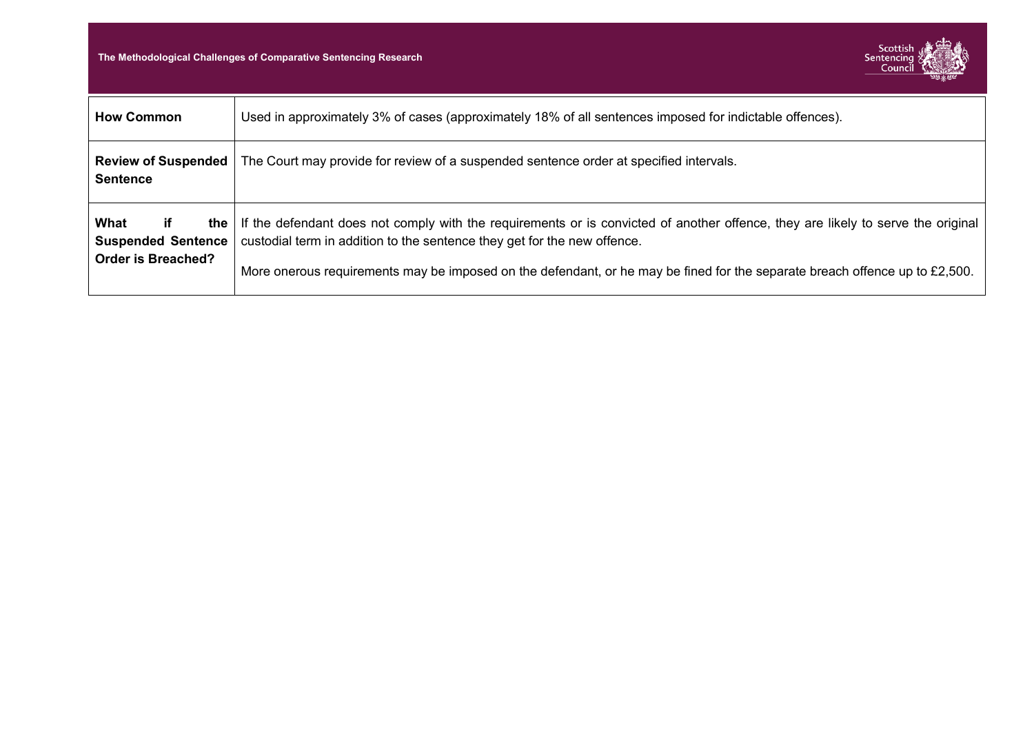| **How Common** | Used in approximately 3% of cases (approximately 18% of all sentences imposed for indictable offences). |
|---|---|
| **Review of Suspended Sentence** | The Court may provide for review of a suspended sentence order at specified intervals. |
| **What if the Suspended Sentence Order is Breached?** | If the defendant does not comply with the requirements or is convicted of another offence, they are likely to serve the original custodial term in addition to the sentence they get for the new offence.<br><br>More onerous requirements may be imposed on the defendant, or he may be fined for the separate breach offence up to £2,500. |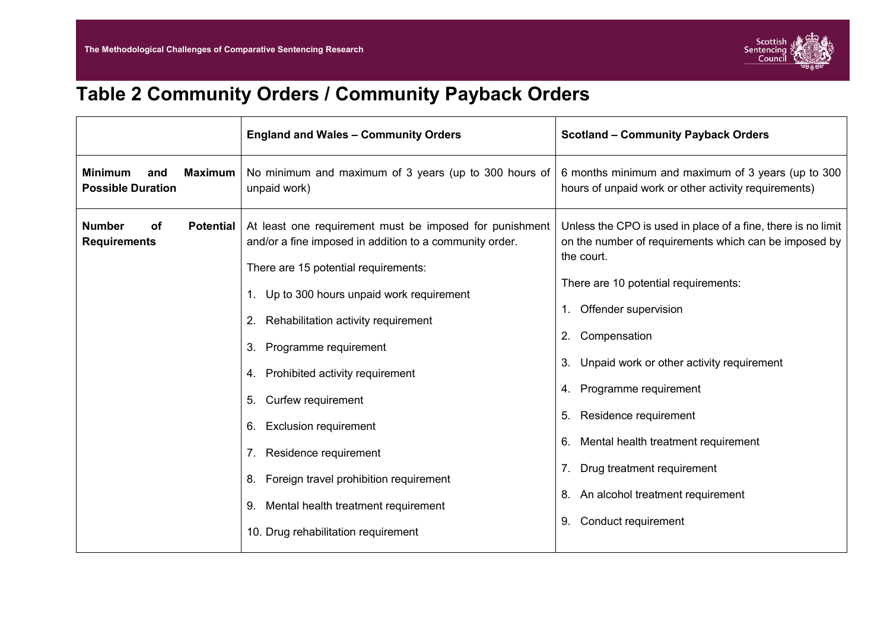# Table 2 Community Orders / Community Payback Orders

| | England and Wales – Community Orders | Scotland – Community Payback Orders |
|---|---|---|
| **Minimum and Maximum Possible Duration** | No minimum and maximum of 3 years (up to 300 hours of unpaid work) | 6 months minimum and maximum of 3 years (up to 300 hours of unpaid work or other activity requirements) |
| **Number of Potential Requirements** | At least one requirement must be imposed for punishment and/or a fine imposed in addition to a community order.<br><br>There are 15 potential requirements:<br><br>1. Up to 300 hours unpaid work requirement<br>2. Rehabilitation activity requirement<br>3. Programme requirement<br>4. Prohibited activity requirement<br>5. Curfew requirement<br>6. Exclusion requirement<br>7. Residence requirement<br>8. Foreign travel prohibition requirement<br>9. Mental health treatment requirement<br>10. Drug rehabilitation requirement | Unless the CPO is used in place of a fine, there is no limit on the number of requirements which can be imposed by the court.<br><br>There are 10 potential requirements:<br><br>1. Offender supervision<br>2. Compensation<br>3. Unpaid work or other activity requirement<br>4. Programme requirement<br>5. Residence requirement<br>6. Mental health treatment requirement<br>7. Drug treatment requirement<br>8. An alcohol treatment requirement<br>9. Conduct requirement |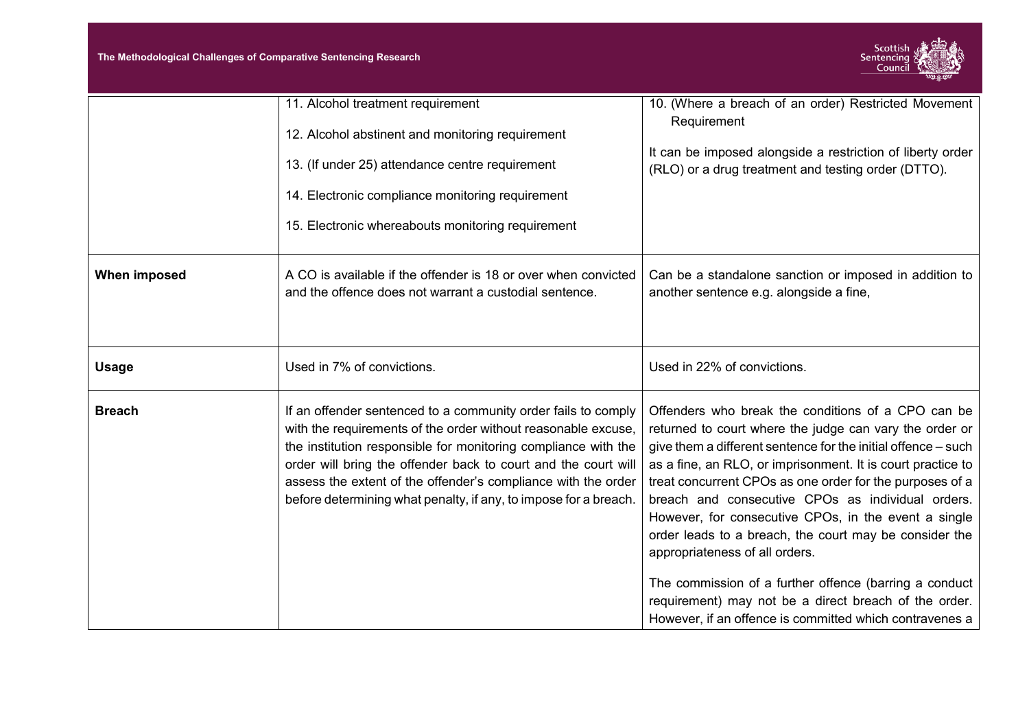| | | |
|---|---|---|
| | 11. Alcohol treatment requirement<br><br>12. Alcohol abstinent and monitoring requirement<br><br>13. (If under 25) attendance centre requirement<br><br>14. Electronic compliance monitoring requirement<br><br>15. Electronic whereabouts monitoring requirement | 10. (Where a breach of an order) Restricted Movement Requirement<br><br>It can be imposed alongside a restriction of liberty order (RLO) or a drug treatment and testing order (DTTO). |
| **When imposed** | A CO is available if the offender is 18 or over when convicted and the offence does not warrant a custodial sentence. | Can be a standalone sanction or imposed in addition to another sentence e.g. alongside a fine, |
| **Usage** | Used in 7% of convictions. | Used in 22% of convictions. |
| **Breach** | If an offender sentenced to a community order fails to comply with the requirements of the order without reasonable excuse, the institution responsible for monitoring compliance with the order will bring the offender back to court and the court will assess the extent of the offender's compliance with the order before determining what penalty, if any, to impose for a breach. | Offenders who break the conditions of a CPO can be returned to court where the judge can vary the order or give them a different sentence for the initial offence – such as a fine, an RLO, or imprisonment. It is court practice to treat concurrent CPOs as one order for the purposes of a breach and consecutive CPOs as individual orders. However, for consecutive CPOs, in the event a single order leads to a breach, the court may be consider the appropriateness of all orders.<br><br>The commission of a further offence (barring a conduct requirement) may not be a direct breach of the order. However, if an offence is committed which contravenes a |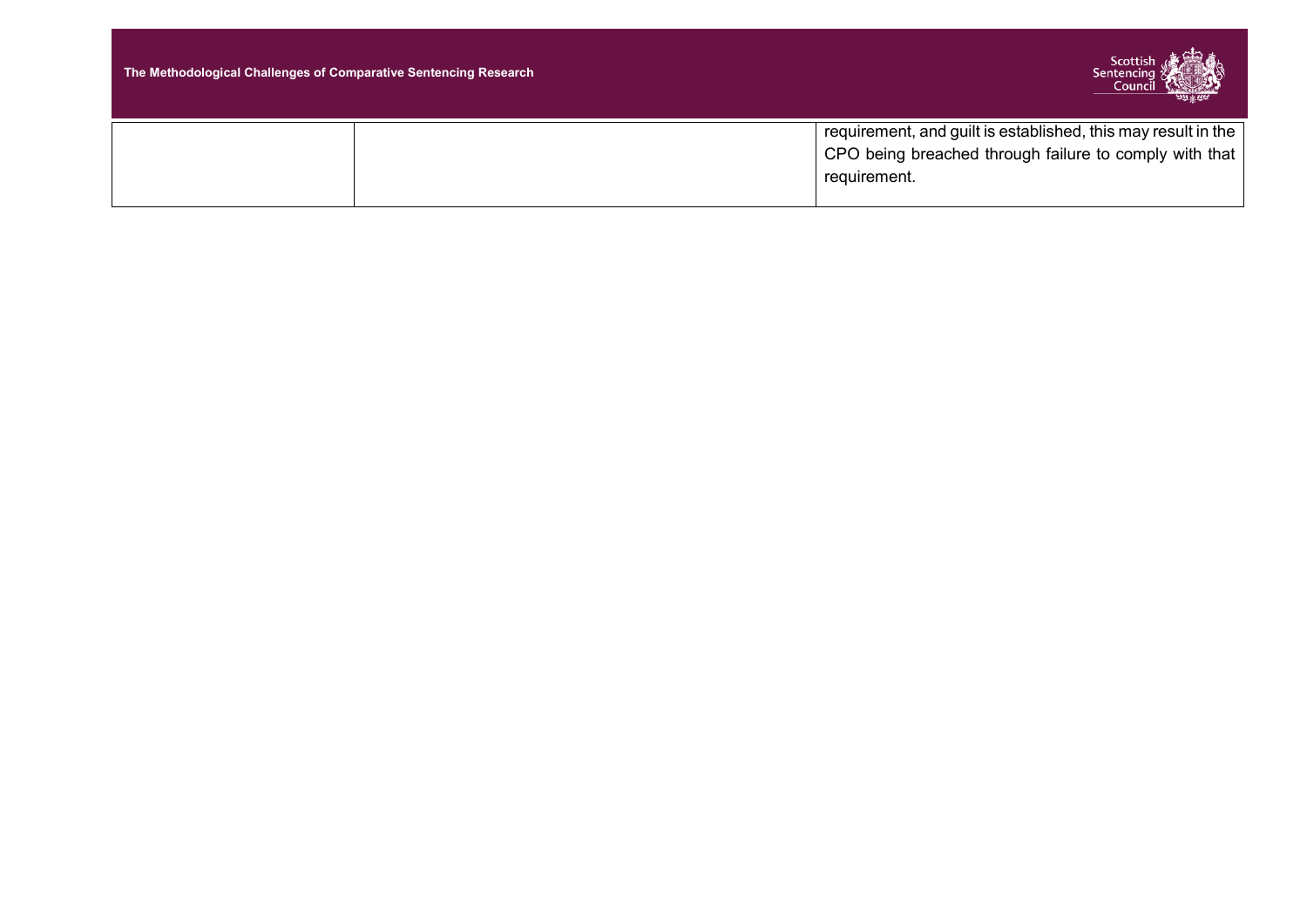| | | |
|---|---|---|
| | | requirement, and guilt is established, this may result in the CPO being breached through failure to comply with that requirement. |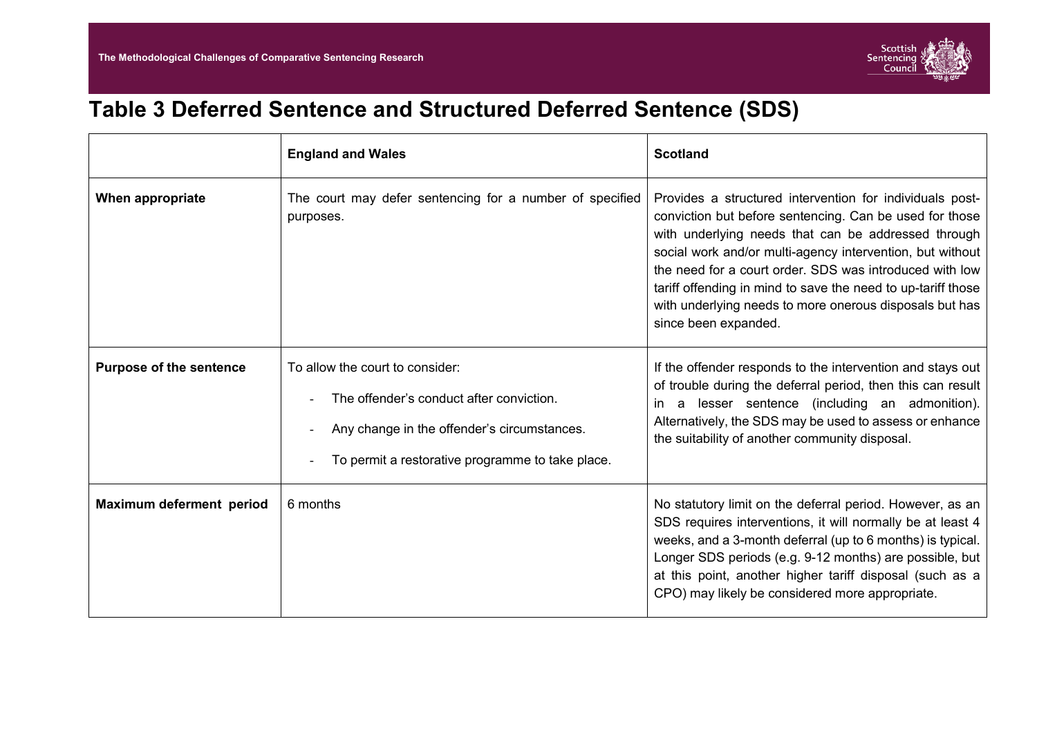# Table 3 Deferred Sentence and Structured Deferred Sentence (SDS)

| | England and Wales | Scotland |
|---|---|---|
| **When appropriate** | The court may defer sentencing for a number of specified purposes. | Provides a structured intervention for individuals post-conviction but before sentencing. Can be used for those with underlying needs that can be addressed through social work and/or multi-agency intervention, but without the need for a court order. SDS was introduced with low tariff offending in mind to save the need to up-tariff those with underlying needs to more onerous disposals but has since been expanded. |
| **Purpose of the sentence** | To allow the court to consider:<br>- The offender's conduct after conviction.<br>- Any change in the offender's circumstances.<br>- To permit a restorative programme to take place. | If the offender responds to the intervention and stays out of trouble during the deferral period, then this can result in a lesser sentence (including an admonition). Alternatively, the SDS may be used to assess or enhance the suitability of another community disposal. |
| **Maximum deferment period** | 6 months | No statutory limit on the deferral period. However, as an SDS requires interventions, it will normally be at least 4 weeks, and a 3-month deferral (up to 6 months) is typical. Longer SDS periods (e.g. 9-12 months) are possible, but at this point, another higher tariff disposal (such as a CPO) may likely be considered more appropriate. |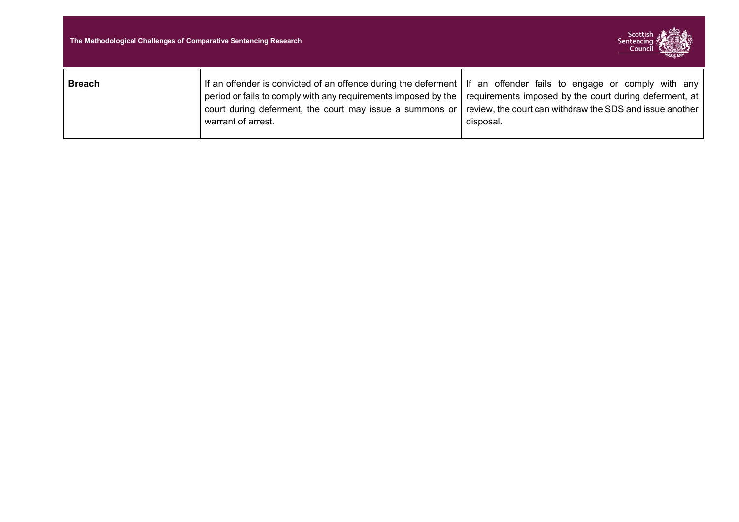| | | |
|---|---|---|
| **Breach** | If an offender is convicted of an offence during the deferment period or fails to comply with any requirements imposed by the court during deferment, the court may issue a summons or warrant of arrest. | If an offender fails to engage or comply with any requirements imposed by the court during deferment, at review, the court can withdraw the SDS and issue another disposal. |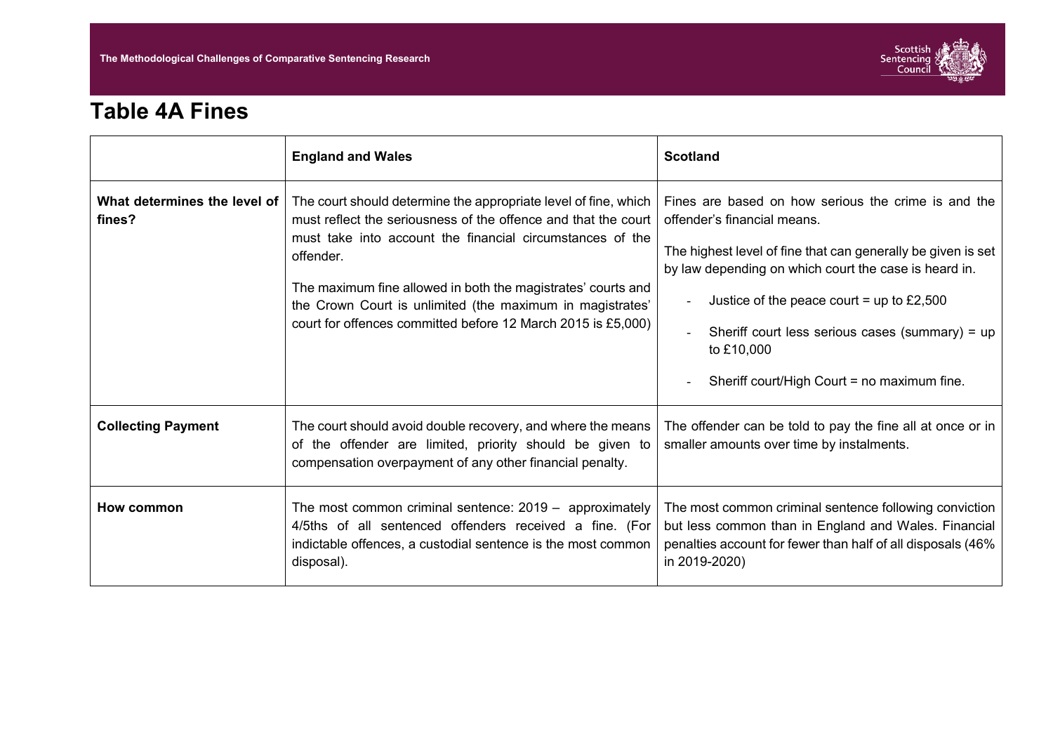# Table 4A Fines

| | England and Wales | Scotland |
|---|---|---|
| **What determines the level of fines?** | The court should determine the appropriate level of fine, which must reflect the seriousness of the offence and that the court must take into account the financial circumstances of the offender.<br><br>The maximum fine allowed in both the magistrates' courts and the Crown Court is unlimited (the maximum in magistrates' court for offences committed before 12 March 2015 is £5,000) | Fines are based on how serious the crime is and the offender's financial means.<br><br>The highest level of fine that can generally be given is set by law depending on which court the case is heard in.<br><br>- Justice of the peace court = up to £2,500<br>- Sheriff court less serious cases (summary) = up to £10,000<br>- Sheriff court/High Court = no maximum fine. |
| **Collecting Payment** | The court should avoid double recovery, and where the means of the offender are limited, priority should be given to compensation overpayment of any other financial penalty. | The offender can be told to pay the fine all at once or in smaller amounts over time by instalments. |
| **How common** | The most common criminal sentence: 2019 – approximately 4/5ths of all sentenced offenders received a fine. (For indictable offences, a custodial sentence is the most common disposal). | The most common criminal sentence following conviction but less common than in England and Wales. Financial penalties account for fewer than half of all disposals (46% in 2019-2020) |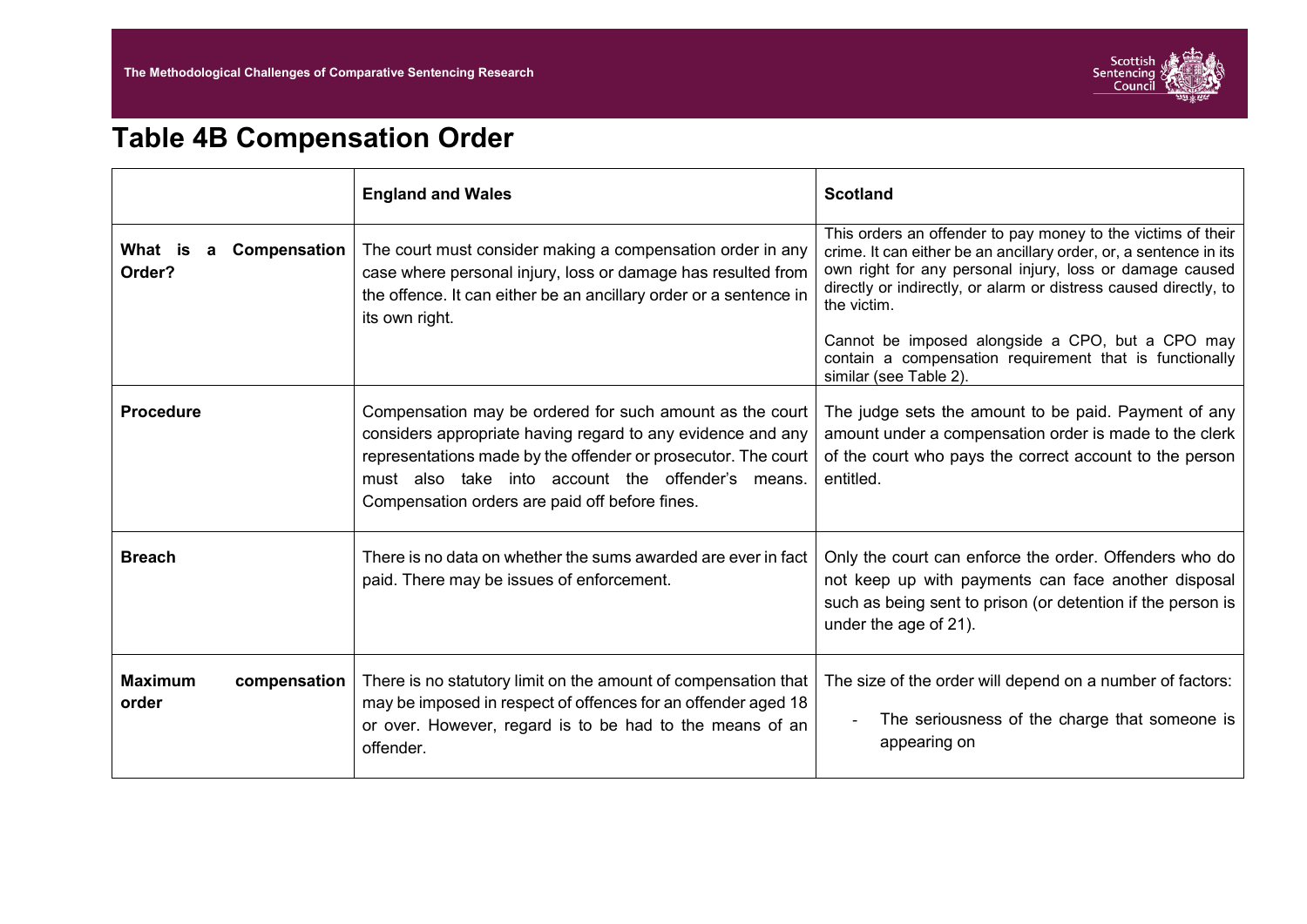## Table 4B Compensation Order

| | England and Wales | Scotland |
|---|---|---|
| **What is a Compensation Order?** | The court must consider making a compensation order in any case where personal injury, loss or damage has resulted from the offence. It can either be an ancillary order or a sentence in its own right. | This orders an offender to pay money to the victims of their crime. It can either be an ancillary order, or, a sentence in its own right for any personal injury, loss or damage caused directly or indirectly, or alarm or distress caused directly, to the victim.<br><br>Cannot be imposed alongside a CPO, but a CPO may contain a compensation requirement that is functionally similar (see Table 2). |
| **Procedure** | Compensation may be ordered for such amount as the court considers appropriate having regard to any evidence and any representations made by the offender or prosecutor. The court must also take into account the offender's means. Compensation orders are paid off before fines. | The judge sets the amount to be paid. Payment of any amount under a compensation order is made to the clerk of the court who pays the correct account to the person entitled. |
| **Breach** | There is no data on whether the sums awarded are ever in fact paid. There may be issues of enforcement. | Only the court can enforce the order. Offenders who do not keep up with payments can face another disposal such as being sent to prison (or detention if the person is under the age of 21). |
| **Maximum compensation order** | There is no statutory limit on the amount of compensation that may be imposed in respect of offences for an offender aged 18 or over. However, regard is to be had to the means of an offender. | The size of the order will depend on a number of factors:<br><br>- The seriousness of the charge that someone is appearing on |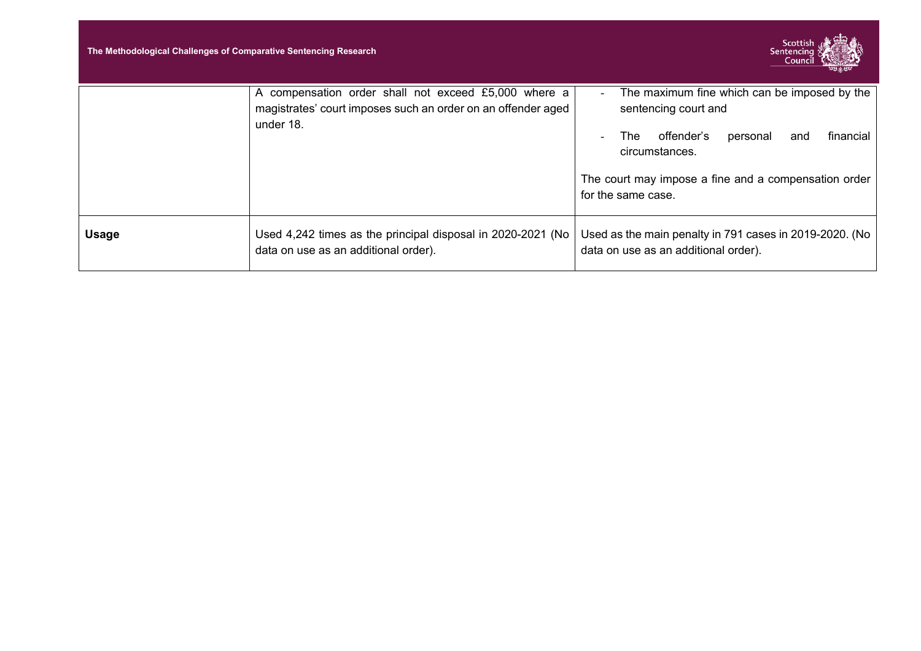| | | |
|---|---|---|
| | A compensation order shall not exceed £5,000 where a magistrates' court imposes such an order on an offender aged under 18. | - The maximum fine which can be imposed by the sentencing court and<br>- The offender's personal and financial circumstances.<br><br>The court may impose a fine and a compensation order for the same case. |
| **Usage** | Used 4,242 times as the principal disposal in 2020-2021 (No data on use as an additional order). | Used as the main penalty in 791 cases in 2019-2020. (No data on use as an additional order). |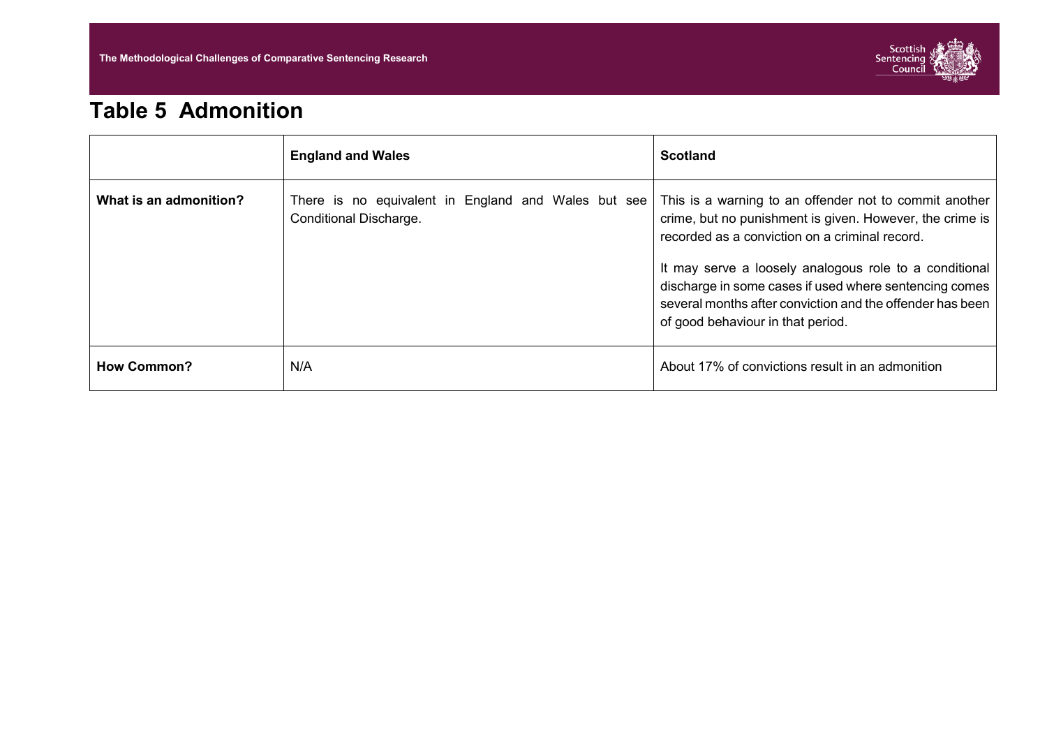## Table 5 Admonition

| | England and Wales | Scotland |
|---|---|---|
| **What is an admonition?** | There is no equivalent in England and Wales but see Conditional Discharge. | This is a warning to an offender not to commit another crime, but no punishment is given. However, the crime is recorded as a conviction on a criminal record.<br><br>It may serve a loosely analogous role to a conditional discharge in some cases if used where sentencing comes several months after conviction and the offender has been of good behaviour in that period. |
| **How Common?** | N/A | About 17% of convictions result in an admonition |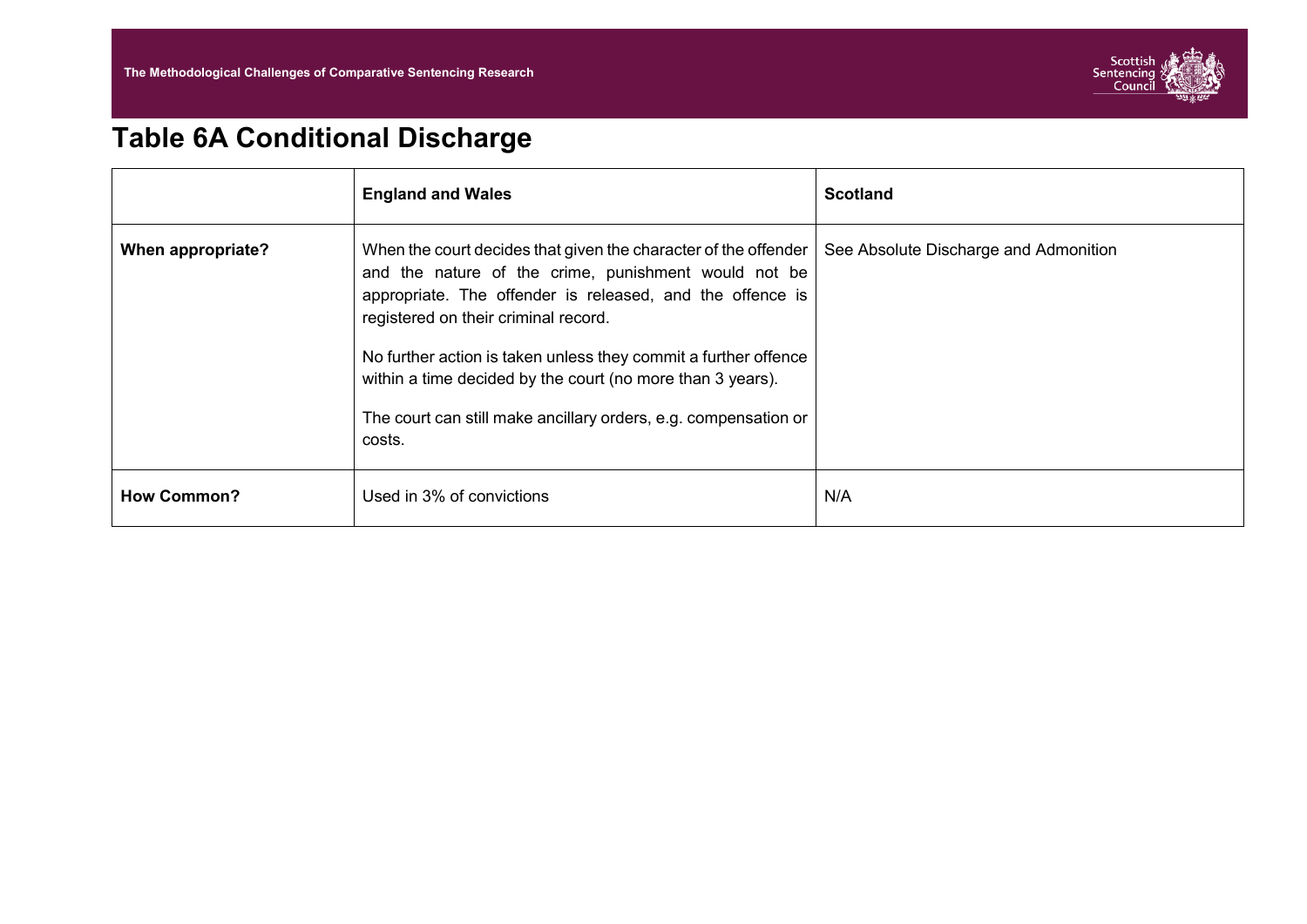## Table 6A Conditional Discharge

| | England and Wales | Scotland |
|---|---|---|
| **When appropriate?** | When the court decides that given the character of the offender and the nature of the crime, punishment would not be appropriate. The offender is released, and the offence is registered on their criminal record.<br><br>No further action is taken unless they commit a further offence within a time decided by the court (no more than 3 years).<br><br>The court can still make ancillary orders, e.g. compensation or costs. | See Absolute Discharge and Admonition |
| **How Common?** | Used in 3% of convictions | N/A |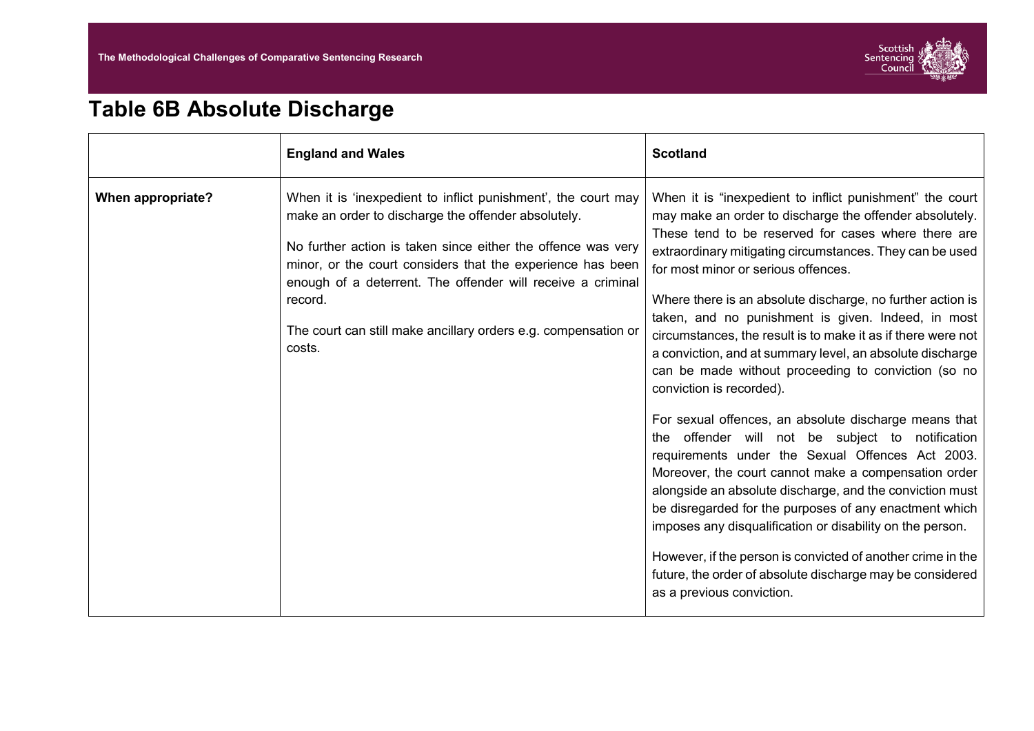# Table 6B Absolute Discharge

| | England and Wales | Scotland |
|---|---|---|
| **When appropriate?** | When it is 'inexpedient to inflict punishment', the court may make an order to discharge the offender absolutely.<br><br>No further action is taken since either the offence was very minor, or the court considers that the experience has been enough of a deterrent. The offender will receive a criminal record.<br><br>The court can still make ancillary orders e.g. compensation or costs. | When it is "inexpedient to inflict punishment" the court may make an order to discharge the offender absolutely. These tend to be reserved for cases where there are extraordinary mitigating circumstances. They can be used for most minor or serious offences.<br><br>Where there is an absolute discharge, no further action is taken, and no punishment is given. Indeed, in most circumstances, the result is to make it as if there were not a conviction, and at summary level, an absolute discharge can be made without proceeding to conviction (so no conviction is recorded).<br><br>For sexual offences, an absolute discharge means that the offender will not be subject to notification requirements under the Sexual Offences Act 2003. Moreover, the court cannot make a compensation order alongside an absolute discharge, and the conviction must be disregarded for the purposes of any enactment which imposes any disqualification or disability on the person.<br><br>However, if the person is convicted of another crime in the future, the order of absolute discharge may be considered as a previous conviction. |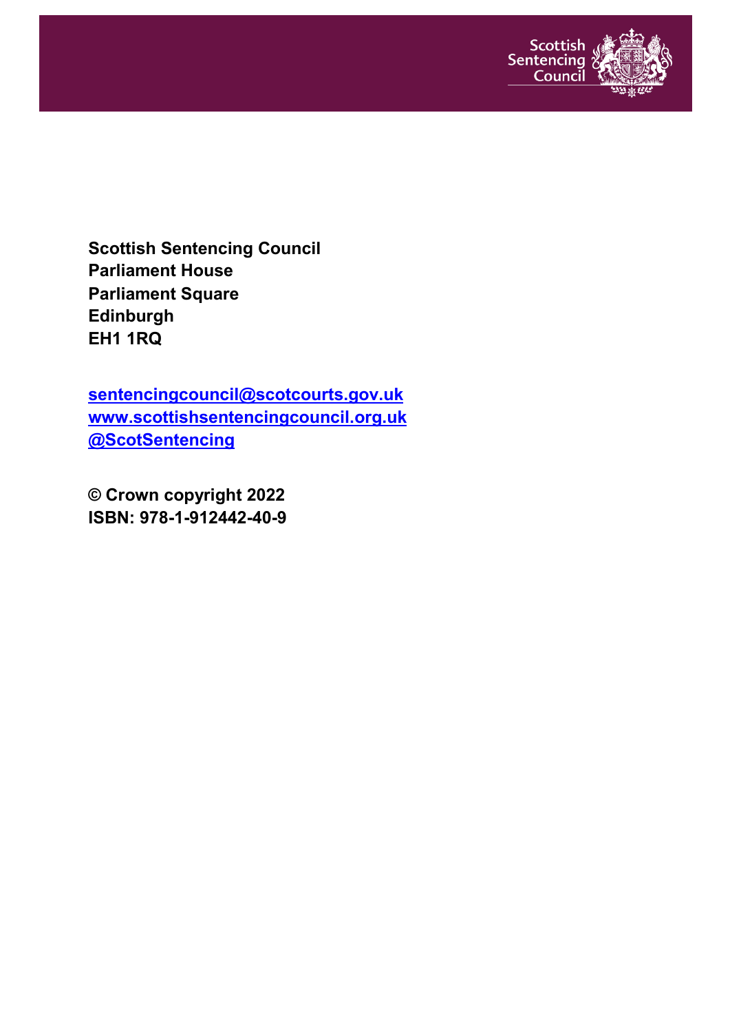**Scottish Sentencing Council**
**Parliament House**
**Parliament Square**
**Edinburgh**
**EH1 1RQ**

[sentencingcouncil@scotcourts.gov.uk](mailto:sentencingcouncil@scotcourts.gov.uk)
[www.scottishsentencingcouncil.org.uk](http://www.scottishsentencingcouncil.org.uk)
[@ScotSentencing](https://twitter.com/ScotSentencing)

**© Crown copyright 2022**
**ISBN: 978-1-912442-40-9**